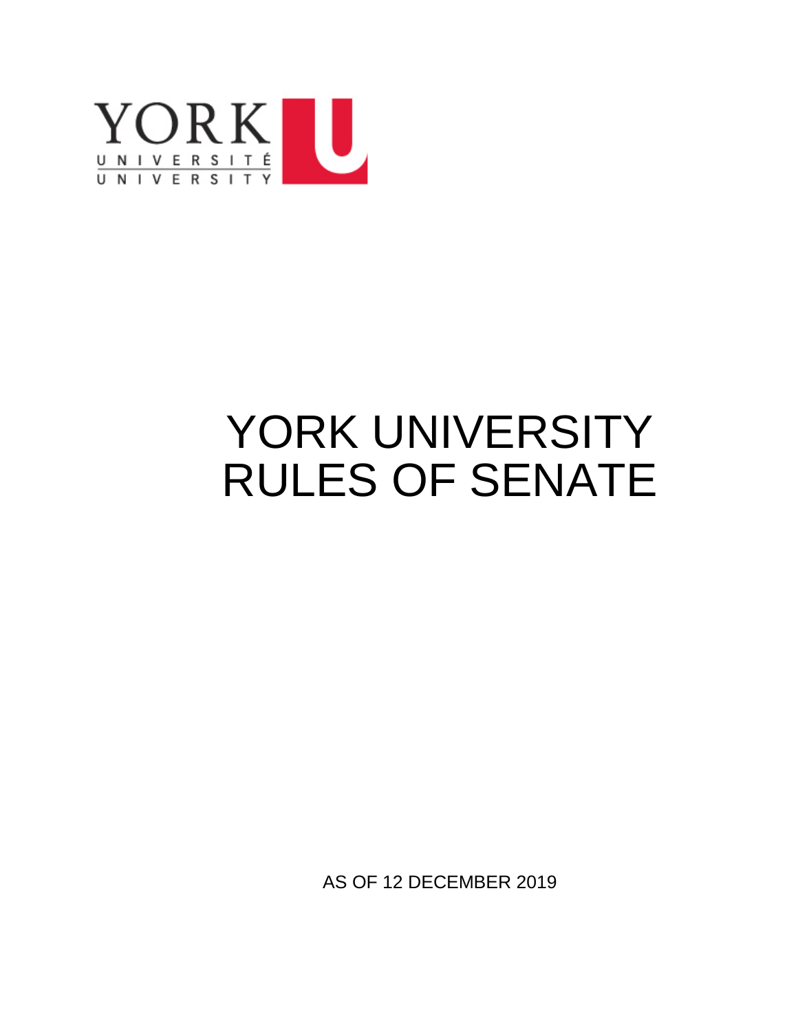YORK UNIVERSITÉ UNIVERSITY

# YORK UNIVERSITY RULES OF SENATE

AS OF 12 DECEMBER 2019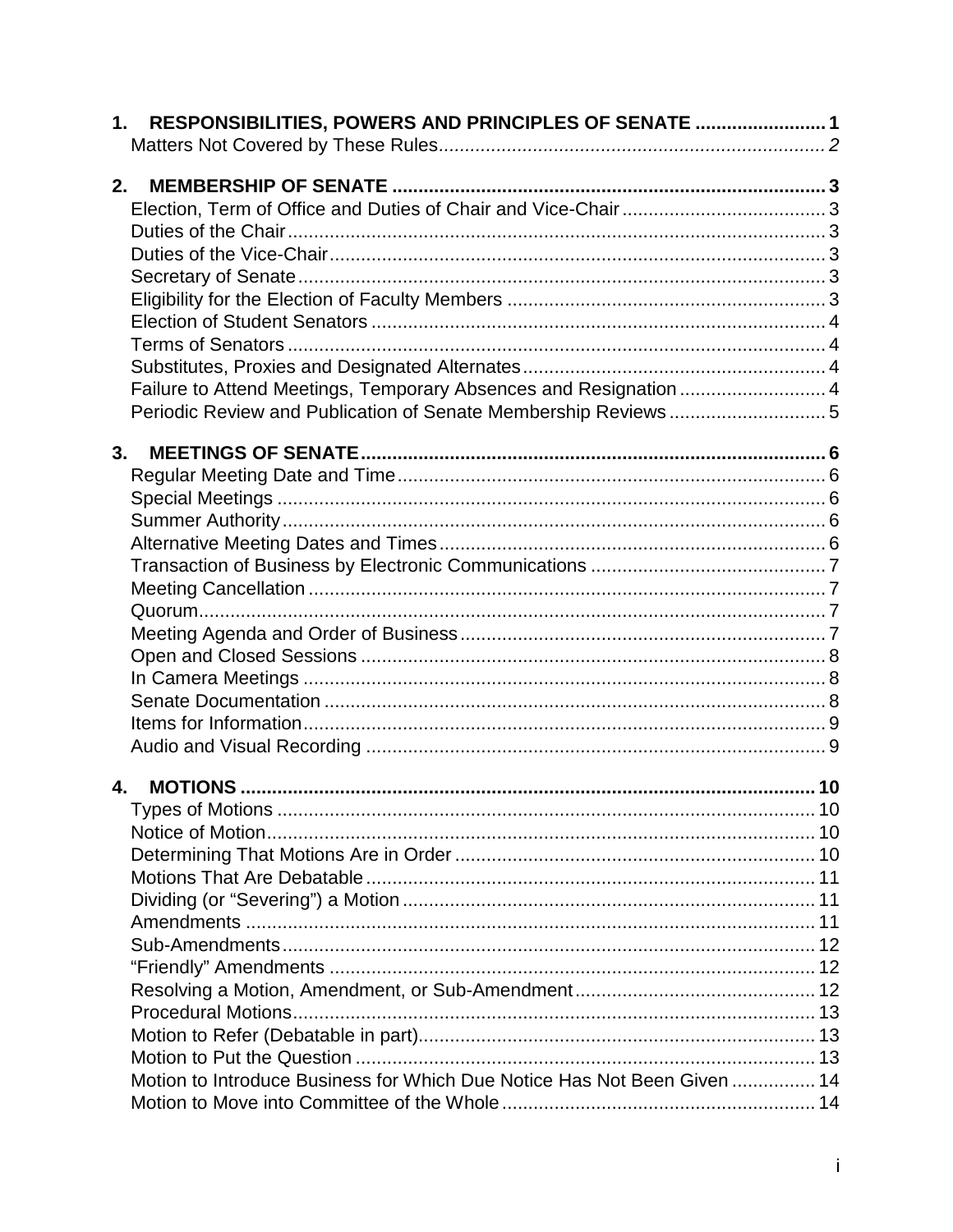1. **RESPONSIBILITIES, POWERS AND PRINCIPLES OF SENATE ......................... 1**
   - *Matters Not Covered by These Rules......................................................................... 2*

2. **MEMBERSHIP OF SENATE ................................................................................... 3**
   - Election, Term of Office and Duties of Chair and Vice-Chair ....................................... 3
   - Duties of the Chair ...................................................................................................... 3
   - Duties of the Vice-Chair .............................................................................................. 3
   - Secretary of Senate .................................................................................................... 3
   - Eligibility for the Election of Faculty Members ............................................................ 3
   - Election of Student Senators ...................................................................................... 4
   - Terms of Senators ...................................................................................................... 4
   - Substitutes, Proxies and Designated Alternates ......................................................... 4
   - Failure to Attend Meetings, Temporary Absences and Resignation ............................ 4
   - Periodic Review and Publication of Senate Membership Reviews .............................. 5

3. **MEETINGS OF SENATE ........................................................................................ 6**
   - Regular Meeting Date and Time ................................................................................. 6
   - Special Meetings ......................................................................................................... 6
   - Summer Authority ........................................................................................................ 6
   - Alternative Meeting Dates and Times ......................................................................... 6
   - Transaction of Business by Electronic Communications ............................................. 7
   - Meeting Cancellation ................................................................................................... 7
   - Quorum ....................................................................................................................... 7
   - Meeting Agenda and Order of Business ..................................................................... 7
   - Open and Closed Sessions ........................................................................................ 8
   - In Camera Meetings ................................................................................................... 8
   - Senate Documentation ............................................................................................... 8
   - Items for Information ................................................................................................... 9
   - Audio and Visual Recording ....................................................................................... 9

4. **MOTIONS ............................................................................................................. 10**
   - Types of Motions ....................................................................................................... 10
   - Notice of Motion ......................................................................................................... 10
   - Determining That Motions Are in Order ..................................................................... 10
   - Motions That Are Debatable ...................................................................................... 11
   - Dividing (or "Severing") a Motion ............................................................................... 11
   - Amendments ............................................................................................................. 11
   - Sub-Amendments ...................................................................................................... 12
   - "Friendly" Amendments ............................................................................................. 12
   - Resolving a Motion, Amendment, or Sub-Amendment .............................................. 12
   - Procedural Motions .................................................................................................... 13
   - Motion to Refer (Debatable in part) ............................................................................ 13
   - Motion to Put the Question ........................................................................................ 13
   - Motion to Introduce Business for Which Due Notice Has Not Been Given ................ 14
   - Motion to Move into Committee of the Whole ............................................................ 14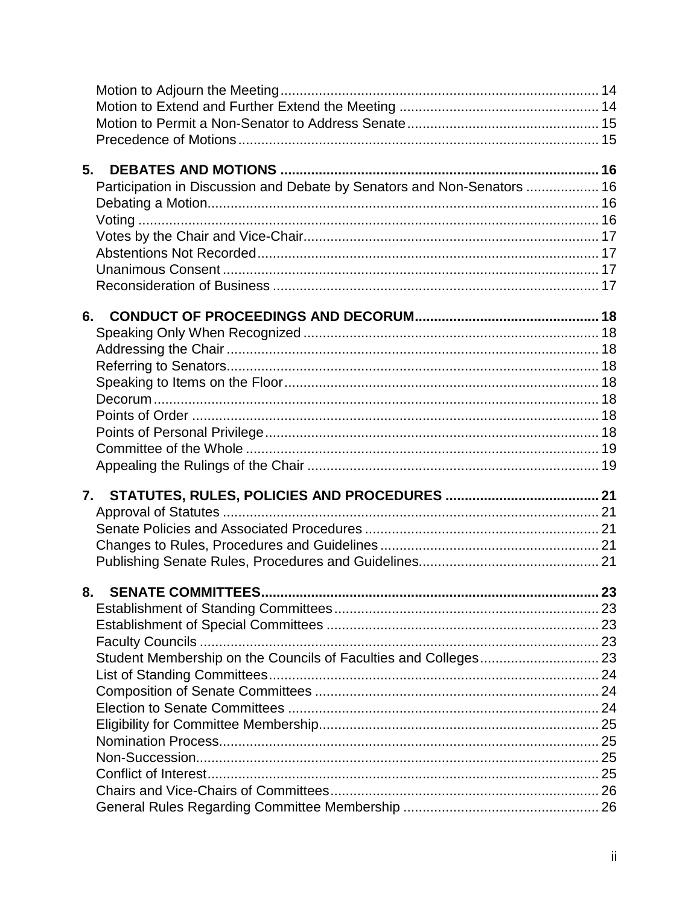Motion to Adjourn the Meeting ..... 14
Motion to Extend and Further Extend the Meeting ..... 14
Motion to Permit a Non-Senator to Address Senate ..... 15
Precedence of Motions ..... 15

**5. DEBATES AND MOTIONS ..... 16**

Participation in Discussion and Debate by Senators and Non-Senators ..... 16
Debating a Motion ..... 16
Voting ..... 16
Votes by the Chair and Vice-Chair ..... 17
Abstentions Not Recorded ..... 17
Unanimous Consent ..... 17
Reconsideration of Business ..... 17

**6. CONDUCT OF PROCEEDINGS AND DECORUM ..... 18**

Speaking Only When Recognized ..... 18
Addressing the Chair ..... 18
Referring to Senators ..... 18
Speaking to Items on the Floor ..... 18
Decorum ..... 18
Points of Order ..... 18
Points of Personal Privilege ..... 18
Committee of the Whole ..... 19
Appealing the Rulings of the Chair ..... 19

**7. STATUTES, RULES, POLICIES AND PROCEDURES ..... 21**

Approval of Statutes ..... 21
Senate Policies and Associated Procedures ..... 21
Changes to Rules, Procedures and Guidelines ..... 21
Publishing Senate Rules, Procedures and Guidelines ..... 21

**8. SENATE COMMITTEES ..... 23**

Establishment of Standing Committees ..... 23
Establishment of Special Committees ..... 23
Faculty Councils ..... 23
Student Membership on the Councils of Faculties and Colleges ..... 23
List of Standing Committees ..... 24
Composition of Senate Committees ..... 24
Election to Senate Committees ..... 24
Eligibility for Committee Membership ..... 25
Nomination Process ..... 25
Non-Succession ..... 25
Conflict of Interest ..... 25
Chairs and Vice-Chairs of Committees ..... 26
General Rules Regarding Committee Membership ..... 26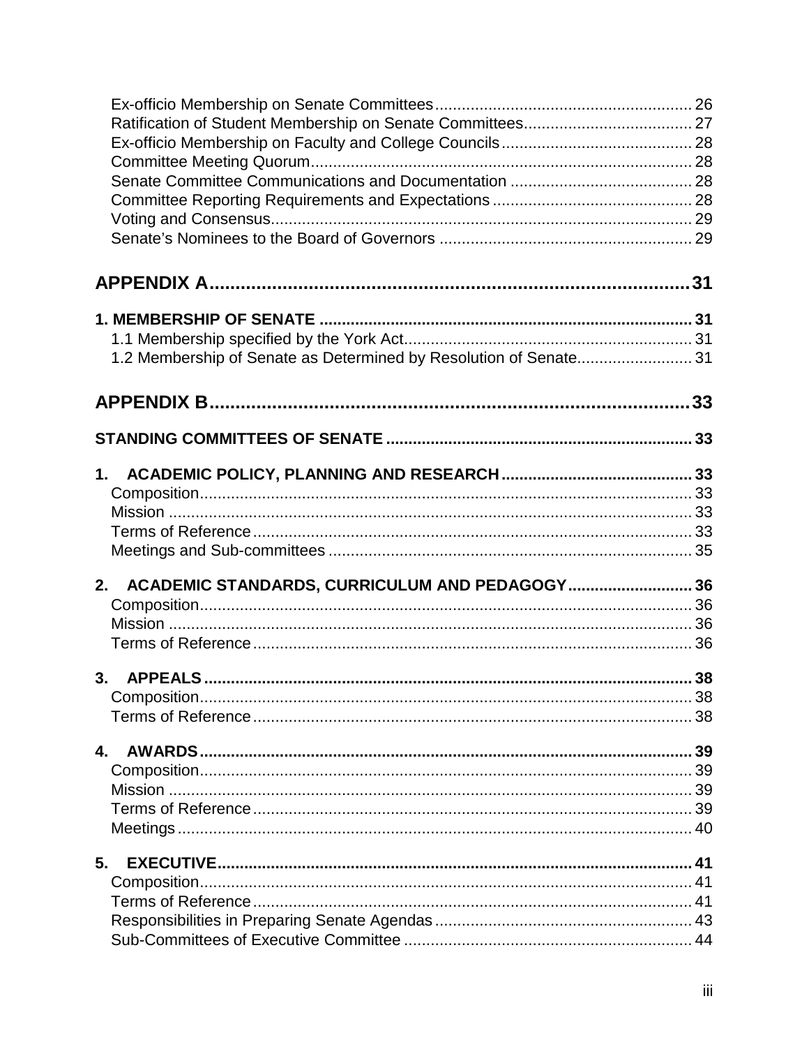Ex-officio Membership on Senate Committees ........................................................ 26
Ratification of Student Membership on Senate Committees ..................................... 27
Ex-officio Membership on Faculty and College Councils .......................................... 28
Committee Meeting Quorum ...................................................................................... 28
Senate Committee Communications and Documentation ......................................... 28
Committee Reporting Requirements and Expectations ............................................ 28
Voting and Consensus ............................................................................................... 29
Senate's Nominees to the Board of Governors ......................................................... 29

**APPENDIX A ........................................................................................ 31**

**1. MEMBERSHIP OF SENATE ................................................................................. 31**
1.1 Membership specified by the York Act ................................................................ 31
1.2 Membership of Senate as Determined by Resolution of Senate .......................... 31

**APPENDIX B ........................................................................................ 33**

**STANDING COMMITTEES OF SENATE ................................................................... 33**

**1. ACADEMIC POLICY, PLANNING AND RESEARCH ........................................... 33**
Composition ............................................................................................................... 33
Mission ...................................................................................................................... 33
Terms of Reference ................................................................................................... 33
Meetings and Sub-committees .................................................................................. 35

**2. ACADEMIC STANDARDS, CURRICULUM AND PEDAGOGY ........................... 36**
Composition ............................................................................................................... 36
Mission ...................................................................................................................... 36
Terms of Reference ................................................................................................... 36

**3. APPEALS ............................................................................................................. 38**
Composition ............................................................................................................... 38
Terms of Reference ................................................................................................... 38

**4. AWARDS .............................................................................................................. 39**
Composition ............................................................................................................... 39
Mission ...................................................................................................................... 39
Terms of Reference ................................................................................................... 39
Meetings .................................................................................................................... 40

**5. EXECUTIVE .......................................................................................................... 41**
Composition ............................................................................................................... 41
Terms of Reference ................................................................................................... 41
Responsibilities in Preparing Senate Agendas .......................................................... 43
Sub-Committees of Executive Committee ................................................................. 44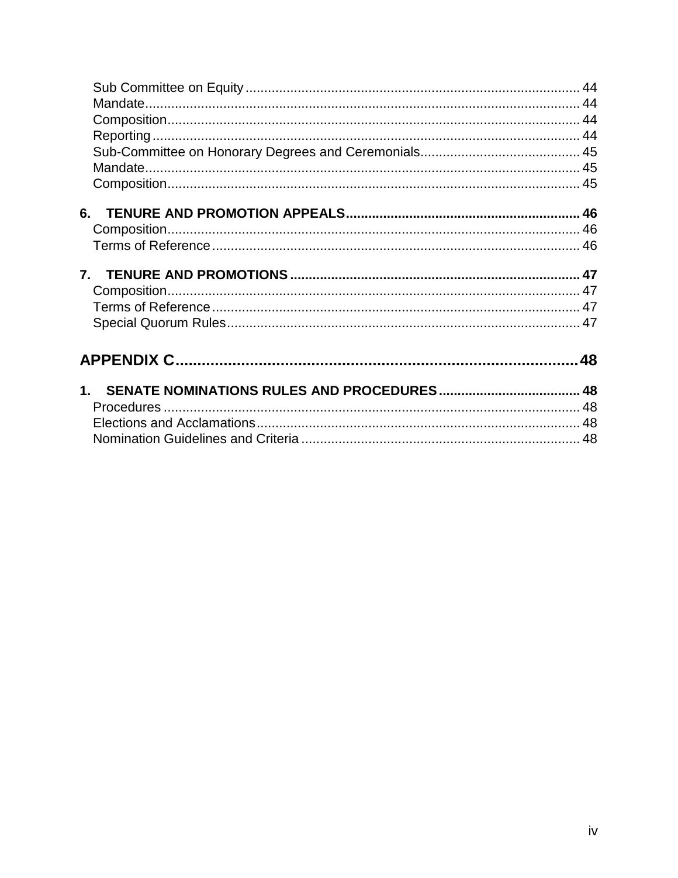Sub Committee on Equity ........................................................................................ 44
Mandate.................................................................................................................. 44
Composition............................................................................................................ 44
Reporting ................................................................................................................ 44
Sub-Committee on Honorary Degrees and Ceremonials.......................................... 45
Mandate.................................................................................................................. 45
Composition............................................................................................................ 45

**6. TENURE AND PROMOTION APPEALS............................................................. 46**
Composition............................................................................................................ 46
Terms of Reference ................................................................................................ 46

**7. TENURE AND PROMOTIONS ............................................................................ 47**
Composition............................................................................................................ 47
Terms of Reference ................................................................................................ 47
Special Quorum Rules............................................................................................. 47

**APPENDIX C........................................................................................ 48**

**1. SENATE NOMINATIONS RULES AND PROCEDURES ...................................... 48**
Procedures .............................................................................................................. 48
Elections and Acclamations..................................................................................... 48
Nomination Guidelines and Criteria ......................................................................... 48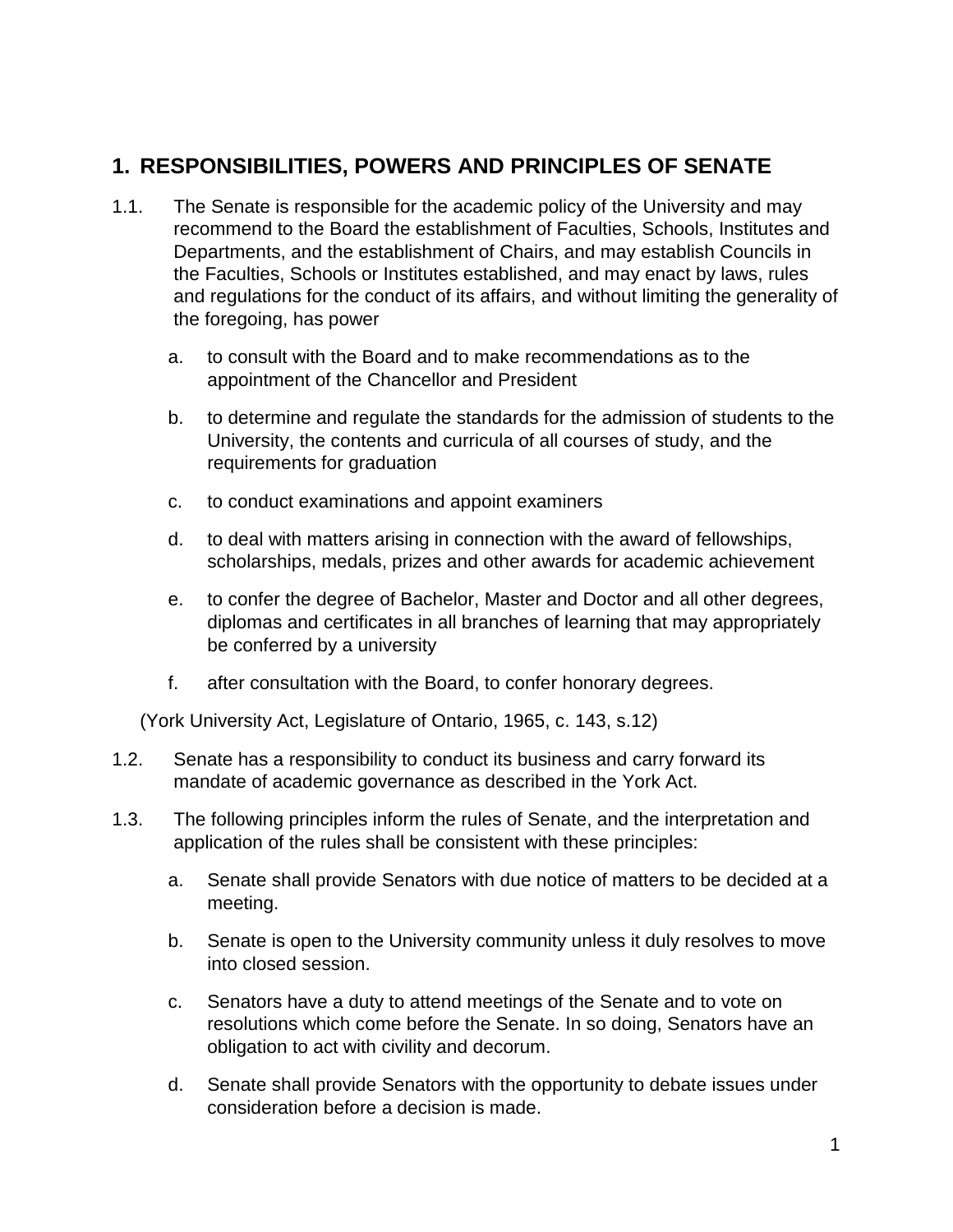## 1. RESPONSIBILITIES, POWERS AND PRINCIPLES OF SENATE

1.1. The Senate is responsible for the academic policy of the University and may recommend to the Board the establishment of Faculties, Schools, Institutes and Departments, and the establishment of Chairs, and may establish Councils in the Faculties, Schools or Institutes established, and may enact by laws, rules and regulations for the conduct of its affairs, and without limiting the generality of the foregoing, has power

   a. to consult with the Board and to make recommendations as to the appointment of the Chancellor and President

   b. to determine and regulate the standards for the admission of students to the University, the contents and curricula of all courses of study, and the requirements for graduation

   c. to conduct examinations and appoint examiners

   d. to deal with matters arising in connection with the award of fellowships, scholarships, medals, prizes and other awards for academic achievement

   e. to confer the degree of Bachelor, Master and Doctor and all other degrees, diplomas and certificates in all branches of learning that may appropriately be conferred by a university

   f. after consultation with the Board, to confer honorary degrees.

(York University Act, Legislature of Ontario, 1965, c. 143, s.12)

1.2. Senate has a responsibility to conduct its business and carry forward its mandate of academic governance as described in the York Act.

1.3. The following principles inform the rules of Senate, and the interpretation and application of the rules shall be consistent with these principles:

   a. Senate shall provide Senators with due notice of matters to be decided at a meeting.

   b. Senate is open to the University community unless it duly resolves to move into closed session.

   c. Senators have a duty to attend meetings of the Senate and to vote on resolutions which come before the Senate. In so doing, Senators have an obligation to act with civility and decorum.

   d. Senate shall provide Senators with the opportunity to debate issues under consideration before a decision is made.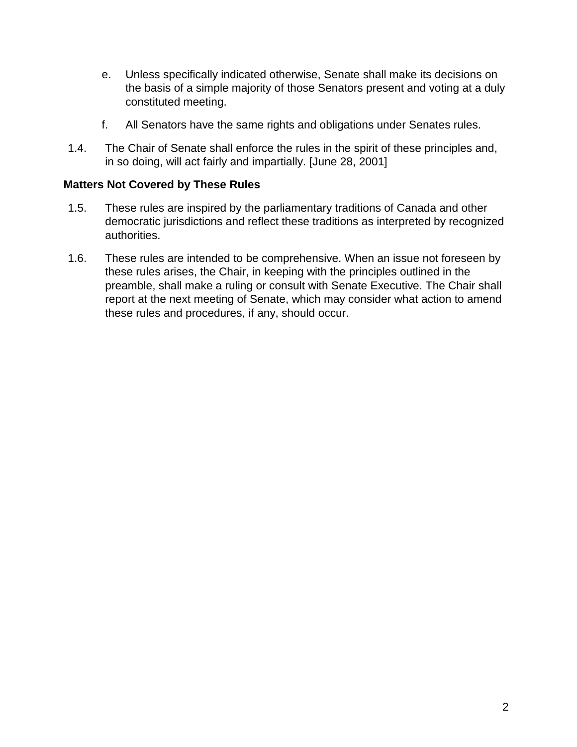e. Unless specifically indicated otherwise, Senate shall make its decisions on the basis of a simple majority of those Senators present and voting at a duly constituted meeting.

f. All Senators have the same rights and obligations under Senates rules.

1.4. The Chair of Senate shall enforce the rules in the spirit of these principles and, in so doing, will act fairly and impartially. [June 28, 2001]

**Matters Not Covered by These Rules**

1.5. These rules are inspired by the parliamentary traditions of Canada and other democratic jurisdictions and reflect these traditions as interpreted by recognized authorities.

1.6. These rules are intended to be comprehensive. When an issue not foreseen by these rules arises, the Chair, in keeping with the principles outlined in the preamble, shall make a ruling or consult with Senate Executive. The Chair shall report at the next meeting of Senate, which may consider what action to amend these rules and procedures, if any, should occur.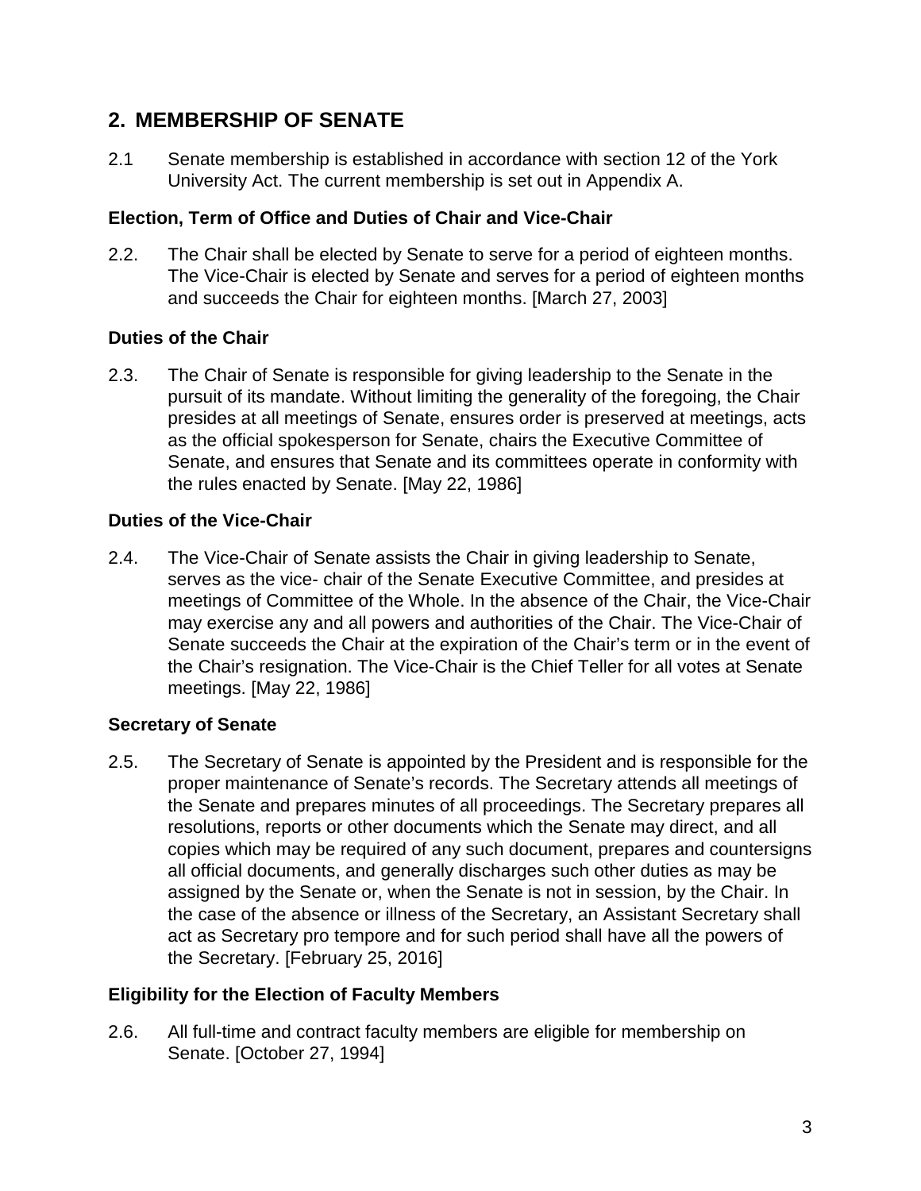## 2. MEMBERSHIP OF SENATE

2.1 Senate membership is established in accordance with section 12 of the York University Act. The current membership is set out in Appendix A.

### Election, Term of Office and Duties of Chair and Vice-Chair

2.2. The Chair shall be elected by Senate to serve for a period of eighteen months. The Vice-Chair is elected by Senate and serves for a period of eighteen months and succeeds the Chair for eighteen months. [March 27, 2003]

### Duties of the Chair

2.3. The Chair of Senate is responsible for giving leadership to the Senate in the pursuit of its mandate. Without limiting the generality of the foregoing, the Chair presides at all meetings of Senate, ensures order is preserved at meetings, acts as the official spokesperson for Senate, chairs the Executive Committee of Senate, and ensures that Senate and its committees operate in conformity with the rules enacted by Senate. [May 22, 1986]

### Duties of the Vice-Chair

2.4. The Vice-Chair of Senate assists the Chair in giving leadership to Senate, serves as the vice- chair of the Senate Executive Committee, and presides at meetings of Committee of the Whole. In the absence of the Chair, the Vice-Chair may exercise any and all powers and authorities of the Chair. The Vice-Chair of Senate succeeds the Chair at the expiration of the Chair's term or in the event of the Chair's resignation. The Vice-Chair is the Chief Teller for all votes at Senate meetings. [May 22, 1986]

### Secretary of Senate

2.5. The Secretary of Senate is appointed by the President and is responsible for the proper maintenance of Senate's records. The Secretary attends all meetings of the Senate and prepares minutes of all proceedings. The Secretary prepares all resolutions, reports or other documents which the Senate may direct, and all copies which may be required of any such document, prepares and countersigns all official documents, and generally discharges such other duties as may be assigned by the Senate or, when the Senate is not in session, by the Chair. In the case of the absence or illness of the Secretary, an Assistant Secretary shall act as Secretary pro tempore and for such period shall have all the powers of the Secretary. [February 25, 2016]

### Eligibility for the Election of Faculty Members

2.6. All full-time and contract faculty members are eligible for membership on Senate. [October 27, 1994]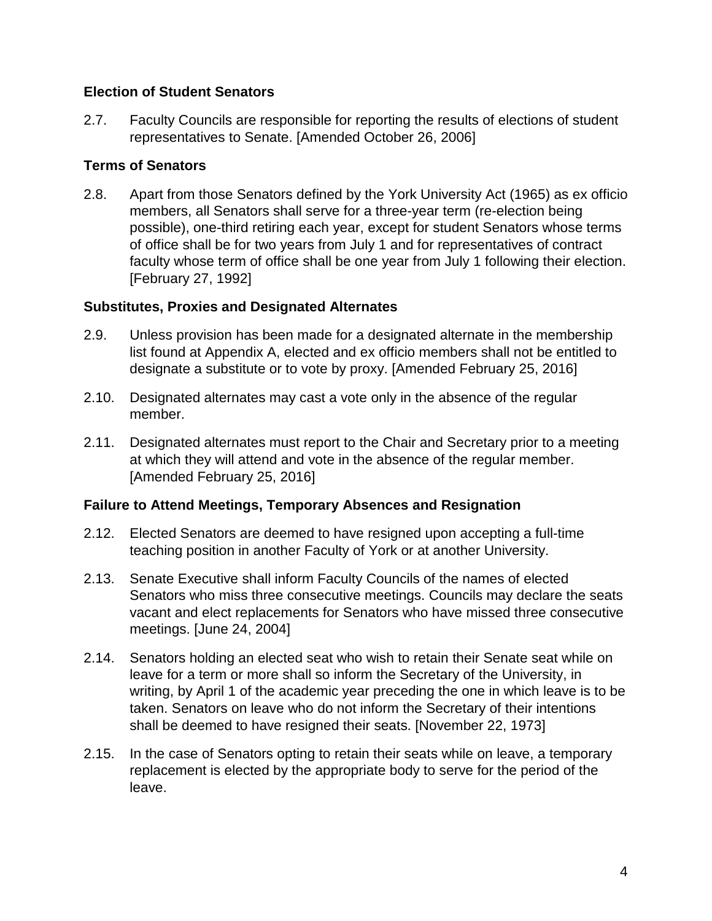### Election of Student Senators

2.7. Faculty Councils are responsible for reporting the results of elections of student representatives to Senate. [Amended October 26, 2006]

### Terms of Senators

2.8. Apart from those Senators defined by the York University Act (1965) as ex officio members, all Senators shall serve for a three-year term (re-election being possible), one-third retiring each year, except for student Senators whose terms of office shall be for two years from July 1 and for representatives of contract faculty whose term of office shall be one year from July 1 following their election. [February 27, 1992]

### Substitutes, Proxies and Designated Alternates

2.9. Unless provision has been made for a designated alternate in the membership list found at Appendix A, elected and ex officio members shall not be entitled to designate a substitute or to vote by proxy. [Amended February 25, 2016]

2.10. Designated alternates may cast a vote only in the absence of the regular member.

2.11. Designated alternates must report to the Chair and Secretary prior to a meeting at which they will attend and vote in the absence of the regular member. [Amended February 25, 2016]

### Failure to Attend Meetings, Temporary Absences and Resignation

2.12. Elected Senators are deemed to have resigned upon accepting a full-time teaching position in another Faculty of York or at another University.

2.13. Senate Executive shall inform Faculty Councils of the names of elected Senators who miss three consecutive meetings. Councils may declare the seats vacant and elect replacements for Senators who have missed three consecutive meetings. [June 24, 2004]

2.14. Senators holding an elected seat who wish to retain their Senate seat while on leave for a term or more shall so inform the Secretary of the University, in writing, by April 1 of the academic year preceding the one in which leave is to be taken. Senators on leave who do not inform the Secretary of their intentions shall be deemed to have resigned their seats. [November 22, 1973]

2.15. In the case of Senators opting to retain their seats while on leave, a temporary replacement is elected by the appropriate body to serve for the period of the leave.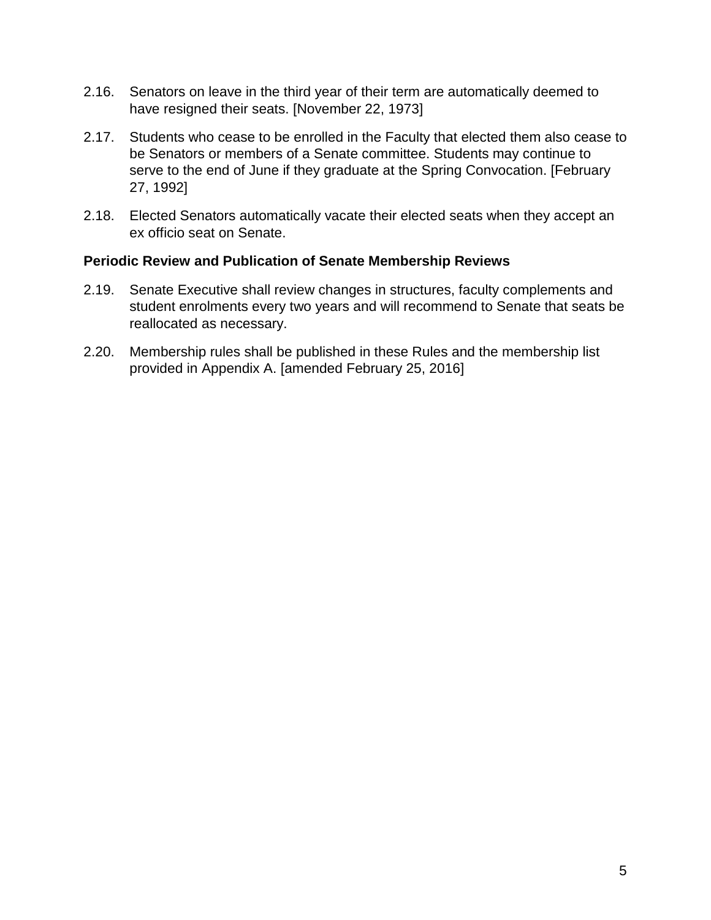2.16. Senators on leave in the third year of their term are automatically deemed to have resigned their seats. [November 22, 1973]

2.17. Students who cease to be enrolled in the Faculty that elected them also cease to be Senators or members of a Senate committee. Students may continue to serve to the end of June if they graduate at the Spring Convocation. [February 27, 1992]

2.18. Elected Senators automatically vacate their elected seats when they accept an ex officio seat on Senate.

**Periodic Review and Publication of Senate Membership Reviews**

2.19. Senate Executive shall review changes in structures, faculty complements and student enrolments every two years and will recommend to Senate that seats be reallocated as necessary.

2.20. Membership rules shall be published in these Rules and the membership list provided in Appendix A. [amended February 25, 2016]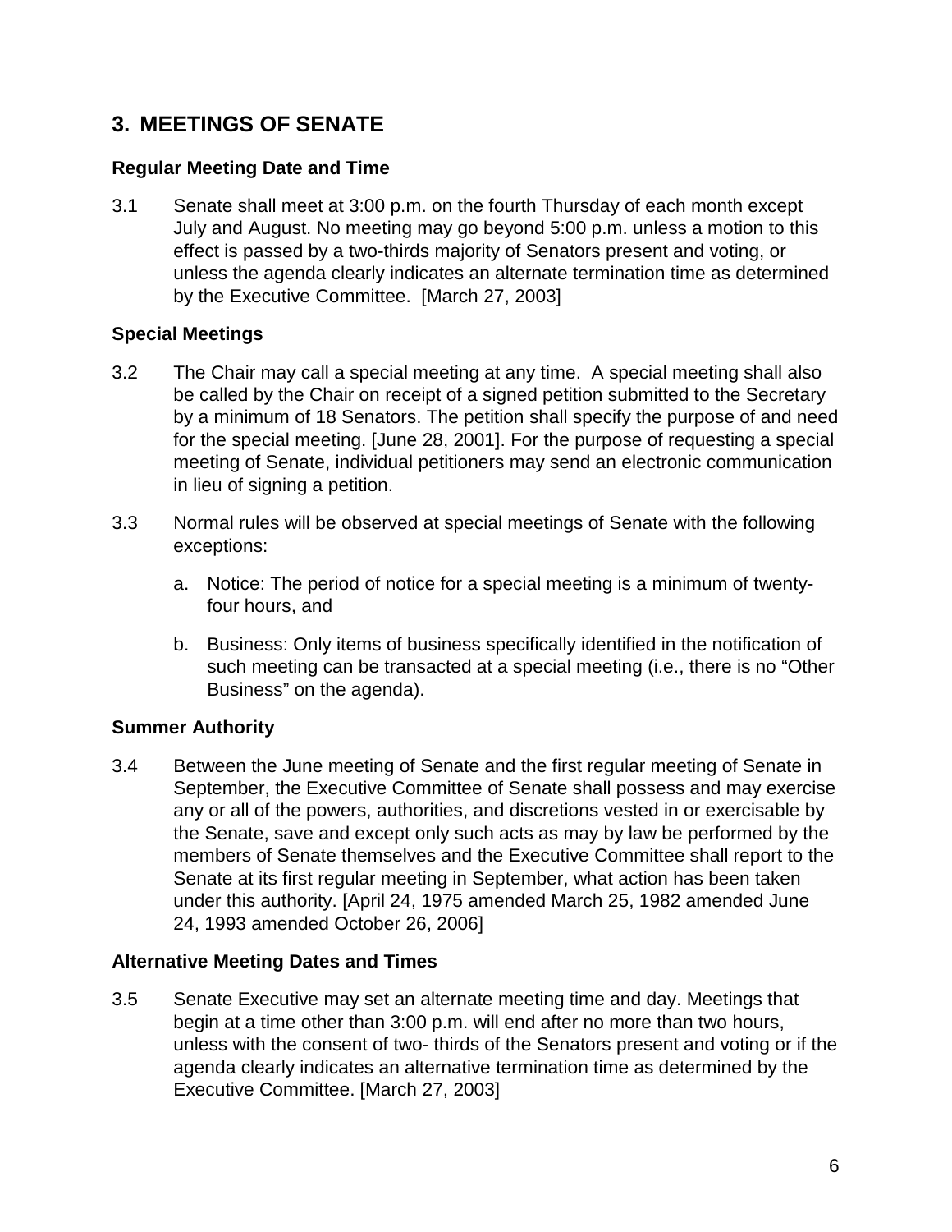## 3. MEETINGS OF SENATE

### Regular Meeting Date and Time

3.1 Senate shall meet at 3:00 p.m. on the fourth Thursday of each month except July and August. No meeting may go beyond 5:00 p.m. unless a motion to this effect is passed by a two-thirds majority of Senators present and voting, or unless the agenda clearly indicates an alternate termination time as determined by the Executive Committee. [March 27, 2003]

### Special Meetings

3.2 The Chair may call a special meeting at any time. A special meeting shall also be called by the Chair on receipt of a signed petition submitted to the Secretary by a minimum of 18 Senators. The petition shall specify the purpose of and need for the special meeting. [June 28, 2001]. For the purpose of requesting a special meeting of Senate, individual petitioners may send an electronic communication in lieu of signing a petition.

3.3 Normal rules will be observed at special meetings of Senate with the following exceptions:

a. Notice: The period of notice for a special meeting is a minimum of twenty-four hours, and

b. Business: Only items of business specifically identified in the notification of such meeting can be transacted at a special meeting (i.e., there is no "Other Business" on the agenda).

### Summer Authority

3.4 Between the June meeting of Senate and the first regular meeting of Senate in September, the Executive Committee of Senate shall possess and may exercise any or all of the powers, authorities, and discretions vested in or exercisable by the Senate, save and except only such acts as may by law be performed by the members of Senate themselves and the Executive Committee shall report to the Senate at its first regular meeting in September, what action has been taken under this authority. [April 24, 1975 amended March 25, 1982 amended June 24, 1993 amended October 26, 2006]

### Alternative Meeting Dates and Times

3.5 Senate Executive may set an alternate meeting time and day. Meetings that begin at a time other than 3:00 p.m. will end after no more than two hours, unless with the consent of two- thirds of the Senators present and voting or if the agenda clearly indicates an alternative termination time as determined by the Executive Committee. [March 27, 2003]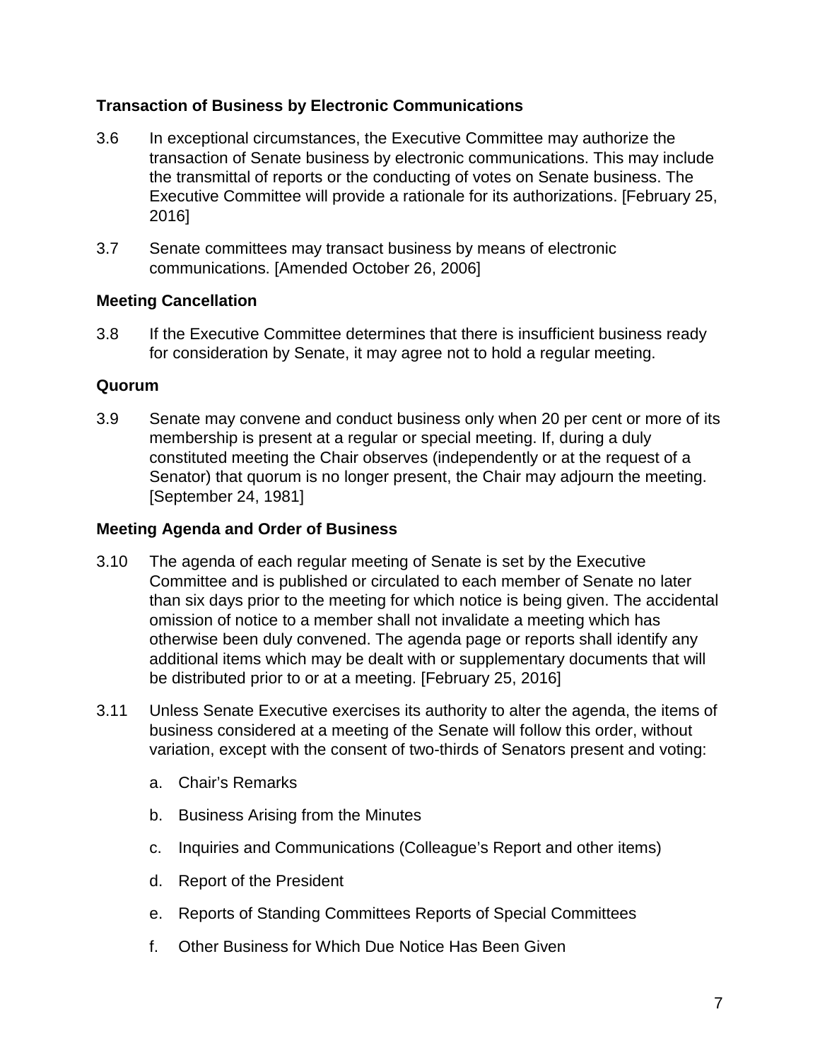### Transaction of Business by Electronic Communications

3.6 In exceptional circumstances, the Executive Committee may authorize the transaction of Senate business by electronic communications. This may include the transmittal of reports or the conducting of votes on Senate business. The Executive Committee will provide a rationale for its authorizations. [February 25, 2016]

3.7 Senate committees may transact business by means of electronic communications. [Amended October 26, 2006]

### Meeting Cancellation

3.8 If the Executive Committee determines that there is insufficient business ready for consideration by Senate, it may agree not to hold a regular meeting.

### Quorum

3.9 Senate may convene and conduct business only when 20 per cent or more of its membership is present at a regular or special meeting. If, during a duly constituted meeting the Chair observes (independently or at the request of a Senator) that quorum is no longer present, the Chair may adjourn the meeting. [September 24, 1981]

### Meeting Agenda and Order of Business

3.10 The agenda of each regular meeting of Senate is set by the Executive Committee and is published or circulated to each member of Senate no later than six days prior to the meeting for which notice is being given. The accidental omission of notice to a member shall not invalidate a meeting which has otherwise been duly convened. The agenda page or reports shall identify any additional items which may be dealt with or supplementary documents that will be distributed prior to or at a meeting. [February 25, 2016]

3.11 Unless Senate Executive exercises its authority to alter the agenda, the items of business considered at a meeting of the Senate will follow this order, without variation, except with the consent of two-thirds of Senators present and voting:

a. Chair's Remarks

b. Business Arising from the Minutes

c. Inquiries and Communications (Colleague's Report and other items)

d. Report of the President

e. Reports of Standing Committees Reports of Special Committees

f. Other Business for Which Due Notice Has Been Given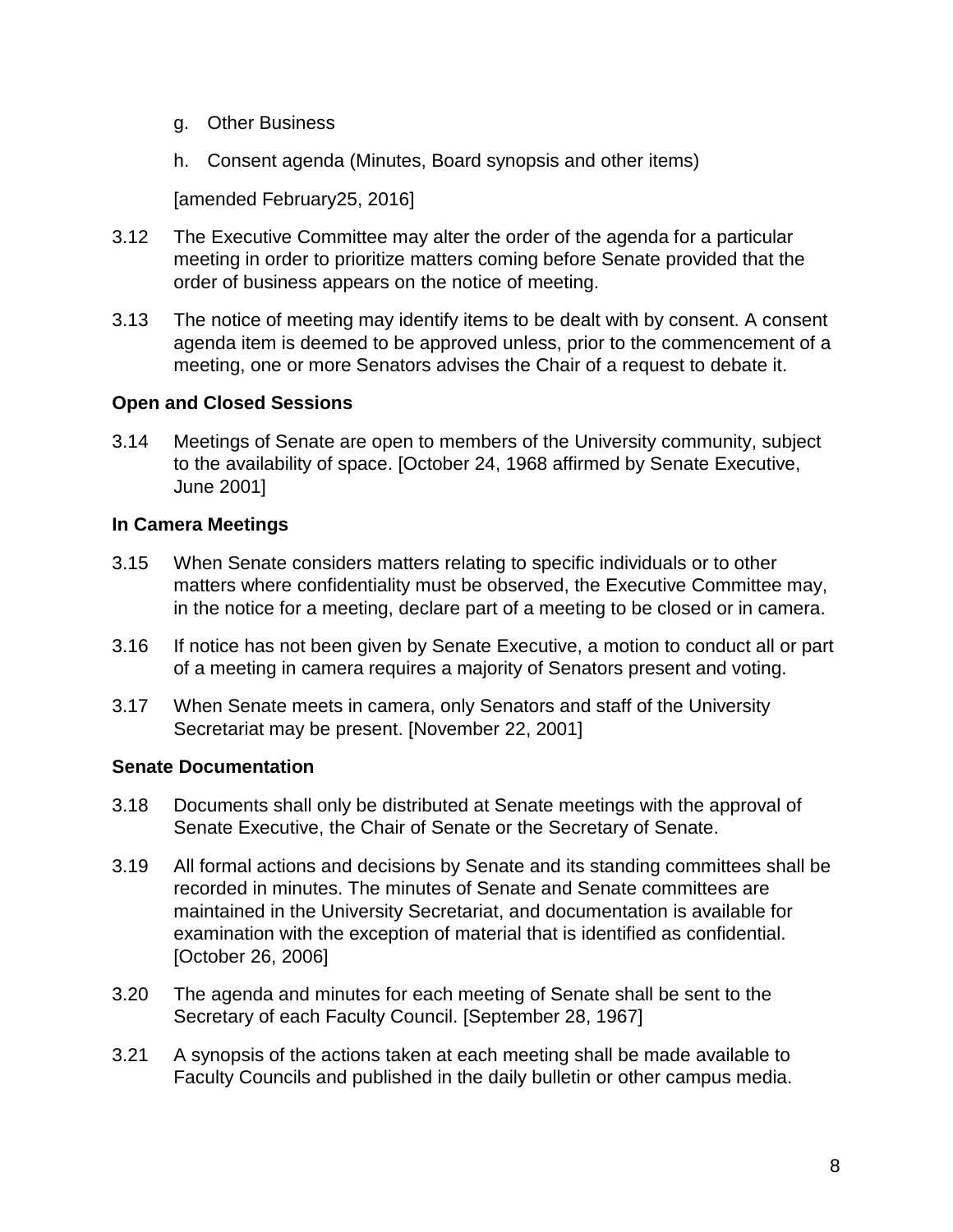g. Other Business

h. Consent agenda (Minutes, Board synopsis and other items)

[amended February25, 2016]

3.12 The Executive Committee may alter the order of the agenda for a particular meeting in order to prioritize matters coming before Senate provided that the order of business appears on the notice of meeting.

3.13 The notice of meeting may identify items to be dealt with by consent. A consent agenda item is deemed to be approved unless, prior to the commencement of a meeting, one or more Senators advises the Chair of a request to debate it.

**Open and Closed Sessions**

3.14 Meetings of Senate are open to members of the University community, subject to the availability of space. [October 24, 1968 affirmed by Senate Executive, June 2001]

**In Camera Meetings**

3.15 When Senate considers matters relating to specific individuals or to other matters where confidentiality must be observed, the Executive Committee may, in the notice for a meeting, declare part of a meeting to be closed or in camera.

3.16 If notice has not been given by Senate Executive, a motion to conduct all or part of a meeting in camera requires a majority of Senators present and voting.

3.17 When Senate meets in camera, only Senators and staff of the University Secretariat may be present. [November 22, 2001]

**Senate Documentation**

3.18 Documents shall only be distributed at Senate meetings with the approval of Senate Executive, the Chair of Senate or the Secretary of Senate.

3.19 All formal actions and decisions by Senate and its standing committees shall be recorded in minutes. The minutes of Senate and Senate committees are maintained in the University Secretariat, and documentation is available for examination with the exception of material that is identified as confidential. [October 26, 2006]

3.20 The agenda and minutes for each meeting of Senate shall be sent to the Secretary of each Faculty Council. [September 28, 1967]

3.21 A synopsis of the actions taken at each meeting shall be made available to Faculty Councils and published in the daily bulletin or other campus media.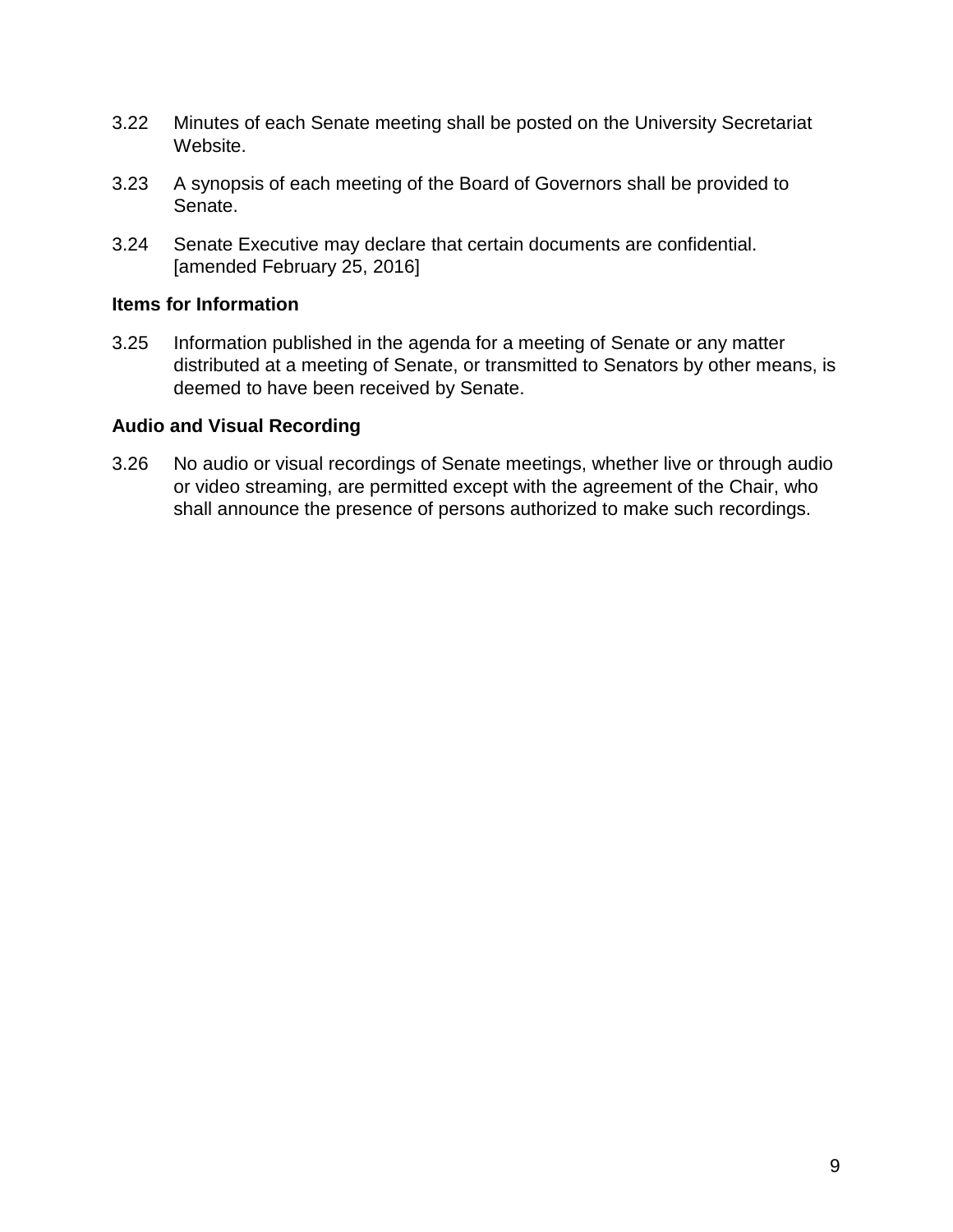3.22 Minutes of each Senate meeting shall be posted on the University Secretariat Website.

3.23 A synopsis of each meeting of the Board of Governors shall be provided to Senate.

3.24 Senate Executive may declare that certain documents are confidential. [amended February 25, 2016]

**Items for Information**

3.25 Information published in the agenda for a meeting of Senate or any matter distributed at a meeting of Senate, or transmitted to Senators by other means, is deemed to have been received by Senate.

**Audio and Visual Recording**

3.26 No audio or visual recordings of Senate meetings, whether live or through audio or video streaming, are permitted except with the agreement of the Chair, who shall announce the presence of persons authorized to make such recordings.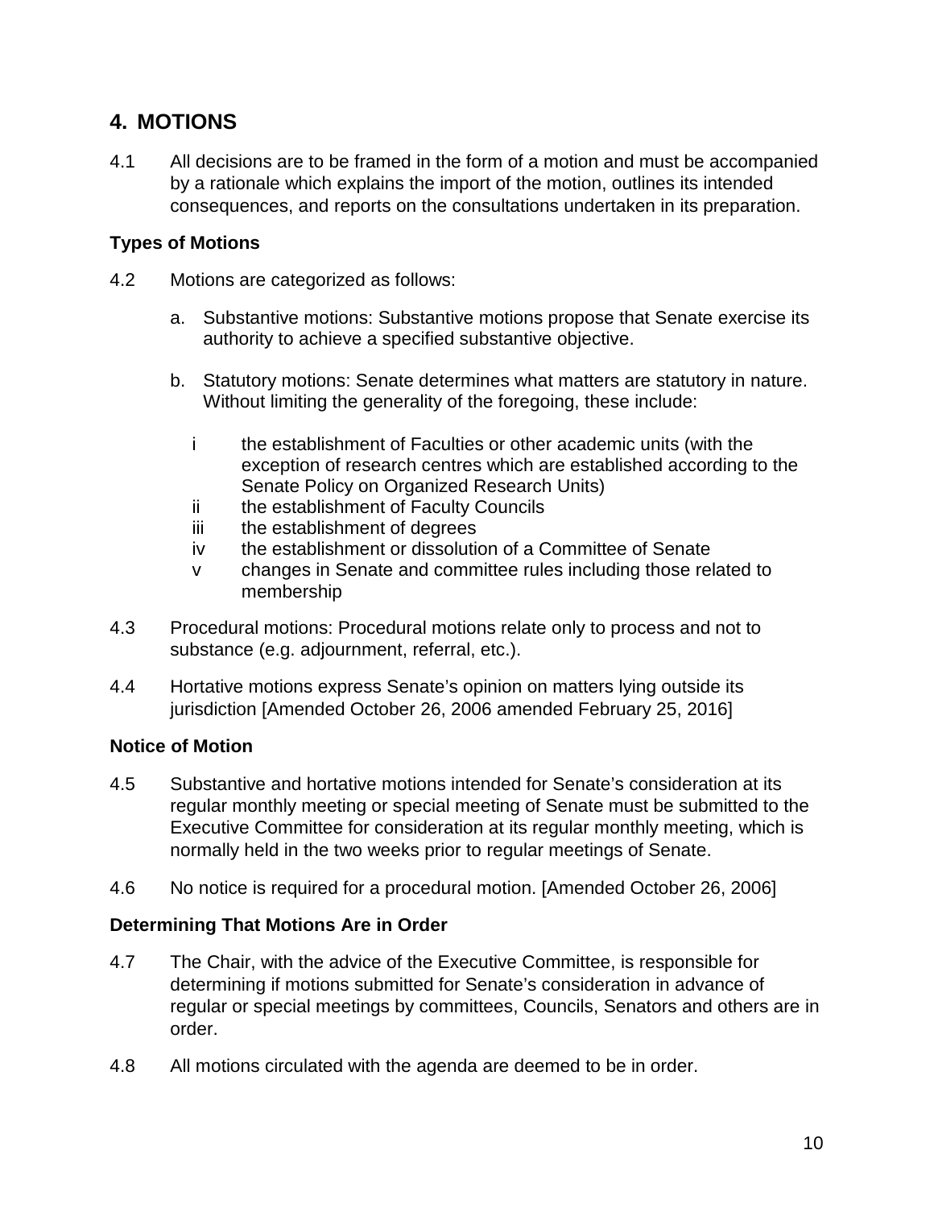## 4. MOTIONS

4.1 All decisions are to be framed in the form of a motion and must be accompanied by a rationale which explains the import of the motion, outlines its intended consequences, and reports on the consultations undertaken in its preparation.

### Types of Motions

4.2 Motions are categorized as follows:

a. Substantive motions: Substantive motions propose that Senate exercise its authority to achieve a specified substantive objective.

b. Statutory motions: Senate determines what matters are statutory in nature. Without limiting the generality of the foregoing, these include:

  i the establishment of Faculties or other academic units (with the exception of research centres which are established according to the Senate Policy on Organized Research Units)
  ii the establishment of Faculty Councils
  iii the establishment of degrees
  iv the establishment or dissolution of a Committee of Senate
  v changes in Senate and committee rules including those related to membership

4.3 Procedural motions: Procedural motions relate only to process and not to substance (e.g. adjournment, referral, etc.).

4.4 Hortative motions express Senate's opinion on matters lying outside its jurisdiction [Amended October 26, 2006 amended February 25, 2016]

### Notice of Motion

4.5 Substantive and hortative motions intended for Senate's consideration at its regular monthly meeting or special meeting of Senate must be submitted to the Executive Committee for consideration at its regular monthly meeting, which is normally held in the two weeks prior to regular meetings of Senate.

4.6 No notice is required for a procedural motion. [Amended October 26, 2006]

### Determining That Motions Are in Order

4.7 The Chair, with the advice of the Executive Committee, is responsible for determining if motions submitted for Senate's consideration in advance of regular or special meetings by committees, Councils, Senators and others are in order.

4.8 All motions circulated with the agenda are deemed to be in order.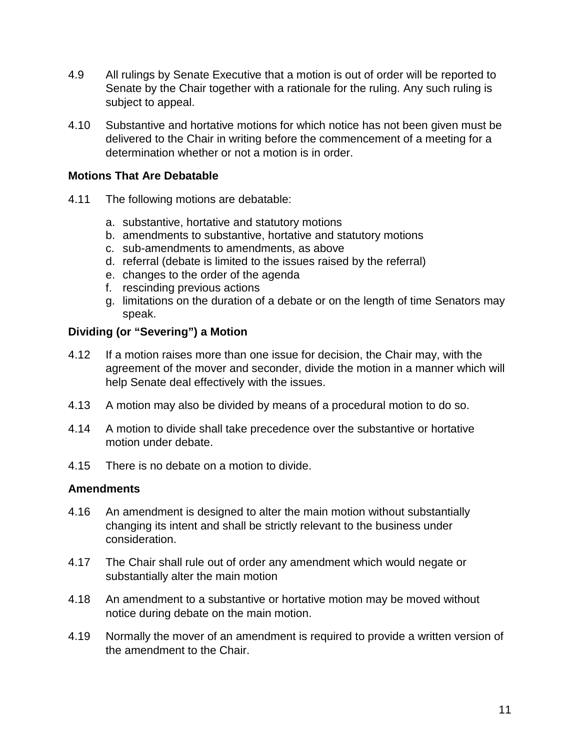4.9 All rulings by Senate Executive that a motion is out of order will be reported to Senate by the Chair together with a rationale for the ruling. Any such ruling is subject to appeal.

4.10 Substantive and hortative motions for which notice has not been given must be delivered to the Chair in writing before the commencement of a meeting for a determination whether or not a motion is in order.

### Motions That Are Debatable

4.11 The following motions are debatable:

a. substantive, hortative and statutory motions
b. amendments to substantive, hortative and statutory motions
c. sub-amendments to amendments, as above
d. referral (debate is limited to the issues raised by the referral)
e. changes to the order of the agenda
f. rescinding previous actions
g. limitations on the duration of a debate or on the length of time Senators may speak.

### Dividing (or "Severing") a Motion

4.12 If a motion raises more than one issue for decision, the Chair may, with the agreement of the mover and seconder, divide the motion in a manner which will help Senate deal effectively with the issues.

4.13 A motion may also be divided by means of a procedural motion to do so.

4.14 A motion to divide shall take precedence over the substantive or hortative motion under debate.

4.15 There is no debate on a motion to divide.

### Amendments

4.16 An amendment is designed to alter the main motion without substantially changing its intent and shall be strictly relevant to the business under consideration.

4.17 The Chair shall rule out of order any amendment which would negate or substantially alter the main motion

4.18 An amendment to a substantive or hortative motion may be moved without notice during debate on the main motion.

4.19 Normally the mover of an amendment is required to provide a written version of the amendment to the Chair.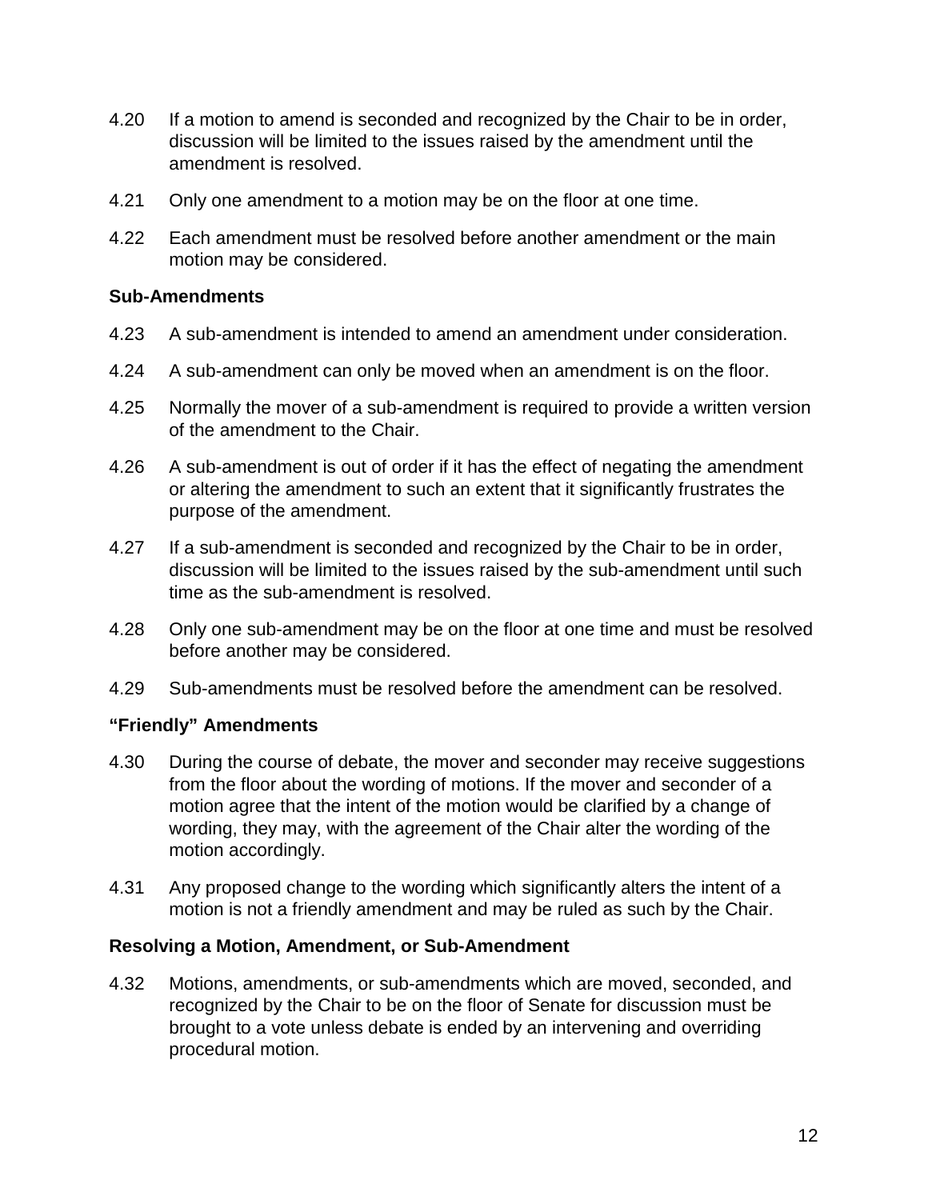4.20 If a motion to amend is seconded and recognized by the Chair to be in order, discussion will be limited to the issues raised by the amendment until the amendment is resolved.

4.21 Only one amendment to a motion may be on the floor at one time.

4.22 Each amendment must be resolved before another amendment or the main motion may be considered.

**Sub-Amendments**

4.23 A sub-amendment is intended to amend an amendment under consideration.

4.24 A sub-amendment can only be moved when an amendment is on the floor.

4.25 Normally the mover of a sub-amendment is required to provide a written version of the amendment to the Chair.

4.26 A sub-amendment is out of order if it has the effect of negating the amendment or altering the amendment to such an extent that it significantly frustrates the purpose of the amendment.

4.27 If a sub-amendment is seconded and recognized by the Chair to be in order, discussion will be limited to the issues raised by the sub-amendment until such time as the sub-amendment is resolved.

4.28 Only one sub-amendment may be on the floor at one time and must be resolved before another may be considered.

4.29 Sub-amendments must be resolved before the amendment can be resolved.

**"Friendly" Amendments**

4.30 During the course of debate, the mover and seconder may receive suggestions from the floor about the wording of motions. If the mover and seconder of a motion agree that the intent of the motion would be clarified by a change of wording, they may, with the agreement of the Chair alter the wording of the motion accordingly.

4.31 Any proposed change to the wording which significantly alters the intent of a motion is not a friendly amendment and may be ruled as such by the Chair.

**Resolving a Motion, Amendment, or Sub-Amendment**

4.32 Motions, amendments, or sub-amendments which are moved, seconded, and recognized by the Chair to be on the floor of Senate for discussion must be brought to a vote unless debate is ended by an intervening and overriding procedural motion.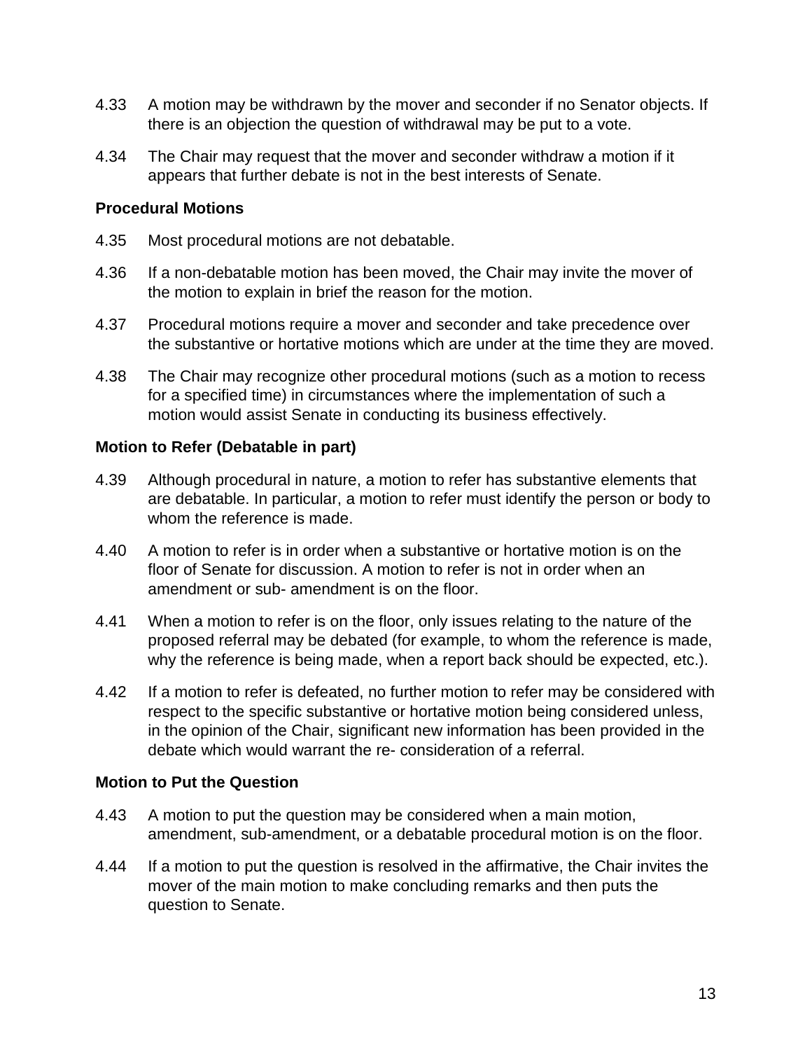4.33 A motion may be withdrawn by the mover and seconder if no Senator objects. If there is an objection the question of withdrawal may be put to a vote.

4.34 The Chair may request that the mover and seconder withdraw a motion if it appears that further debate is not in the best interests of Senate.

**Procedural Motions**

4.35 Most procedural motions are not debatable.

4.36 If a non-debatable motion has been moved, the Chair may invite the mover of the motion to explain in brief the reason for the motion.

4.37 Procedural motions require a mover and seconder and take precedence over the substantive or hortative motions which are under at the time they are moved.

4.38 The Chair may recognize other procedural motions (such as a motion to recess for a specified time) in circumstances where the implementation of such a motion would assist Senate in conducting its business effectively.

**Motion to Refer (Debatable in part)**

4.39 Although procedural in nature, a motion to refer has substantive elements that are debatable. In particular, a motion to refer must identify the person or body to whom the reference is made.

4.40 A motion to refer is in order when a substantive or hortative motion is on the floor of Senate for discussion. A motion to refer is not in order when an amendment or sub- amendment is on the floor.

4.41 When a motion to refer is on the floor, only issues relating to the nature of the proposed referral may be debated (for example, to whom the reference is made, why the reference is being made, when a report back should be expected, etc.).

4.42 If a motion to refer is defeated, no further motion to refer may be considered with respect to the specific substantive or hortative motion being considered unless, in the opinion of the Chair, significant new information has been provided in the debate which would warrant the re- consideration of a referral.

**Motion to Put the Question**

4.43 A motion to put the question may be considered when a main motion, amendment, sub-amendment, or a debatable procedural motion is on the floor.

4.44 If a motion to put the question is resolved in the affirmative, the Chair invites the mover of the main motion to make concluding remarks and then puts the question to Senate.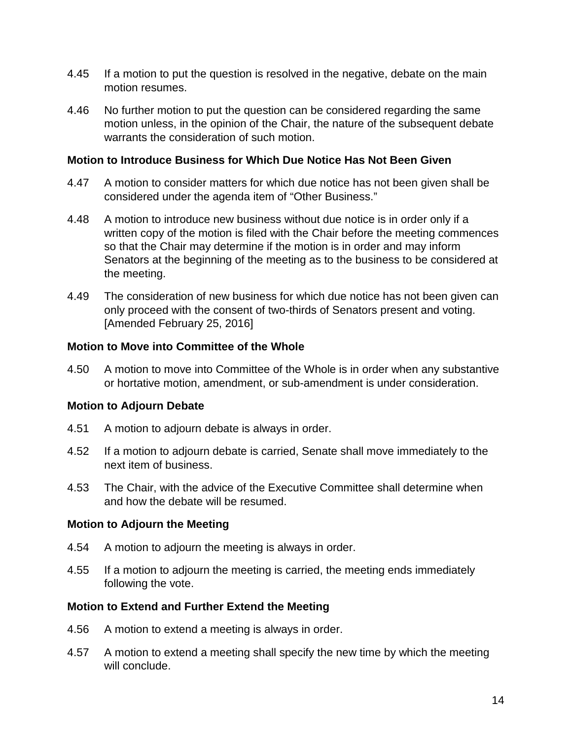4.45 If a motion to put the question is resolved in the negative, debate on the main motion resumes.

4.46 No further motion to put the question can be considered regarding the same motion unless, in the opinion of the Chair, the nature of the subsequent debate warrants the consideration of such motion.

**Motion to Introduce Business for Which Due Notice Has Not Been Given**

4.47 A motion to consider matters for which due notice has not been given shall be considered under the agenda item of “Other Business.”

4.48 A motion to introduce new business without due notice is in order only if a written copy of the motion is filed with the Chair before the meeting commences so that the Chair may determine if the motion is in order and may inform Senators at the beginning of the meeting as to the business to be considered at the meeting.

4.49 The consideration of new business for which due notice has not been given can only proceed with the consent of two-thirds of Senators present and voting. [Amended February 25, 2016]

**Motion to Move into Committee of the Whole**

4.50 A motion to move into Committee of the Whole is in order when any substantive or hortative motion, amendment, or sub-amendment is under consideration.

**Motion to Adjourn Debate**

4.51 A motion to adjourn debate is always in order.

4.52 If a motion to adjourn debate is carried, Senate shall move immediately to the next item of business.

4.53 The Chair, with the advice of the Executive Committee shall determine when and how the debate will be resumed.

**Motion to Adjourn the Meeting**

4.54 A motion to adjourn the meeting is always in order.

4.55 If a motion to adjourn the meeting is carried, the meeting ends immediately following the vote.

**Motion to Extend and Further Extend the Meeting**

4.56 A motion to extend a meeting is always in order.

4.57 A motion to extend a meeting shall specify the new time by which the meeting will conclude.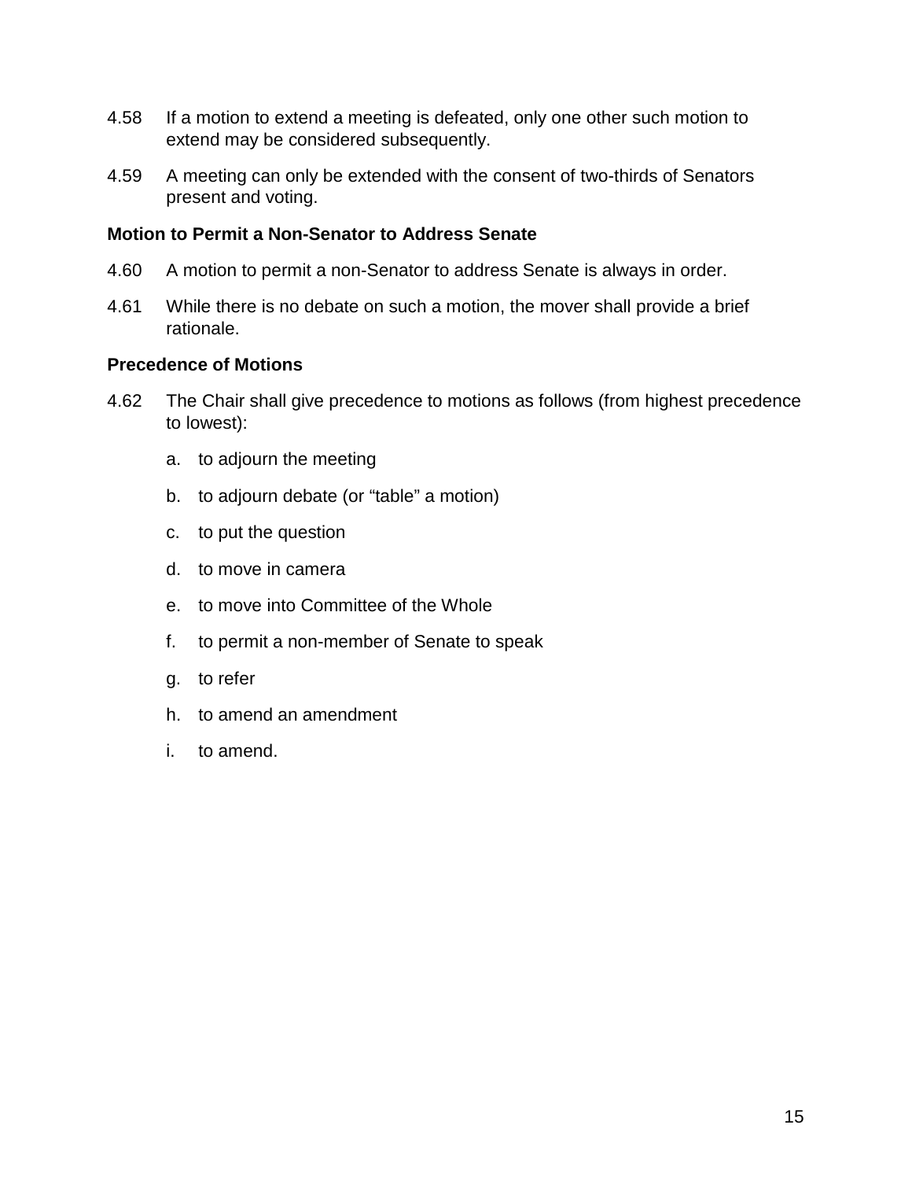4.58 If a motion to extend a meeting is defeated, only one other such motion to extend may be considered subsequently.

4.59 A meeting can only be extended with the consent of two-thirds of Senators present and voting.

**Motion to Permit a Non-Senator to Address Senate**

4.60 A motion to permit a non-Senator to address Senate is always in order.

4.61 While there is no debate on such a motion, the mover shall provide a brief rationale.

**Precedence of Motions**

4.62 The Chair shall give precedence to motions as follows (from highest precedence to lowest):

a. to adjourn the meeting

b. to adjourn debate (or “table” a motion)

c. to put the question

d. to move in camera

e. to move into Committee of the Whole

f. to permit a non-member of Senate to speak

g. to refer

h. to amend an amendment

i. to amend.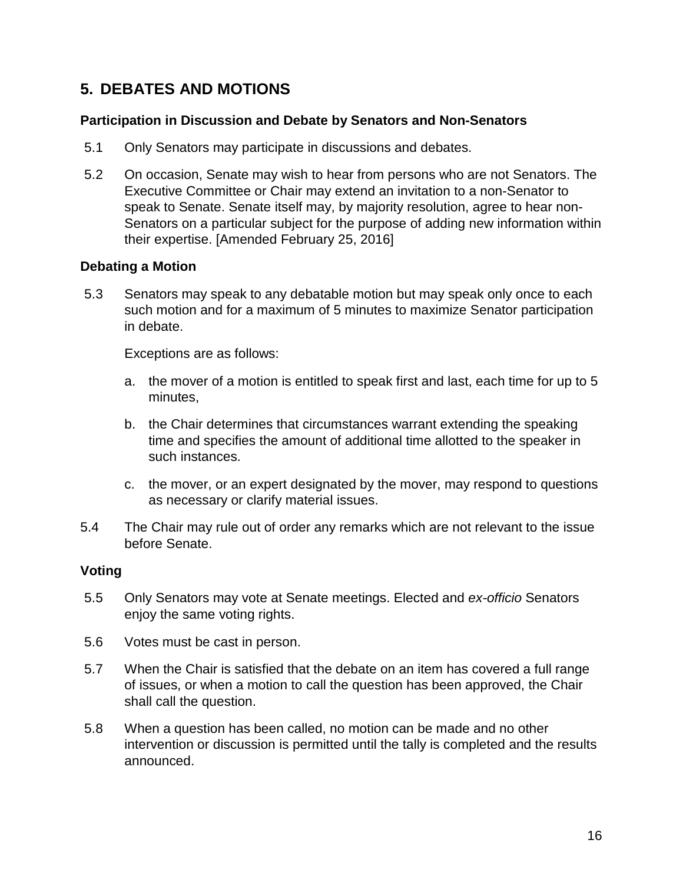# 5. DEBATES AND MOTIONS

### Participation in Discussion and Debate by Senators and Non-Senators

5.1 Only Senators may participate in discussions and debates.

5.2 On occasion, Senate may wish to hear from persons who are not Senators. The Executive Committee or Chair may extend an invitation to a non-Senator to speak to Senate. Senate itself may, by majority resolution, agree to hear non-Senators on a particular subject for the purpose of adding new information within their expertise. [Amended February 25, 2016]

### Debating a Motion

5.3 Senators may speak to any debatable motion but may speak only once to each such motion and for a maximum of 5 minutes to maximize Senator participation in debate.

Exceptions are as follows:

a. the mover of a motion is entitled to speak first and last, each time for up to 5 minutes,

b. the Chair determines that circumstances warrant extending the speaking time and specifies the amount of additional time allotted to the speaker in such instances.

c. the mover, or an expert designated by the mover, may respond to questions as necessary or clarify material issues.

5.4 The Chair may rule out of order any remarks which are not relevant to the issue before Senate.

### Voting

5.5 Only Senators may vote at Senate meetings. Elected and *ex-officio* Senators enjoy the same voting rights.

5.6 Votes must be cast in person.

5.7 When the Chair is satisfied that the debate on an item has covered a full range of issues, or when a motion to call the question has been approved, the Chair shall call the question.

5.8 When a question has been called, no motion can be made and no other intervention or discussion is permitted until the tally is completed and the results announced.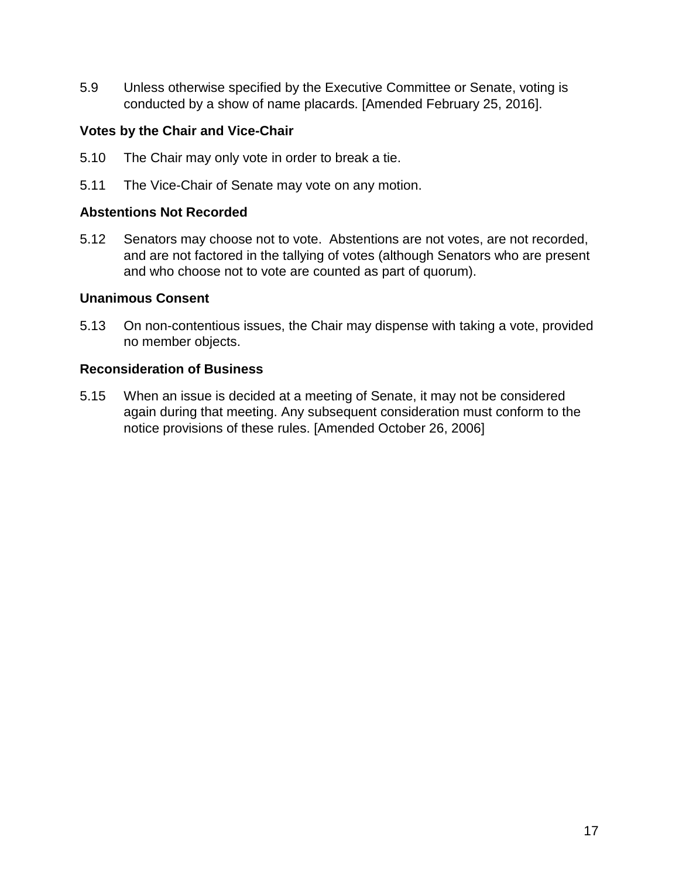5.9 Unless otherwise specified by the Executive Committee or Senate, voting is conducted by a show of name placards. [Amended February 25, 2016].

**Votes by the Chair and Vice-Chair**

5.10 The Chair may only vote in order to break a tie.

5.11 The Vice-Chair of Senate may vote on any motion.

**Abstentions Not Recorded**

5.12 Senators may choose not to vote. Abstentions are not votes, are not recorded, and are not factored in the tallying of votes (although Senators who are present and who choose not to vote are counted as part of quorum).

**Unanimous Consent**

5.13 On non-contentious issues, the Chair may dispense with taking a vote, provided no member objects.

**Reconsideration of Business**

5.15 When an issue is decided at a meeting of Senate, it may not be considered again during that meeting. Any subsequent consideration must conform to the notice provisions of these rules. [Amended October 26, 2006]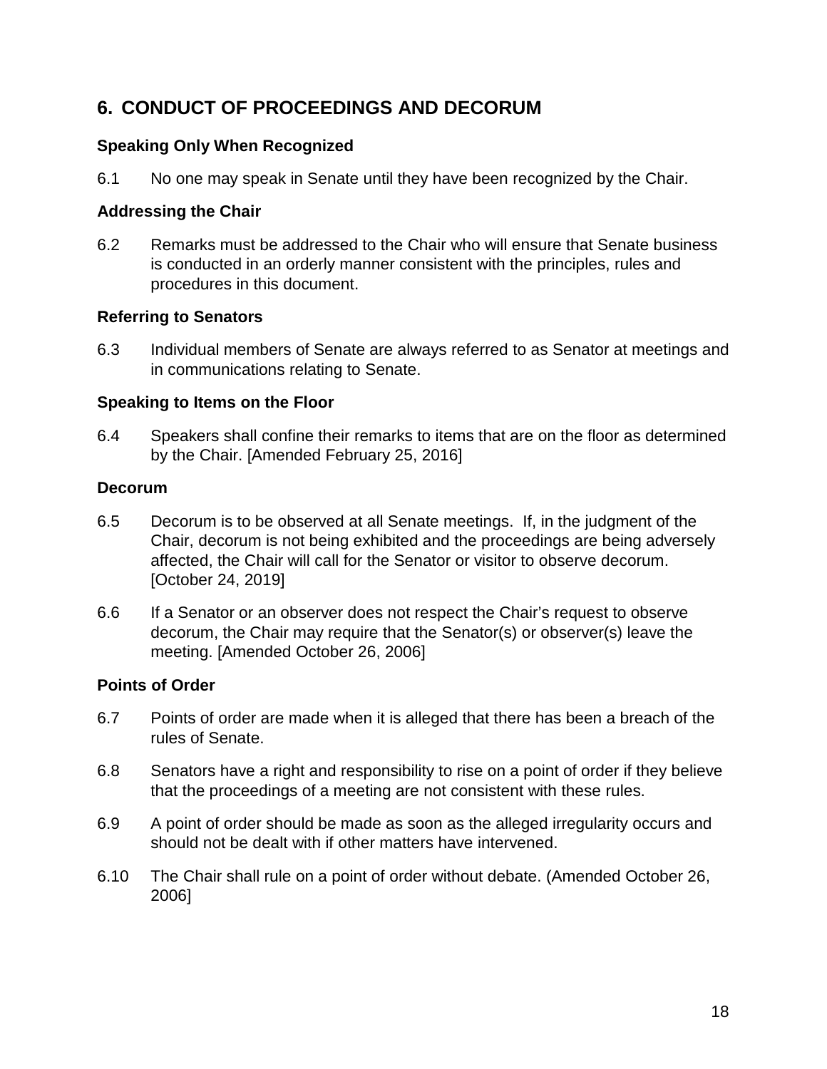## 6. CONDUCT OF PROCEEDINGS AND DECORUM

### Speaking Only When Recognized

6.1 No one may speak in Senate until they have been recognized by the Chair.

### Addressing the Chair

6.2 Remarks must be addressed to the Chair who will ensure that Senate business is conducted in an orderly manner consistent with the principles, rules and procedures in this document.

### Referring to Senators

6.3 Individual members of Senate are always referred to as Senator at meetings and in communications relating to Senate.

### Speaking to Items on the Floor

6.4 Speakers shall confine their remarks to items that are on the floor as determined by the Chair. [Amended February 25, 2016]

### Decorum

6.5 Decorum is to be observed at all Senate meetings. If, in the judgment of the Chair, decorum is not being exhibited and the proceedings are being adversely affected, the Chair will call for the Senator or visitor to observe decorum. [October 24, 2019]

6.6 If a Senator or an observer does not respect the Chair's request to observe decorum, the Chair may require that the Senator(s) or observer(s) leave the meeting. [Amended October 26, 2006]

### Points of Order

6.7 Points of order are made when it is alleged that there has been a breach of the rules of Senate.

6.8 Senators have a right and responsibility to rise on a point of order if they believe that the proceedings of a meeting are not consistent with these rules.

6.9 A point of order should be made as soon as the alleged irregularity occurs and should not be dealt with if other matters have intervened.

6.10 The Chair shall rule on a point of order without debate. (Amended October 26, 2006]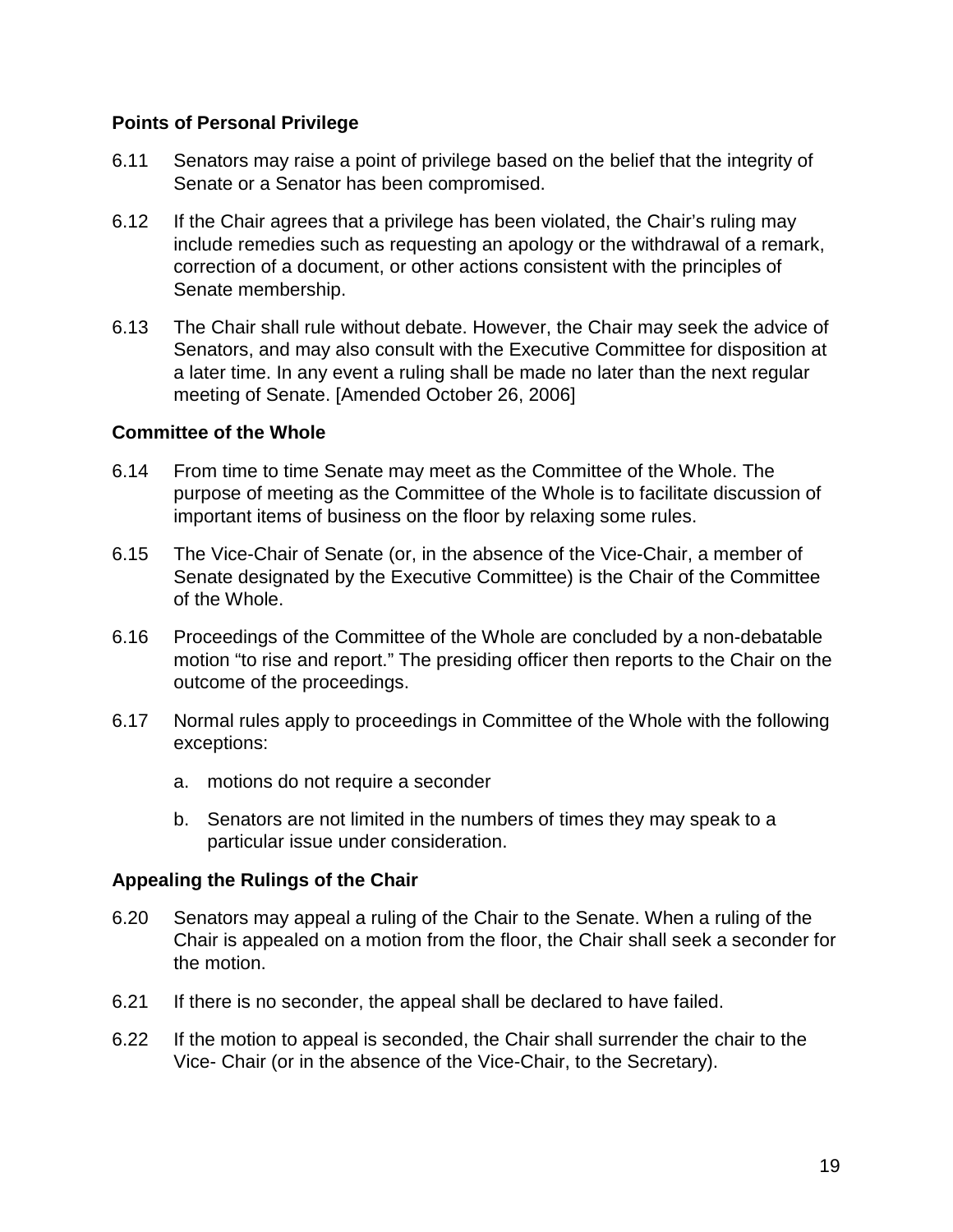### Points of Personal Privilege

6.11 Senators may raise a point of privilege based on the belief that the integrity of Senate or a Senator has been compromised.

6.12 If the Chair agrees that a privilege has been violated, the Chair's ruling may include remedies such as requesting an apology or the withdrawal of a remark, correction of a document, or other actions consistent with the principles of Senate membership.

6.13 The Chair shall rule without debate. However, the Chair may seek the advice of Senators, and may also consult with the Executive Committee for disposition at a later time. In any event a ruling shall be made no later than the next regular meeting of Senate. [Amended October 26, 2006]

### Committee of the Whole

6.14 From time to time Senate may meet as the Committee of the Whole. The purpose of meeting as the Committee of the Whole is to facilitate discussion of important items of business on the floor by relaxing some rules.

6.15 The Vice-Chair of Senate (or, in the absence of the Vice-Chair, a member of Senate designated by the Executive Committee) is the Chair of the Committee of the Whole.

6.16 Proceedings of the Committee of the Whole are concluded by a non-debatable motion "to rise and report." The presiding officer then reports to the Chair on the outcome of the proceedings.

6.17 Normal rules apply to proceedings in Committee of the Whole with the following exceptions:

a. motions do not require a seconder

b. Senators are not limited in the numbers of times they may speak to a particular issue under consideration.

### Appealing the Rulings of the Chair

6.20 Senators may appeal a ruling of the Chair to the Senate. When a ruling of the Chair is appealed on a motion from the floor, the Chair shall seek a seconder for the motion.

6.21 If there is no seconder, the appeal shall be declared to have failed.

6.22 If the motion to appeal is seconded, the Chair shall surrender the chair to the Vice- Chair (or in the absence of the Vice-Chair, to the Secretary).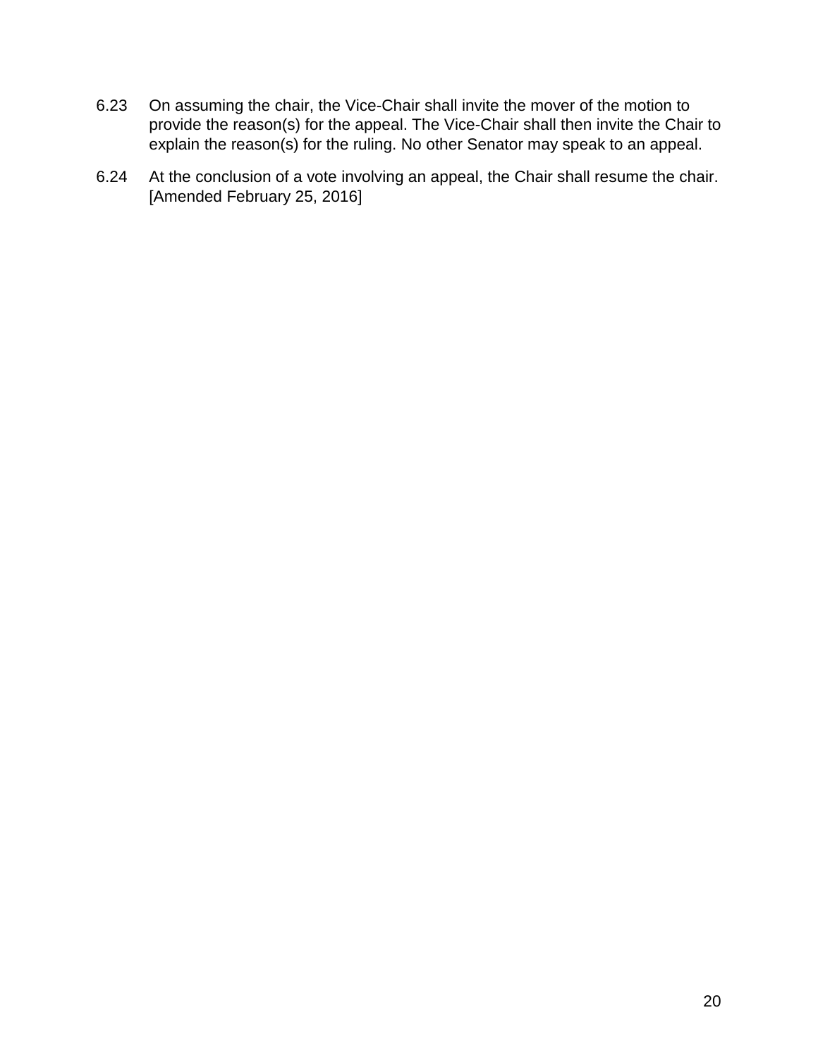6.23 On assuming the chair, the Vice-Chair shall invite the mover of the motion to provide the reason(s) for the appeal. The Vice-Chair shall then invite the Chair to explain the reason(s) for the ruling. No other Senator may speak to an appeal.

6.24 At the conclusion of a vote involving an appeal, the Chair shall resume the chair. [Amended February 25, 2016]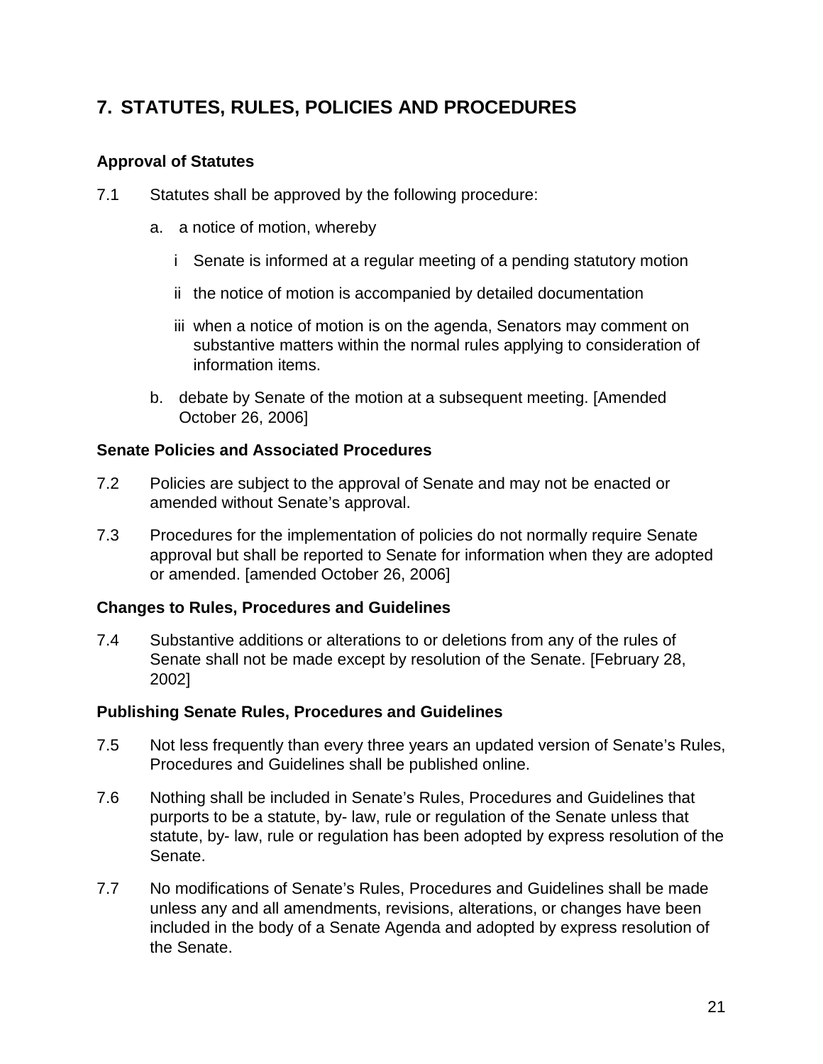## 7. STATUTES, RULES, POLICIES AND PROCEDURES

### Approval of Statutes

7.1 Statutes shall be approved by the following procedure:

a. a notice of motion, whereby

   i Senate is informed at a regular meeting of a pending statutory motion

   ii the notice of motion is accompanied by detailed documentation

   iii when a notice of motion is on the agenda, Senators may comment on substantive matters within the normal rules applying to consideration of information items.

b. debate by Senate of the motion at a subsequent meeting. [Amended October 26, 2006]

### Senate Policies and Associated Procedures

7.2 Policies are subject to the approval of Senate and may not be enacted or amended without Senate's approval.

7.3 Procedures for the implementation of policies do not normally require Senate approval but shall be reported to Senate for information when they are adopted or amended. [amended October 26, 2006]

### Changes to Rules, Procedures and Guidelines

7.4 Substantive additions or alterations to or deletions from any of the rules of Senate shall not be made except by resolution of the Senate. [February 28, 2002]

### Publishing Senate Rules, Procedures and Guidelines

7.5 Not less frequently than every three years an updated version of Senate's Rules, Procedures and Guidelines shall be published online.

7.6 Nothing shall be included in Senate's Rules, Procedures and Guidelines that purports to be a statute, by- law, rule or regulation of the Senate unless that statute, by- law, rule or regulation has been adopted by express resolution of the Senate.

7.7 No modifications of Senate's Rules, Procedures and Guidelines shall be made unless any and all amendments, revisions, alterations, or changes have been included in the body of a Senate Agenda and adopted by express resolution of the Senate.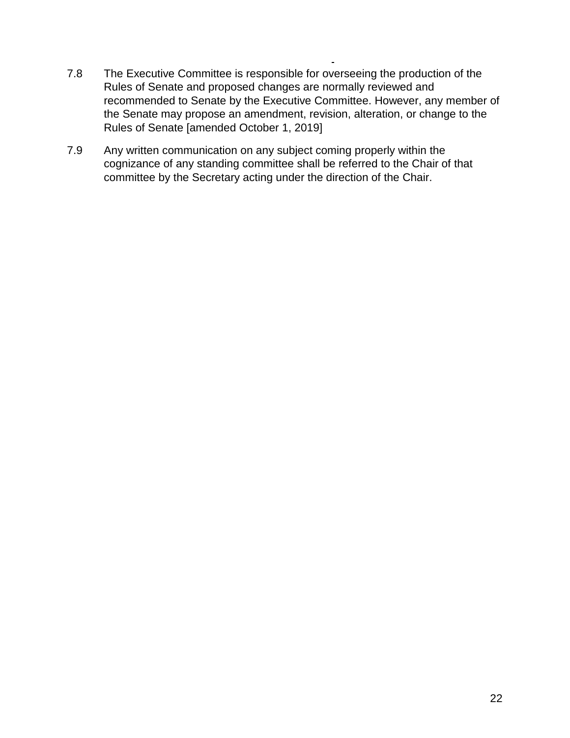7.8 The Executive Committee is responsible for overseeing the production of the Rules of Senate and proposed changes are normally reviewed and recommended to Senate by the Executive Committee. However, any member of the Senate may propose an amendment, revision, alteration, or change to the Rules of Senate [amended October 1, 2019]

7.9 Any written communication on any subject coming properly within the cognizance of any standing committee shall be referred to the Chair of that committee by the Secretary acting under the direction of the Chair.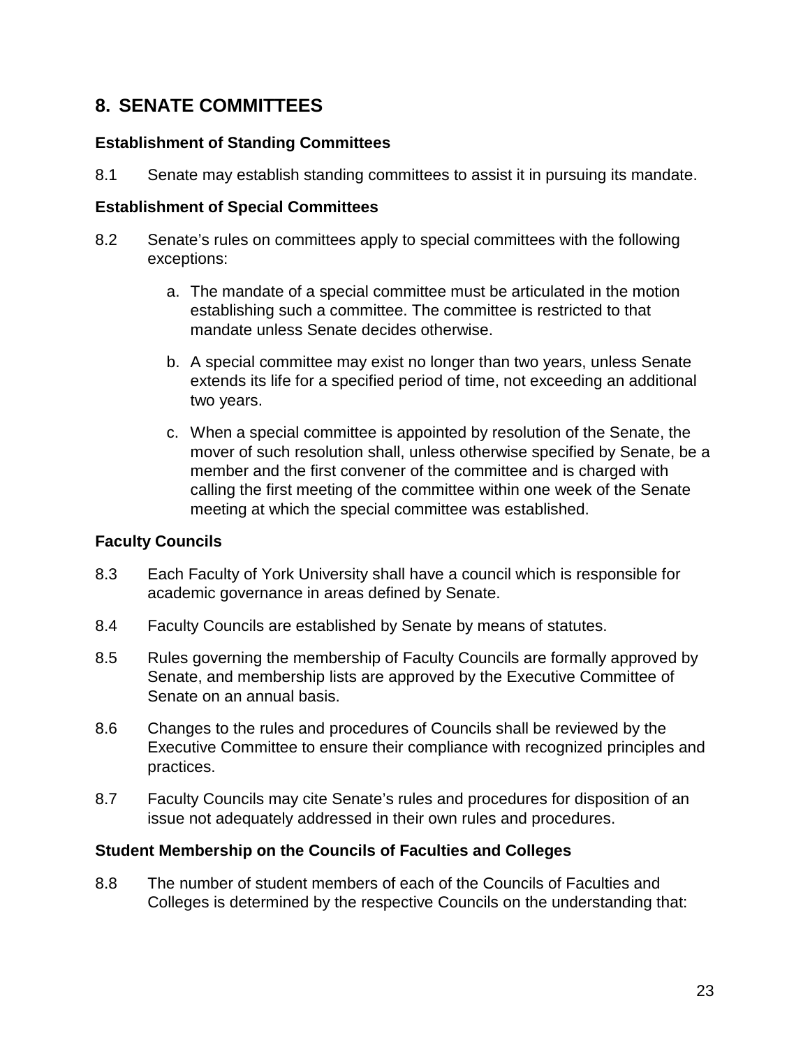## 8. SENATE COMMITTEES

### Establishment of Standing Committees

8.1 Senate may establish standing committees to assist it in pursuing its mandate.

### Establishment of Special Committees

8.2 Senate's rules on committees apply to special committees with the following exceptions:

a. The mandate of a special committee must be articulated in the motion establishing such a committee. The committee is restricted to that mandate unless Senate decides otherwise.

b. A special committee may exist no longer than two years, unless Senate extends its life for a specified period of time, not exceeding an additional two years.

c. When a special committee is appointed by resolution of the Senate, the mover of such resolution shall, unless otherwise specified by Senate, be a member and the first convener of the committee and is charged with calling the first meeting of the committee within one week of the Senate meeting at which the special committee was established.

### Faculty Councils

8.3 Each Faculty of York University shall have a council which is responsible for academic governance in areas defined by Senate.

8.4 Faculty Councils are established by Senate by means of statutes.

8.5 Rules governing the membership of Faculty Councils are formally approved by Senate, and membership lists are approved by the Executive Committee of Senate on an annual basis.

8.6 Changes to the rules and procedures of Councils shall be reviewed by the Executive Committee to ensure their compliance with recognized principles and practices.

8.7 Faculty Councils may cite Senate's rules and procedures for disposition of an issue not adequately addressed in their own rules and procedures.

### Student Membership on the Councils of Faculties and Colleges

8.8 The number of student members of each of the Councils of Faculties and Colleges is determined by the respective Councils on the understanding that: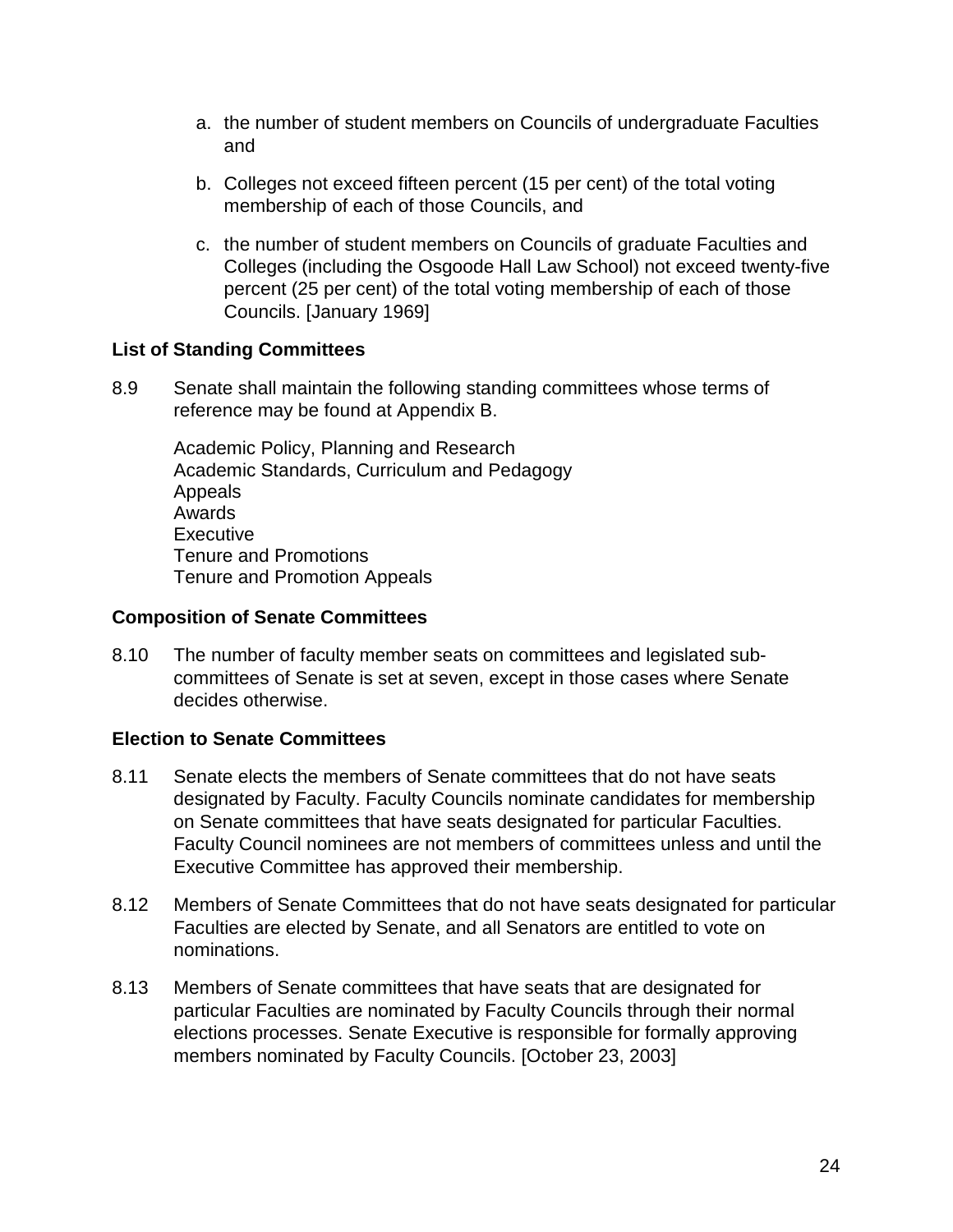a. the number of student members on Councils of undergraduate Faculties and

b. Colleges not exceed fifteen percent (15 per cent) of the total voting membership of each of those Councils, and

c. the number of student members on Councils of graduate Faculties and Colleges (including the Osgoode Hall Law School) not exceed twenty-five percent (25 per cent) of the total voting membership of each of those Councils. [January 1969]

**List of Standing Committees**

8.9 Senate shall maintain the following standing committees whose terms of reference may be found at Appendix B.

Academic Policy, Planning and Research
Academic Standards, Curriculum and Pedagogy
Appeals
Awards
Executive
Tenure and Promotions
Tenure and Promotion Appeals

**Composition of Senate Committees**

8.10 The number of faculty member seats on committees and legislated sub-committees of Senate is set at seven, except in those cases where Senate decides otherwise.

**Election to Senate Committees**

8.11 Senate elects the members of Senate committees that do not have seats designated by Faculty. Faculty Councils nominate candidates for membership on Senate committees that have seats designated for particular Faculties. Faculty Council nominees are not members of committees unless and until the Executive Committee has approved their membership.

8.12 Members of Senate Committees that do not have seats designated for particular Faculties are elected by Senate, and all Senators are entitled to vote on nominations.

8.13 Members of Senate committees that have seats that are designated for particular Faculties are nominated by Faculty Councils through their normal elections processes. Senate Executive is responsible for formally approving members nominated by Faculty Councils. [October 23, 2003]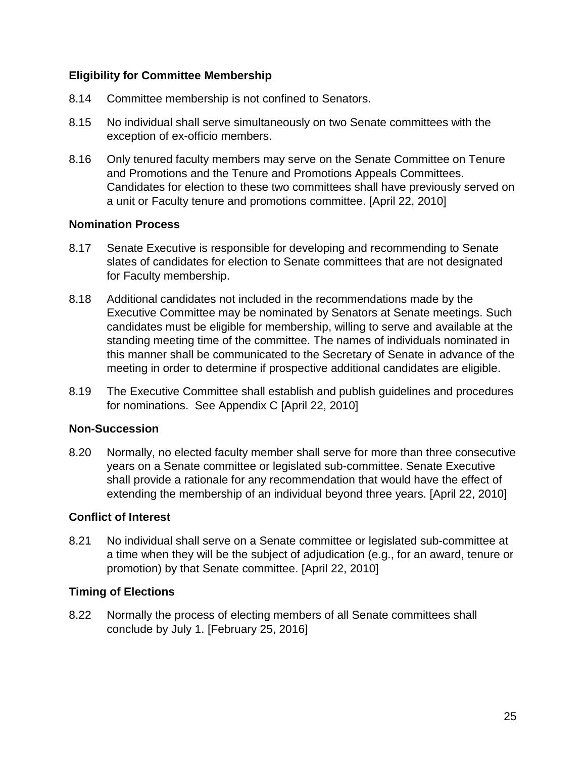### Eligibility for Committee Membership

8.14 Committee membership is not confined to Senators.

8.15 No individual shall serve simultaneously on two Senate committees with the exception of ex-officio members.

8.16 Only tenured faculty members may serve on the Senate Committee on Tenure and Promotions and the Tenure and Promotions Appeals Committees. Candidates for election to these two committees shall have previously served on a unit or Faculty tenure and promotions committee. [April 22, 2010]

### Nomination Process

8.17 Senate Executive is responsible for developing and recommending to Senate slates of candidates for election to Senate committees that are not designated for Faculty membership.

8.18 Additional candidates not included in the recommendations made by the Executive Committee may be nominated by Senators at Senate meetings. Such candidates must be eligible for membership, willing to serve and available at the standing meeting time of the committee. The names of individuals nominated in this manner shall be communicated to the Secretary of Senate in advance of the meeting in order to determine if prospective additional candidates are eligible.

8.19 The Executive Committee shall establish and publish guidelines and procedures for nominations. See Appendix C [April 22, 2010]

### Non-Succession

8.20 Normally, no elected faculty member shall serve for more than three consecutive years on a Senate committee or legislated sub-committee. Senate Executive shall provide a rationale for any recommendation that would have the effect of extending the membership of an individual beyond three years. [April 22, 2010]

### Conflict of Interest

8.21 No individual shall serve on a Senate committee or legislated sub-committee at a time when they will be the subject of adjudication (e.g., for an award, tenure or promotion) by that Senate committee. [April 22, 2010]

### Timing of Elections

8.22 Normally the process of electing members of all Senate committees shall conclude by July 1. [February 25, 2016]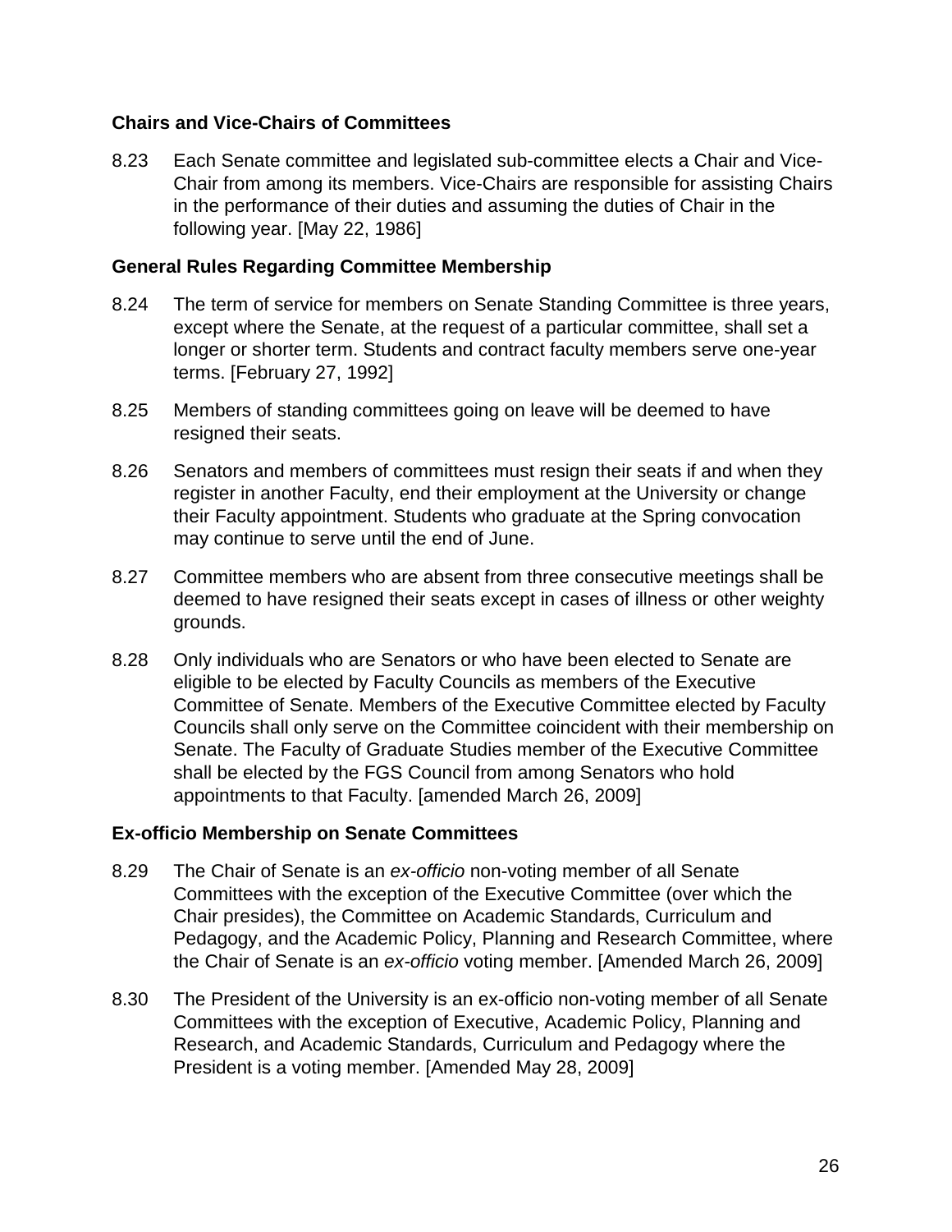### Chairs and Vice-Chairs of Committees

8.23 Each Senate committee and legislated sub-committee elects a Chair and Vice-Chair from among its members. Vice-Chairs are responsible for assisting Chairs in the performance of their duties and assuming the duties of Chair in the following year. [May 22, 1986]

### General Rules Regarding Committee Membership

8.24 The term of service for members on Senate Standing Committee is three years, except where the Senate, at the request of a particular committee, shall set a longer or shorter term. Students and contract faculty members serve one-year terms. [February 27, 1992]

8.25 Members of standing committees going on leave will be deemed to have resigned their seats.

8.26 Senators and members of committees must resign their seats if and when they register in another Faculty, end their employment at the University or change their Faculty appointment. Students who graduate at the Spring convocation may continue to serve until the end of June.

8.27 Committee members who are absent from three consecutive meetings shall be deemed to have resigned their seats except in cases of illness or other weighty grounds.

8.28 Only individuals who are Senators or who have been elected to Senate are eligible to be elected by Faculty Councils as members of the Executive Committee of Senate. Members of the Executive Committee elected by Faculty Councils shall only serve on the Committee coincident with their membership on Senate. The Faculty of Graduate Studies member of the Executive Committee shall be elected by the FGS Council from among Senators who hold appointments to that Faculty. [amended March 26, 2009]

### Ex-officio Membership on Senate Committees

8.29 The Chair of Senate is an *ex-officio* non-voting member of all Senate Committees with the exception of the Executive Committee (over which the Chair presides), the Committee on Academic Standards, Curriculum and Pedagogy, and the Academic Policy, Planning and Research Committee, where the Chair of Senate is an *ex-officio* voting member. [Amended March 26, 2009]

8.30 The President of the University is an ex-officio non-voting member of all Senate Committees with the exception of Executive, Academic Policy, Planning and Research, and Academic Standards, Curriculum and Pedagogy where the President is a voting member. [Amended May 28, 2009]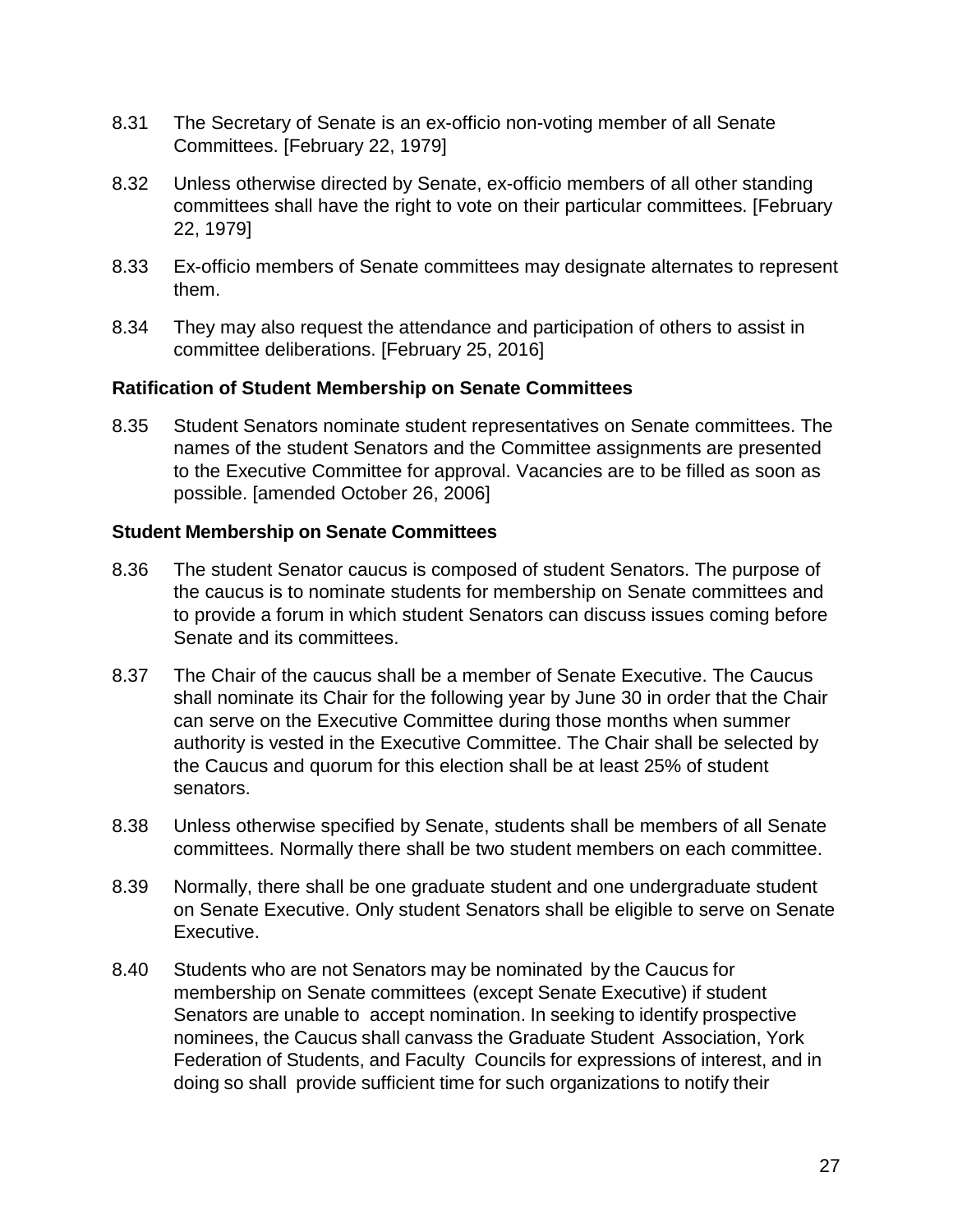8.31 The Secretary of Senate is an ex-officio non-voting member of all Senate Committees. [February 22, 1979]

8.32 Unless otherwise directed by Senate, ex-officio members of all other standing committees shall have the right to vote on their particular committees. [February 22, 1979]

8.33 Ex-officio members of Senate committees may designate alternates to represent them.

8.34 They may also request the attendance and participation of others to assist in committee deliberations. [February 25, 2016]

**Ratification of Student Membership on Senate Committees**

8.35 Student Senators nominate student representatives on Senate committees. The names of the student Senators and the Committee assignments are presented to the Executive Committee for approval. Vacancies are to be filled as soon as possible. [amended October 26, 2006]

**Student Membership on Senate Committees**

8.36 The student Senator caucus is composed of student Senators. The purpose of the caucus is to nominate students for membership on Senate committees and to provide a forum in which student Senators can discuss issues coming before Senate and its committees.

8.37 The Chair of the caucus shall be a member of Senate Executive. The Caucus shall nominate its Chair for the following year by June 30 in order that the Chair can serve on the Executive Committee during those months when summer authority is vested in the Executive Committee. The Chair shall be selected by the Caucus and quorum for this election shall be at least 25% of student senators.

8.38 Unless otherwise specified by Senate, students shall be members of all Senate committees. Normally there shall be two student members on each committee.

8.39 Normally, there shall be one graduate student and one undergraduate student on Senate Executive. Only student Senators shall be eligible to serve on Senate Executive.

8.40 Students who are not Senators may be nominated by the Caucus for membership on Senate committees (except Senate Executive) if student Senators are unable to accept nomination. In seeking to identify prospective nominees, the Caucus shall canvass the Graduate Student Association, York Federation of Students, and Faculty Councils for expressions of interest, and in doing so shall provide sufficient time for such organizations to notify their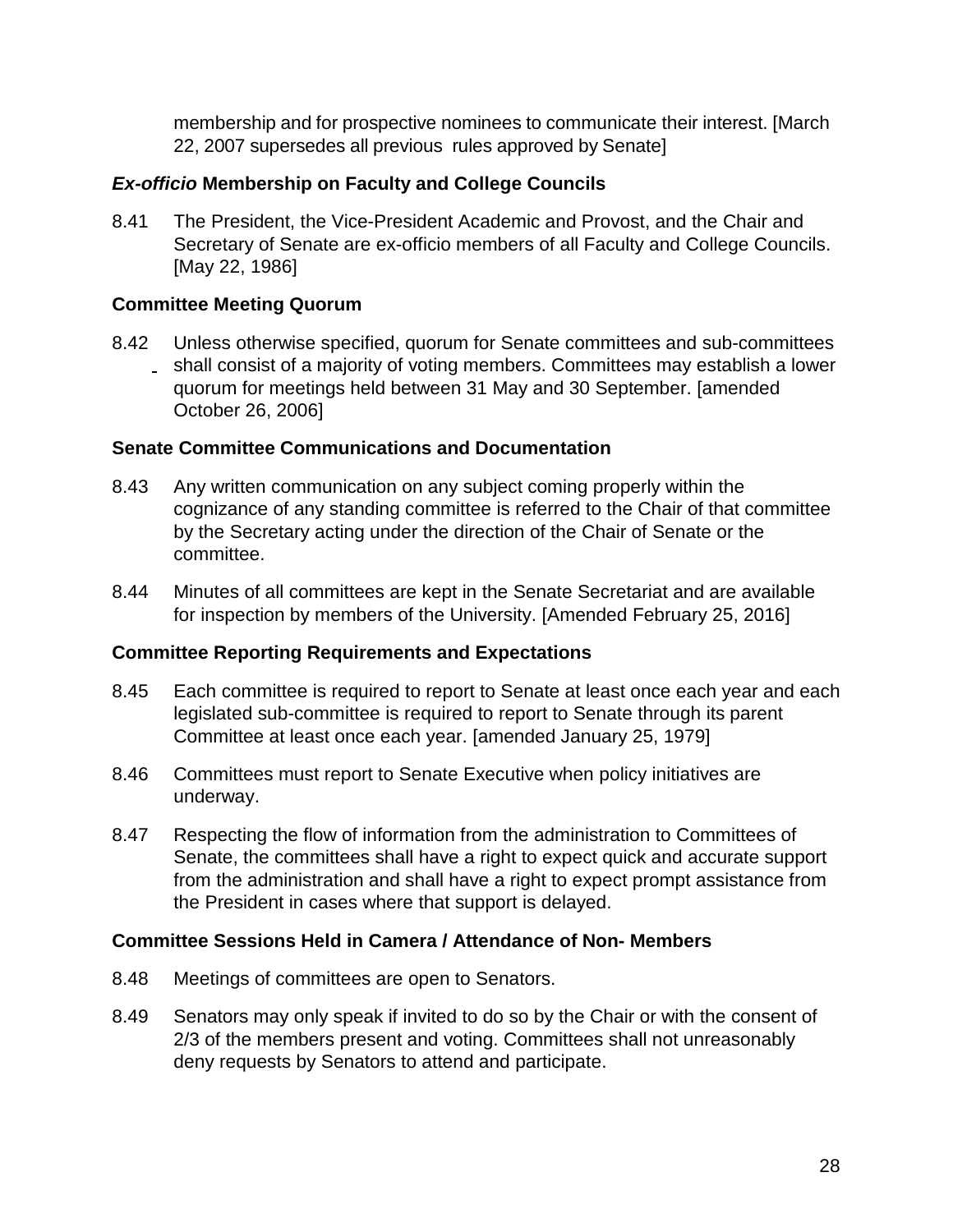membership and for prospective nominees to communicate their interest. [March 22, 2007 supersedes all previous rules approved by Senate]

### ***Ex-officio*** **Membership on Faculty and College Councils**

8.41 The President, the Vice-President Academic and Provost, and the Chair and Secretary of Senate are ex-officio members of all Faculty and College Councils. [May 22, 1986]

### Committee Meeting Quorum

8.42 Unless otherwise specified, quorum for Senate committees and sub-committees shall consist of a majority of voting members. Committees may establish a lower quorum for meetings held between 31 May and 30 September. [amended October 26, 2006]

### Senate Committee Communications and Documentation

8.43 Any written communication on any subject coming properly within the cognizance of any standing committee is referred to the Chair of that committee by the Secretary acting under the direction of the Chair of Senate or the committee.

8.44 Minutes of all committees are kept in the Senate Secretariat and are available for inspection by members of the University. [Amended February 25, 2016]

### Committee Reporting Requirements and Expectations

8.45 Each committee is required to report to Senate at least once each year and each legislated sub-committee is required to report to Senate through its parent Committee at least once each year. [amended January 25, 1979]

8.46 Committees must report to Senate Executive when policy initiatives are underway.

8.47 Respecting the flow of information from the administration to Committees of Senate, the committees shall have a right to expect quick and accurate support from the administration and shall have a right to expect prompt assistance from the President in cases where that support is delayed.

### Committee Sessions Held in Camera / Attendance of Non- Members

8.48 Meetings of committees are open to Senators.

8.49 Senators may only speak if invited to do so by the Chair or with the consent of 2/3 of the members present and voting. Committees shall not unreasonably deny requests by Senators to attend and participate.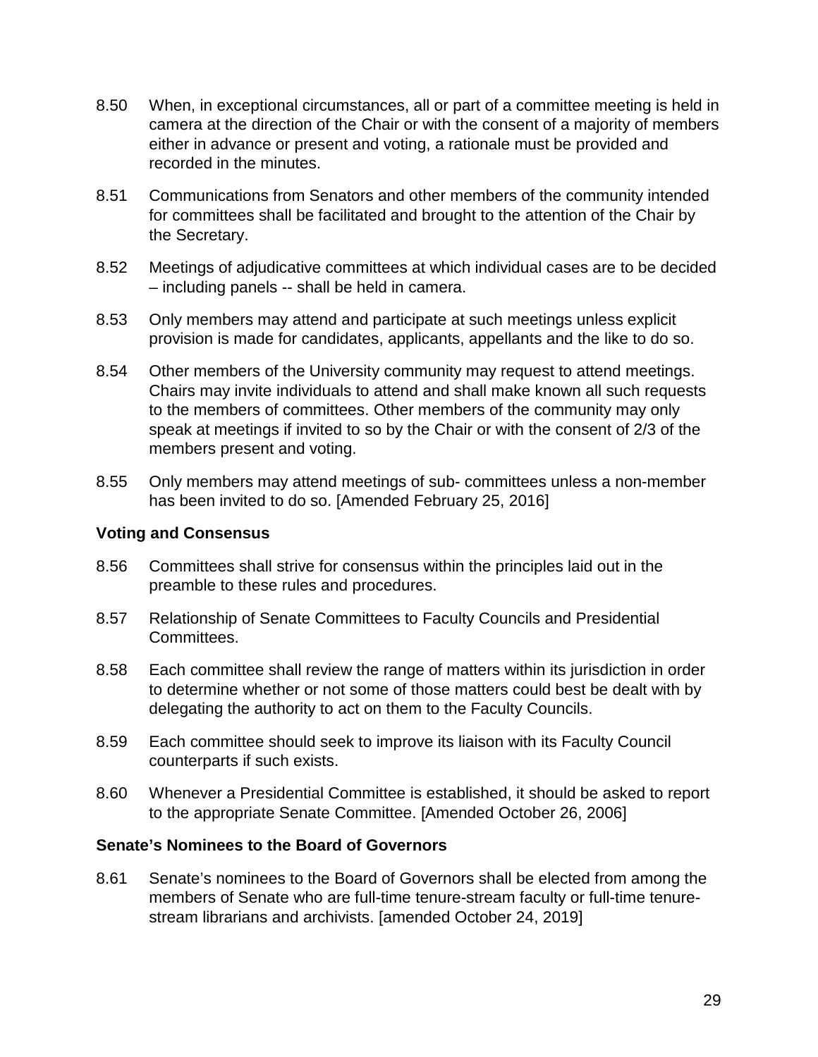8.50 When, in exceptional circumstances, all or part of a committee meeting is held in camera at the direction of the Chair or with the consent of a majority of members either in advance or present and voting, a rationale must be provided and recorded in the minutes.

8.51 Communications from Senators and other members of the community intended for committees shall be facilitated and brought to the attention of the Chair by the Secretary.

8.52 Meetings of adjudicative committees at which individual cases are to be decided – including panels -- shall be held in camera.

8.53 Only members may attend and participate at such meetings unless explicit provision is made for candidates, applicants, appellants and the like to do so.

8.54 Other members of the University community may request to attend meetings. Chairs may invite individuals to attend and shall make known all such requests to the members of committees. Other members of the community may only speak at meetings if invited to so by the Chair or with the consent of 2/3 of the members present and voting.

8.55 Only members may attend meetings of sub- committees unless a non-member has been invited to do so. [Amended February 25, 2016]

**Voting and Consensus**

8.56 Committees shall strive for consensus within the principles laid out in the preamble to these rules and procedures.

8.57 Relationship of Senate Committees to Faculty Councils and Presidential Committees.

8.58 Each committee shall review the range of matters within its jurisdiction in order to determine whether or not some of those matters could best be dealt with by delegating the authority to act on them to the Faculty Councils.

8.59 Each committee should seek to improve its liaison with its Faculty Council counterparts if such exists.

8.60 Whenever a Presidential Committee is established, it should be asked to report to the appropriate Senate Committee. [Amended October 26, 2006]

**Senate's Nominees to the Board of Governors**

8.61 Senate's nominees to the Board of Governors shall be elected from among the members of Senate who are full-time tenure-stream faculty or full-time tenure-stream librarians and archivists. [amended October 24, 2019]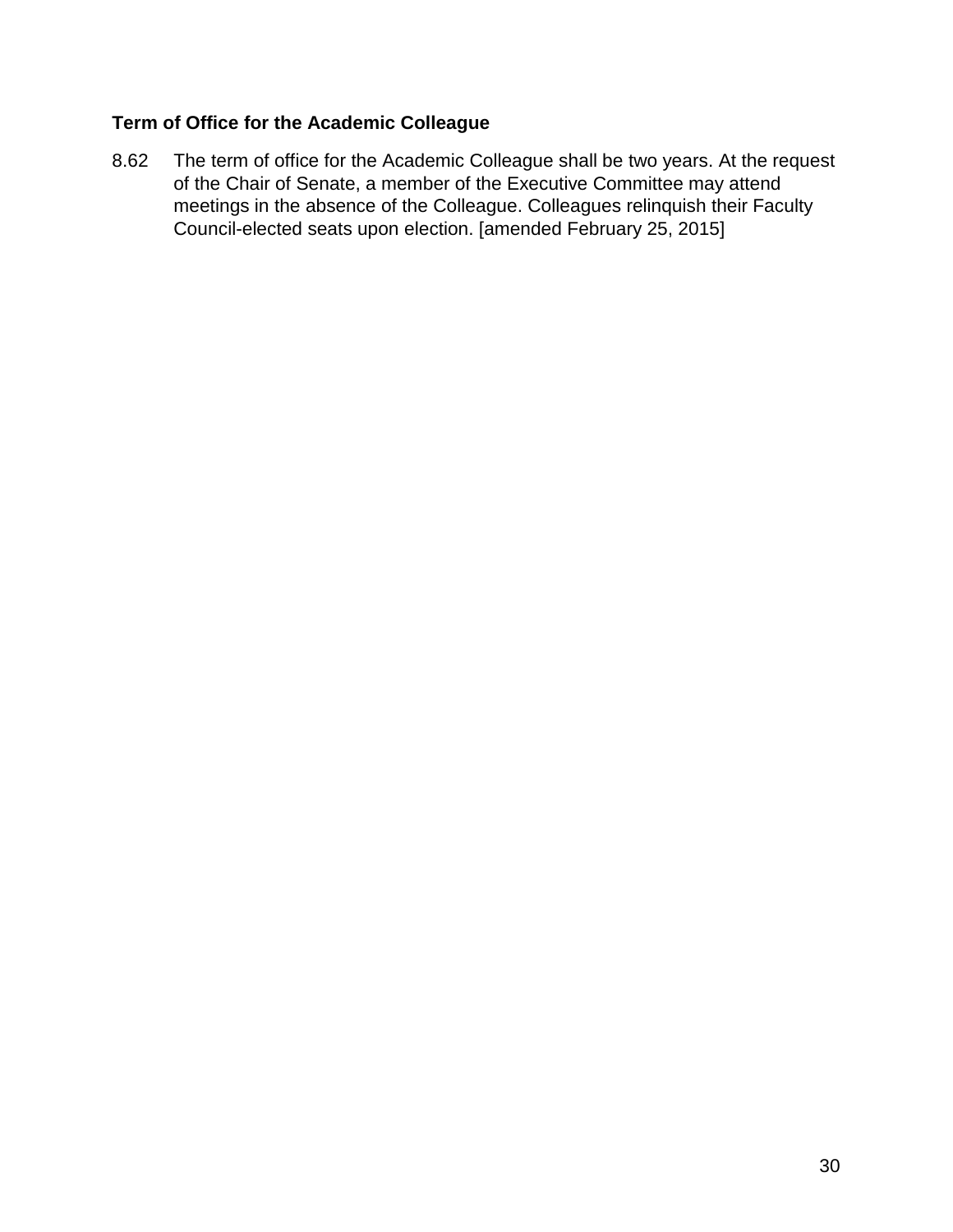**Term of Office for the Academic Colleague**

8.62 The term of office for the Academic Colleague shall be two years. At the request of the Chair of Senate, a member of the Executive Committee may attend meetings in the absence of the Colleague. Colleagues relinquish their Faculty Council-elected seats upon election. [amended February 25, 2015]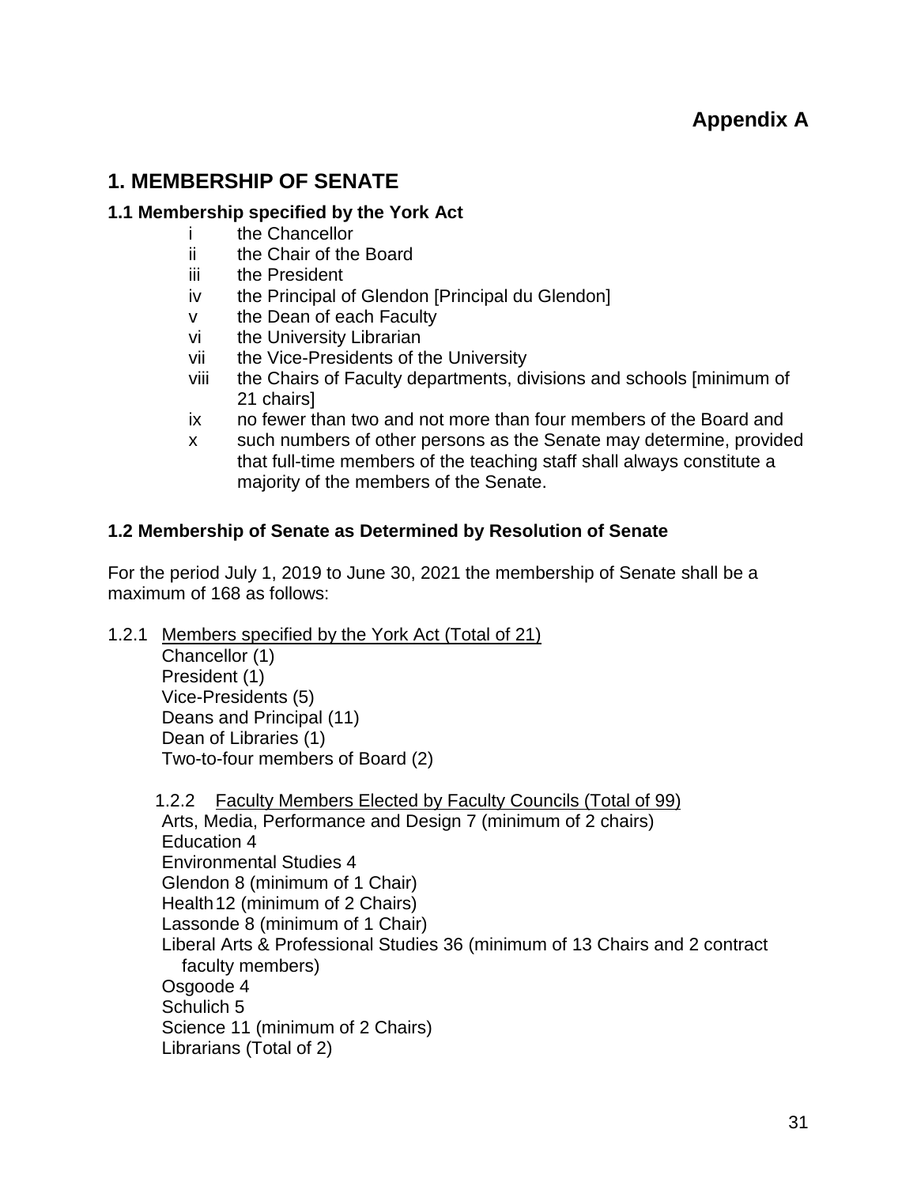**Appendix A**

## 1. MEMBERSHIP OF SENATE

### 1.1 Membership specified by the York Act

- i the Chancellor
- ii the Chair of the Board
- iii the President
- iv the Principal of Glendon [Principal du Glendon]
- v the Dean of each Faculty
- vi the University Librarian
- vii the Vice-Presidents of the University
- viii the Chairs of Faculty departments, divisions and schools [minimum of 21 chairs]
- ix no fewer than two and not more than four members of the Board and
- x such numbers of other persons as the Senate may determine, provided that full-time members of the teaching staff shall always constitute a majority of the members of the Senate.

### 1.2 Membership of Senate as Determined by Resolution of Senate

For the period July 1, 2019 to June 30, 2021 the membership of Senate shall be a maximum of 168 as follows:

1.2.1 Members specified by the York Act (Total of 21)

Chancellor (1)
President (1)
Vice-Presidents (5)
Deans and Principal (11)
Dean of Libraries (1)
Two-to-four members of Board (2)

1.2.2 Faculty Members Elected by Faculty Councils (Total of 99)

Arts, Media, Performance and Design 7 (minimum of 2 chairs)
Education 4
Environmental Studies 4
Glendon 8 (minimum of 1 Chair)
Health 12 (minimum of 2 Chairs)
Lassonde 8 (minimum of 1 Chair)
Liberal Arts & Professional Studies 36 (minimum of 13 Chairs and 2 contract faculty members)
Osgoode 4
Schulich 5
Science 11 (minimum of 2 Chairs)
Librarians (Total of 2)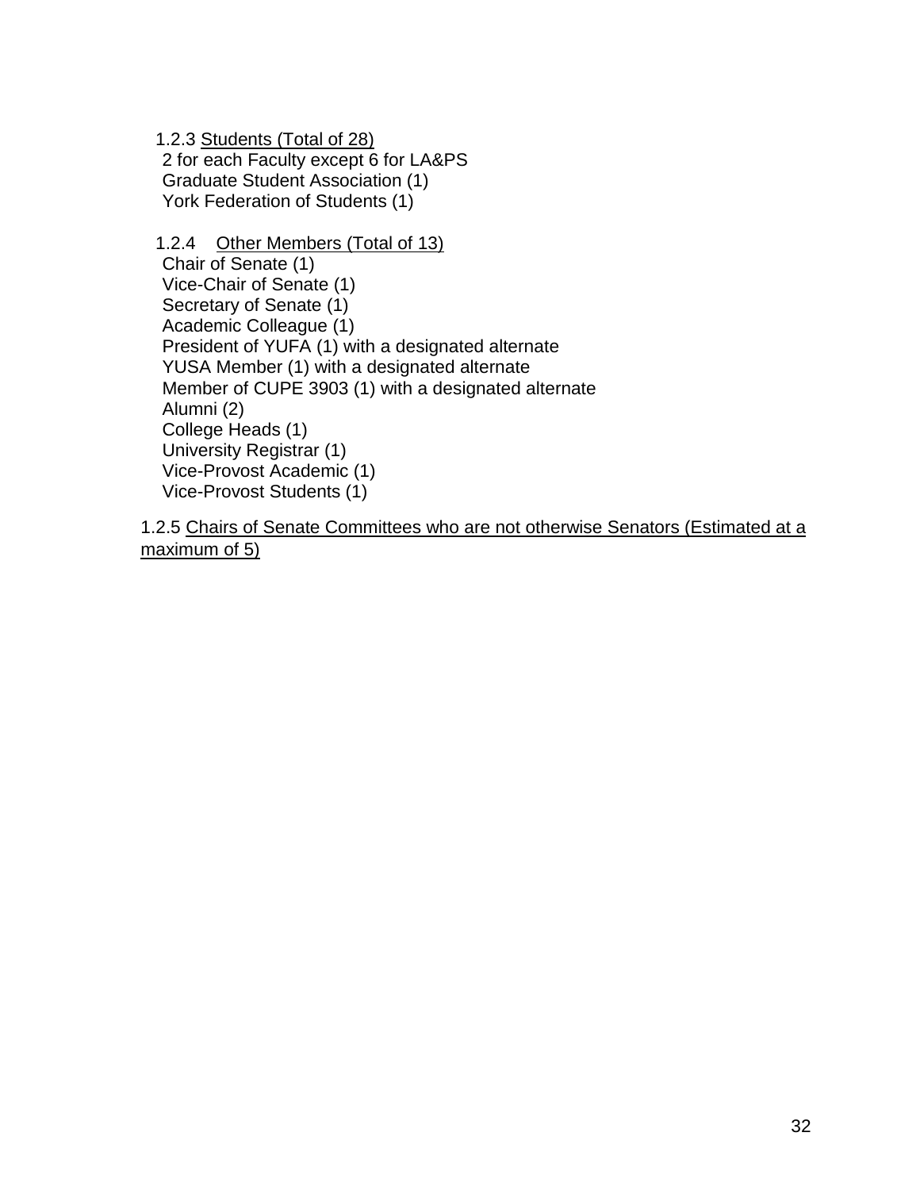1.2.3 Students (Total of 28)

2 for each Faculty except 6 for LA&PS
Graduate Student Association (1)
York Federation of Students (1)

1.2.4 Other Members (Total of 13)

Chair of Senate (1)
Vice-Chair of Senate (1)
Secretary of Senate (1)
Academic Colleague (1)
President of YUFA (1) with a designated alternate
YUSA Member (1) with a designated alternate
Member of CUPE 3903 (1) with a designated alternate
Alumni (2)
College Heads (1)
University Registrar (1)
Vice-Provost Academic (1)
Vice-Provost Students (1)

1.2.5 Chairs of Senate Committees who are not otherwise Senators (Estimated at a maximum of 5)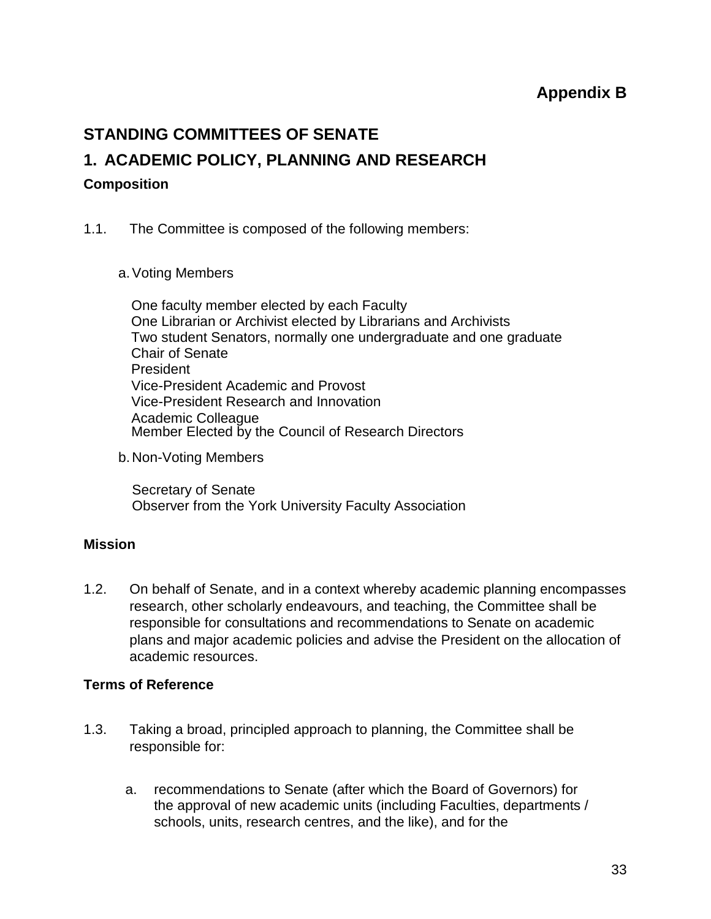## Appendix B

# STANDING COMMITTEES OF SENATE

## 1. ACADEMIC POLICY, PLANNING AND RESEARCH

### Composition

1.1. The Committee is composed of the following members:

a. Voting Members

One faculty member elected by each Faculty
One Librarian or Archivist elected by Librarians and Archivists
Two student Senators, normally one undergraduate and one graduate
Chair of Senate
President
Vice-President Academic and Provost
Vice-President Research and Innovation
Academic Colleague
Member Elected by the Council of Research Directors

b. Non-Voting Members

Secretary of Senate
Observer from the York University Faculty Association

### Mission

1.2. On behalf of Senate, and in a context whereby academic planning encompasses research, other scholarly endeavours, and teaching, the Committee shall be responsible for consultations and recommendations to Senate on academic plans and major academic policies and advise the President on the allocation of academic resources.

### Terms of Reference

1.3. Taking a broad, principled approach to planning, the Committee shall be responsible for:

a. recommendations to Senate (after which the Board of Governors) for the approval of new academic units (including Faculties, departments / schools, units, research centres, and the like), and for the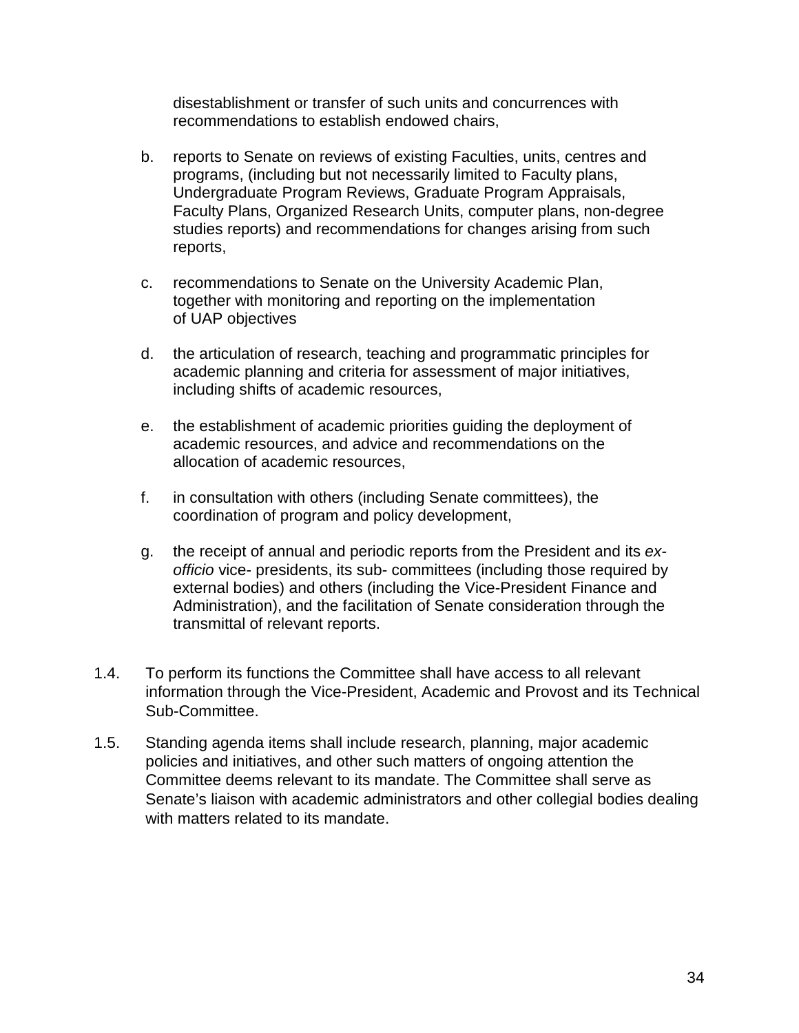disestablishment or transfer of such units and concurrences with recommendations to establish endowed chairs,

b. reports to Senate on reviews of existing Faculties, units, centres and programs, (including but not necessarily limited to Faculty plans, Undergraduate Program Reviews, Graduate Program Appraisals, Faculty Plans, Organized Research Units, computer plans, non-degree studies reports) and recommendations for changes arising from such reports,

c. recommendations to Senate on the University Academic Plan, together with monitoring and reporting on the implementation of UAP objectives

d. the articulation of research, teaching and programmatic principles for academic planning and criteria for assessment of major initiatives, including shifts of academic resources,

e. the establishment of academic priorities guiding the deployment of academic resources, and advice and recommendations on the allocation of academic resources,

f. in consultation with others (including Senate committees), the coordination of program and policy development,

g. the receipt of annual and periodic reports from the President and its *ex-officio* vice- presidents, its sub- committees (including those required by external bodies) and others (including the Vice-President Finance and Administration), and the facilitation of Senate consideration through the transmittal of relevant reports.

1.4. To perform its functions the Committee shall have access to all relevant information through the Vice-President, Academic and Provost and its Technical Sub-Committee.

1.5. Standing agenda items shall include research, planning, major academic policies and initiatives, and other such matters of ongoing attention the Committee deems relevant to its mandate. The Committee shall serve as Senate's liaison with academic administrators and other collegial bodies dealing with matters related to its mandate.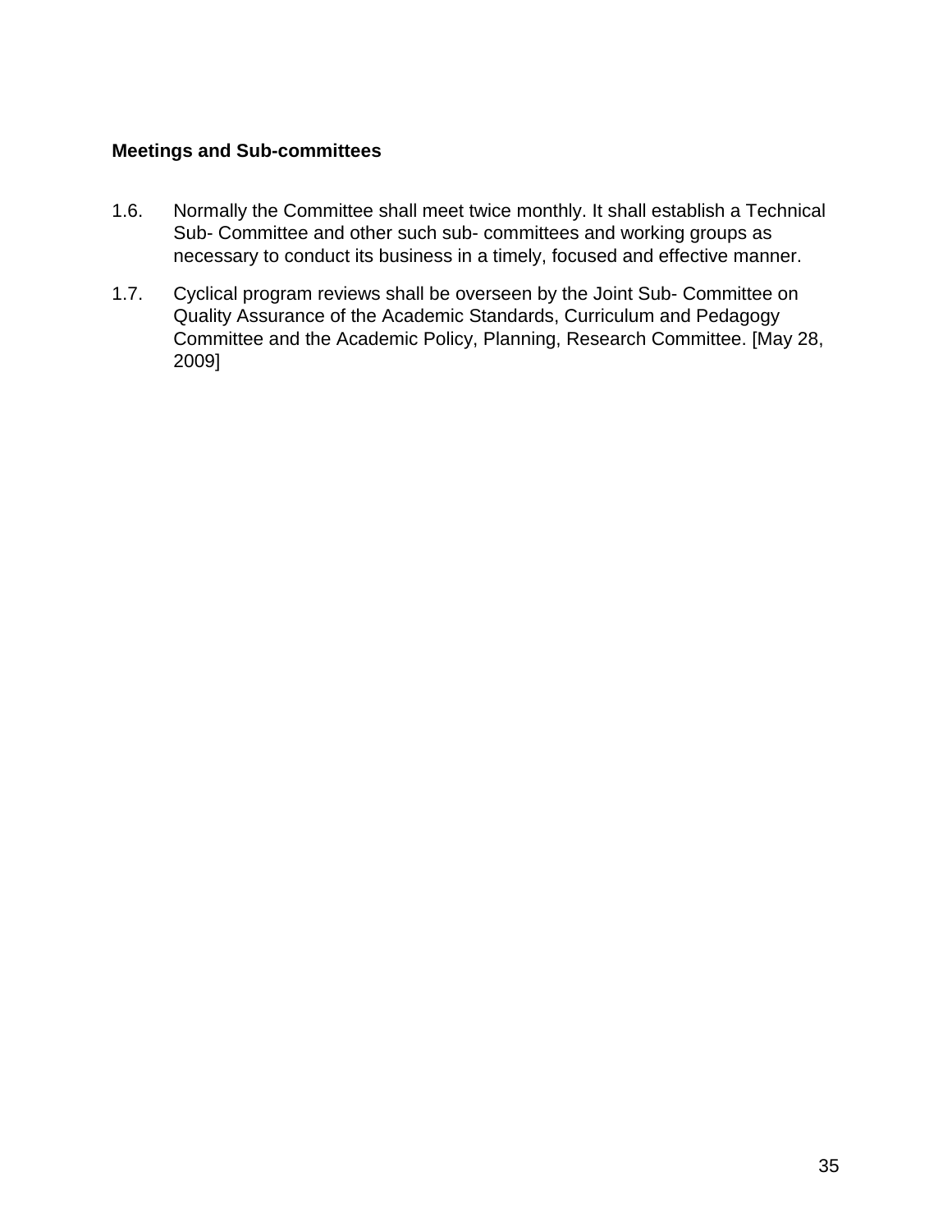**Meetings and Sub-committees**

1.6. Normally the Committee shall meet twice monthly. It shall establish a Technical Sub- Committee and other such sub- committees and working groups as necessary to conduct its business in a timely, focused and effective manner.

1.7. Cyclical program reviews shall be overseen by the Joint Sub- Committee on Quality Assurance of the Academic Standards, Curriculum and Pedagogy Committee and the Academic Policy, Planning, Research Committee. [May 28, 2009]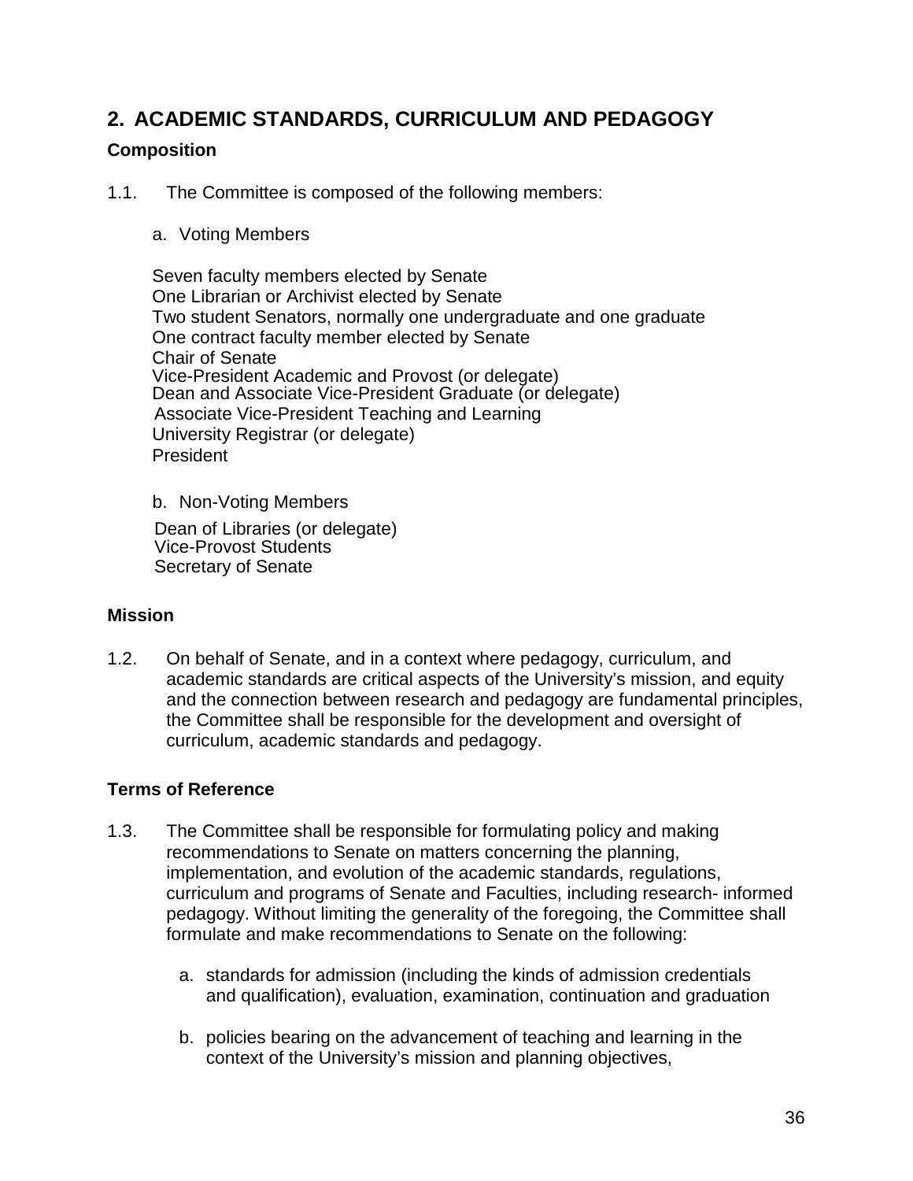## 2. ACADEMIC STANDARDS, CURRICULUM AND PEDAGOGY

### Composition

1.1. The Committee is composed of the following members:

a. Voting Members

Seven faculty members elected by Senate
One Librarian or Archivist elected by Senate
Two student Senators, normally one undergraduate and one graduate
One contract faculty member elected by Senate
Chair of Senate
Vice-President Academic and Provost (or delegate)
Dean and Associate Vice-President Graduate (or delegate)
Associate Vice-President Teaching and Learning
University Registrar (or delegate)
President

b. Non-Voting Members

Dean of Libraries (or delegate)
Vice-Provost Students
Secretary of Senate

### Mission

1.2. On behalf of Senate, and in a context where pedagogy, curriculum, and academic standards are critical aspects of the University's mission, and equity and the connection between research and pedagogy are fundamental principles, the Committee shall be responsible for the development and oversight of curriculum, academic standards and pedagogy.

### Terms of Reference

1.3. The Committee shall be responsible for formulating policy and making recommendations to Senate on matters concerning the planning, implementation, and evolution of the academic standards, regulations, curriculum and programs of Senate and Faculties, including research- informed pedagogy. Without limiting the generality of the foregoing, the Committee shall formulate and make recommendations to Senate on the following:

a. standards for admission (including the kinds of admission credentials and qualification), evaluation, examination, continuation and graduation

b. policies bearing on the advancement of teaching and learning in the context of the University's mission and planning objectives,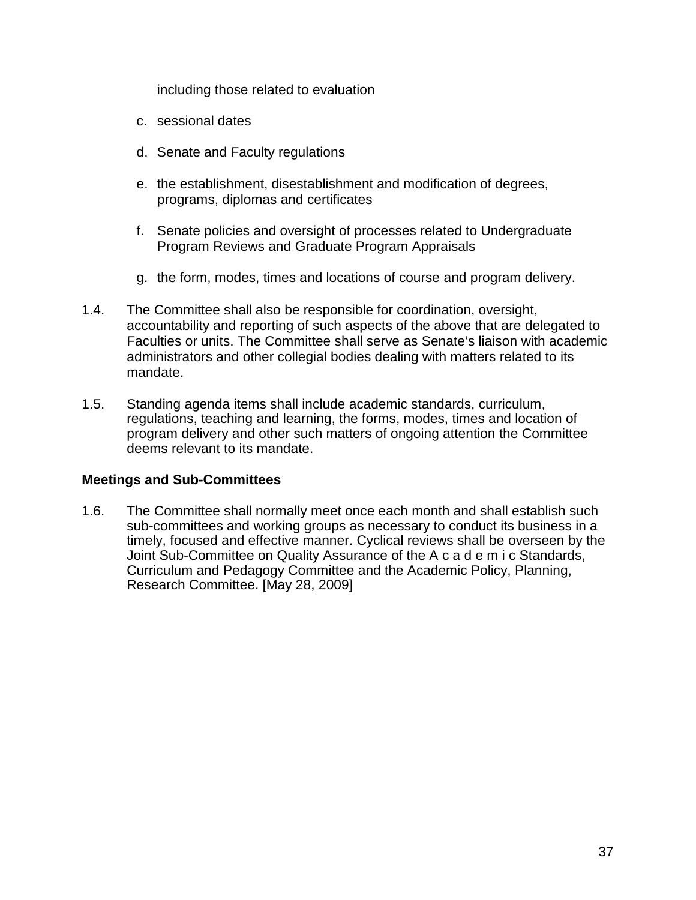including those related to evaluation

c. sessional dates

d. Senate and Faculty regulations

e. the establishment, disestablishment and modification of degrees, programs, diplomas and certificates

f. Senate policies and oversight of processes related to Undergraduate Program Reviews and Graduate Program Appraisals

g. the form, modes, times and locations of course and program delivery.

1.4. The Committee shall also be responsible for coordination, oversight, accountability and reporting of such aspects of the above that are delegated to Faculties or units. The Committee shall serve as Senate's liaison with academic administrators and other collegial bodies dealing with matters related to its mandate.

1.5. Standing agenda items shall include academic standards, curriculum, regulations, teaching and learning, the forms, modes, times and location of program delivery and other such matters of ongoing attention the Committee deems relevant to its mandate.

**Meetings and Sub-Committees**

1.6. The Committee shall normally meet once each month and shall establish such sub-committees and working groups as necessary to conduct its business in a timely, focused and effective manner. Cyclical reviews shall be overseen by the Joint Sub-Committee on Quality Assurance of the Academic Standards, Curriculum and Pedagogy Committee and the Academic Policy, Planning, Research Committee. [May 28, 2009]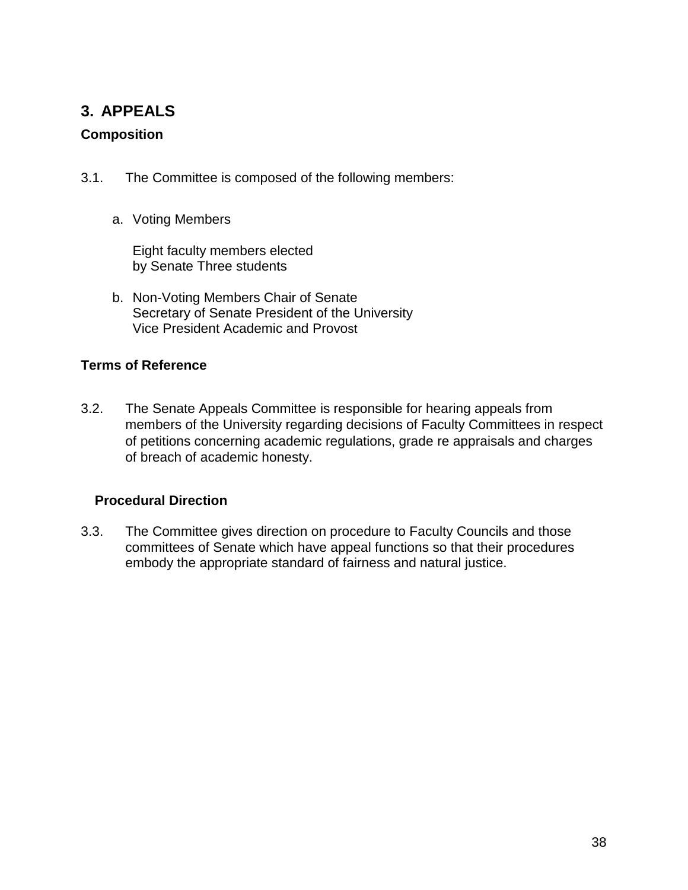## 3. APPEALS

### Composition

3.1. The Committee is composed of the following members:

a. Voting Members

Eight faculty members elected
by Senate Three students

b. Non-Voting Members Chair of Senate
Secretary of Senate President of the University
Vice President Academic and Provost

### Terms of Reference

3.2. The Senate Appeals Committee is responsible for hearing appeals from members of the University regarding decisions of Faculty Committees in respect of petitions concerning academic regulations, grade re appraisals and charges of breach of academic honesty.

### Procedural Direction

3.3. The Committee gives direction on procedure to Faculty Councils and those committees of Senate which have appeal functions so that their procedures embody the appropriate standard of fairness and natural justice.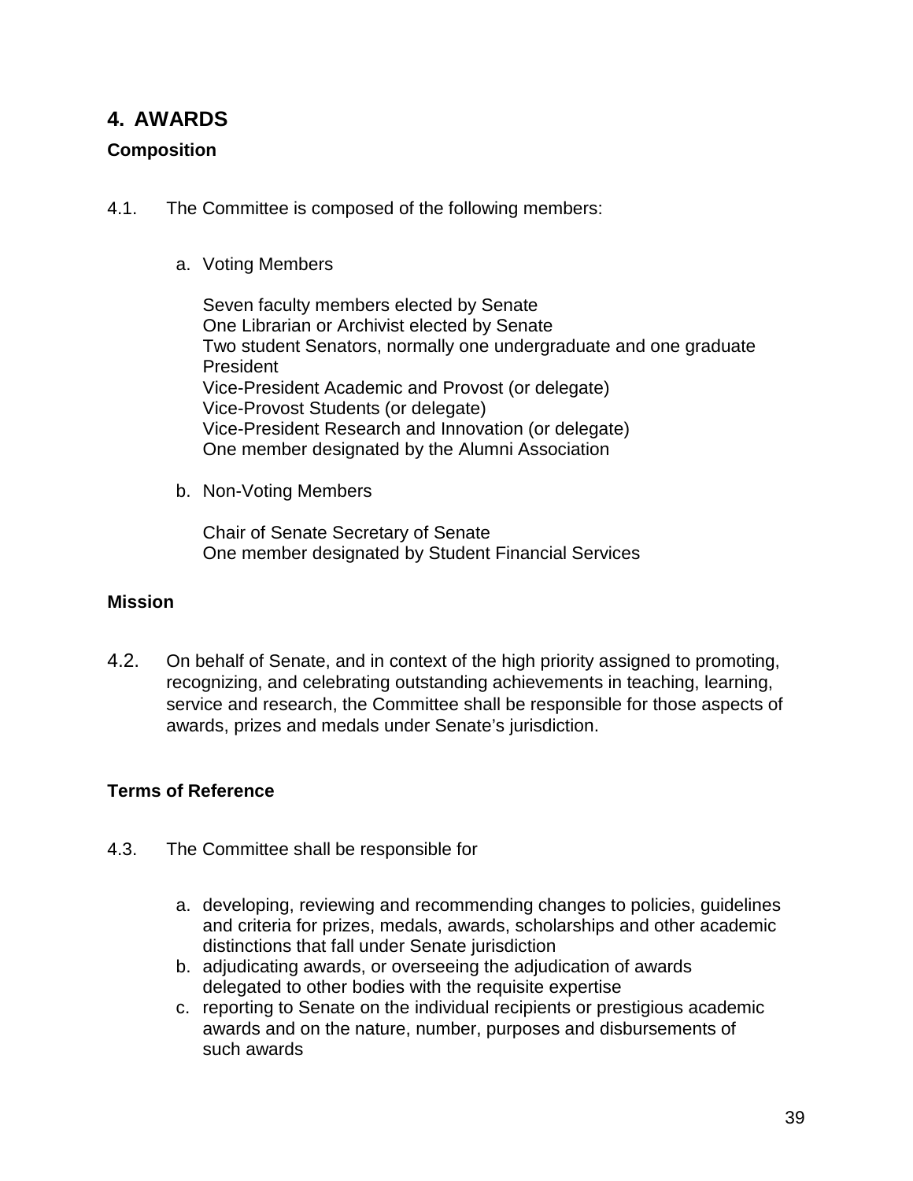## 4. AWARDS

### Composition

4.1. The Committee is composed of the following members:

a. Voting Members

Seven faculty members elected by Senate
One Librarian or Archivist elected by Senate
Two student Senators, normally one undergraduate and one graduate
President
Vice-President Academic and Provost (or delegate)
Vice-Provost Students (or delegate)
Vice-President Research and Innovation (or delegate)
One member designated by the Alumni Association

b. Non-Voting Members

Chair of Senate Secretary of Senate
One member designated by Student Financial Services

### Mission

4.2. On behalf of Senate, and in context of the high priority assigned to promoting, recognizing, and celebrating outstanding achievements in teaching, learning, service and research, the Committee shall be responsible for those aspects of awards, prizes and medals under Senate's jurisdiction.

### Terms of Reference

4.3. The Committee shall be responsible for

a. developing, reviewing and recommending changes to policies, guidelines and criteria for prizes, medals, awards, scholarships and other academic distinctions that fall under Senate jurisdiction
b. adjudicating awards, or overseeing the adjudication of awards delegated to other bodies with the requisite expertise
c. reporting to Senate on the individual recipients or prestigious academic awards and on the nature, number, purposes and disbursements of such awards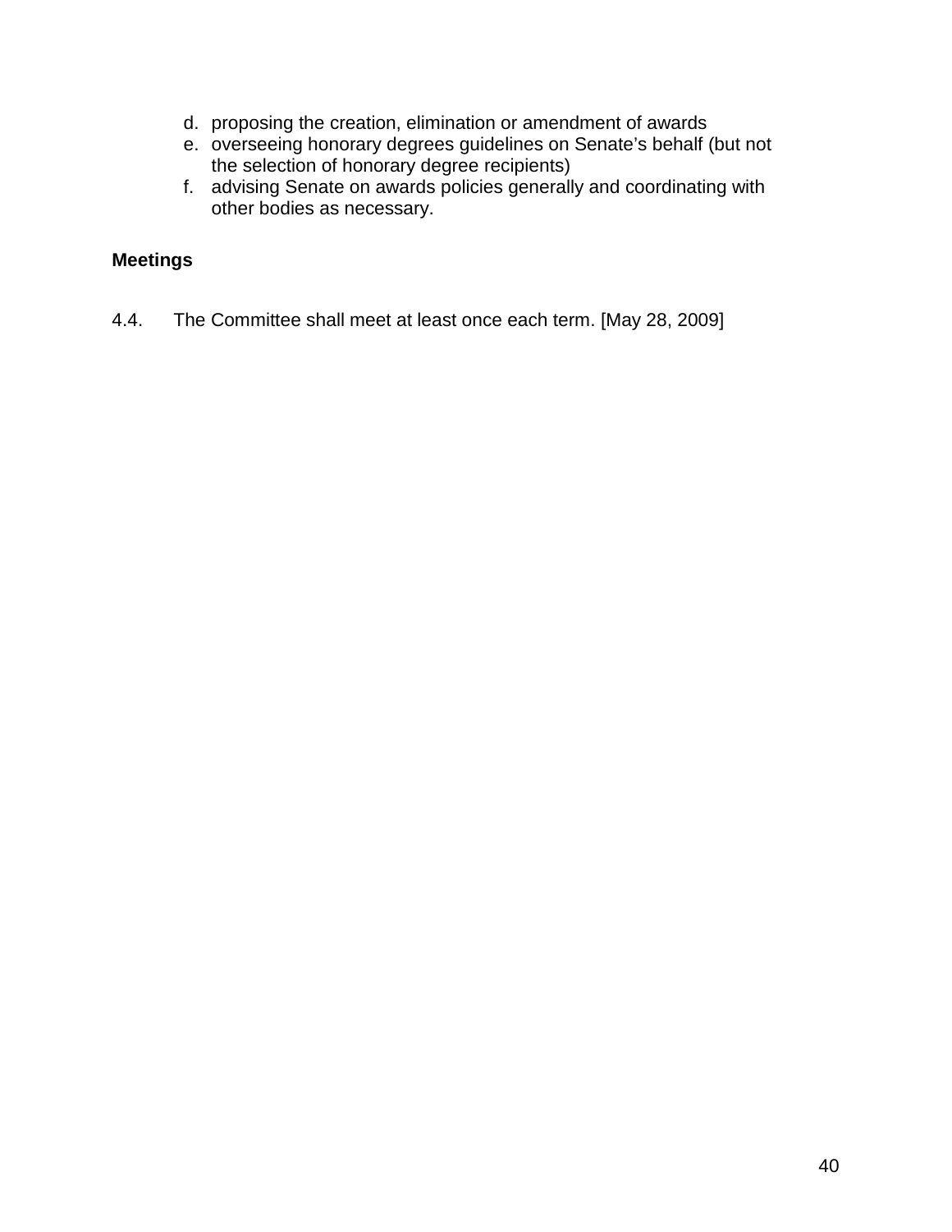d. proposing the creation, elimination or amendment of awards
e. overseeing honorary degrees guidelines on Senate's behalf (but not the selection of honorary degree recipients)
f. advising Senate on awards policies generally and coordinating with other bodies as necessary.

**Meetings**

4.4. The Committee shall meet at least once each term. [May 28, 2009]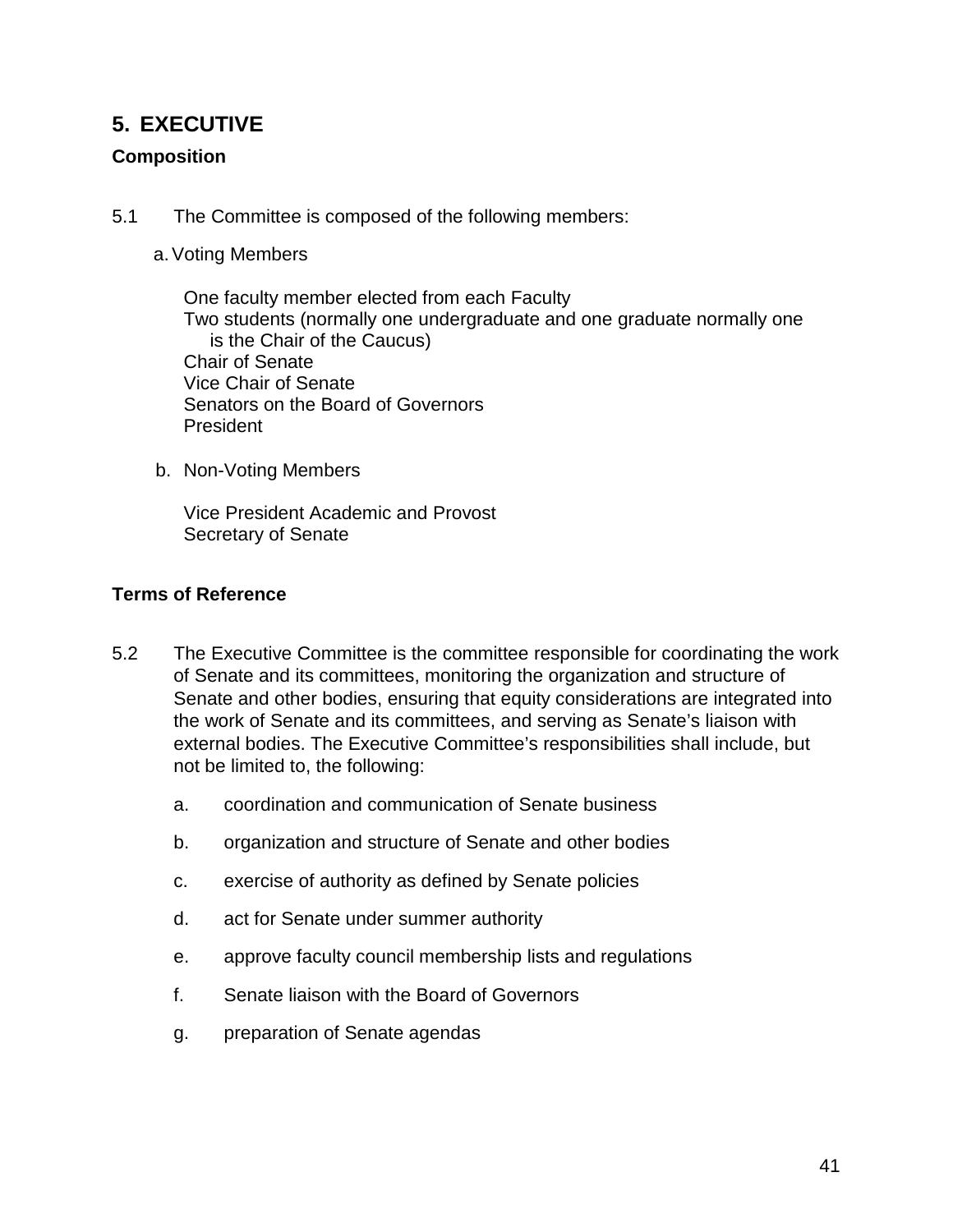## 5. EXECUTIVE

### Composition

5.1 The Committee is composed of the following members:

a. Voting Members

One faculty member elected from each Faculty
Two students (normally one undergraduate and one graduate normally one is the Chair of the Caucus)
Chair of Senate
Vice Chair of Senate
Senators on the Board of Governors
President

b. Non-Voting Members

Vice President Academic and Provost
Secretary of Senate

### Terms of Reference

5.2 The Executive Committee is the committee responsible for coordinating the work of Senate and its committees, monitoring the organization and structure of Senate and other bodies, ensuring that equity considerations are integrated into the work of Senate and its committees, and serving as Senate's liaison with external bodies. The Executive Committee's responsibilities shall include, but not be limited to, the following:

a. coordination and communication of Senate business

b. organization and structure of Senate and other bodies

c. exercise of authority as defined by Senate policies

d. act for Senate under summer authority

e. approve faculty council membership lists and regulations

f. Senate liaison with the Board of Governors

g. preparation of Senate agendas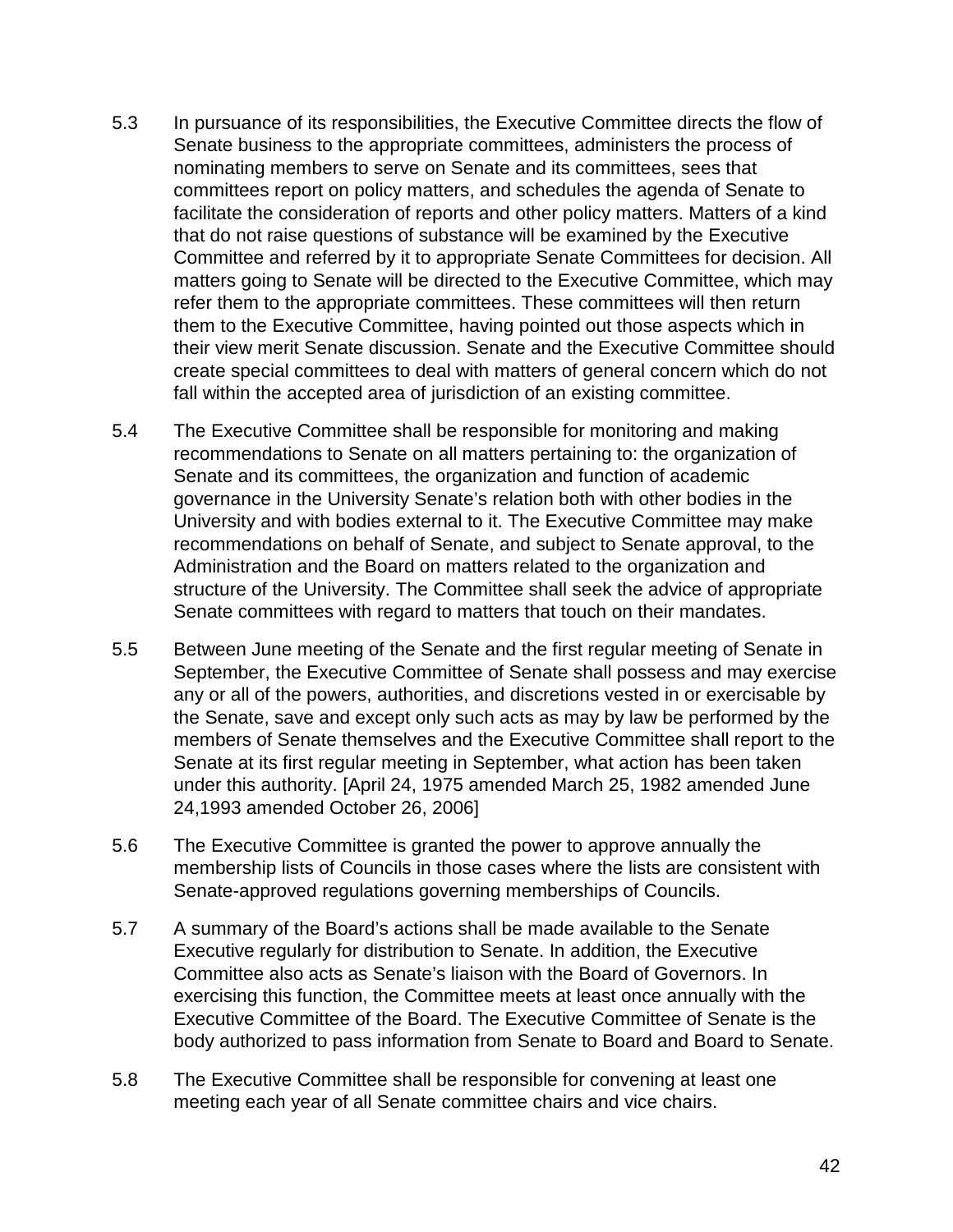5.3 In pursuance of its responsibilities, the Executive Committee directs the flow of Senate business to the appropriate committees, administers the process of nominating members to serve on Senate and its committees, sees that committees report on policy matters, and schedules the agenda of Senate to facilitate the consideration of reports and other policy matters. Matters of a kind that do not raise questions of substance will be examined by the Executive Committee and referred by it to appropriate Senate Committees for decision. All matters going to Senate will be directed to the Executive Committee, which may refer them to the appropriate committees. These committees will then return them to the Executive Committee, having pointed out those aspects which in their view merit Senate discussion. Senate and the Executive Committee should create special committees to deal with matters of general concern which do not fall within the accepted area of jurisdiction of an existing committee.

5.4 The Executive Committee shall be responsible for monitoring and making recommendations to Senate on all matters pertaining to: the organization of Senate and its committees, the organization and function of academic governance in the University Senate's relation both with other bodies in the University and with bodies external to it. The Executive Committee may make recommendations on behalf of Senate, and subject to Senate approval, to the Administration and the Board on matters related to the organization and structure of the University. The Committee shall seek the advice of appropriate Senate committees with regard to matters that touch on their mandates.

5.5 Between June meeting of the Senate and the first regular meeting of Senate in September, the Executive Committee of Senate shall possess and may exercise any or all of the powers, authorities, and discretions vested in or exercisable by the Senate, save and except only such acts as may by law be performed by the members of Senate themselves and the Executive Committee shall report to the Senate at its first regular meeting in September, what action has been taken under this authority. [April 24, 1975 amended March 25, 1982 amended June 24,1993 amended October 26, 2006]

5.6 The Executive Committee is granted the power to approve annually the membership lists of Councils in those cases where the lists are consistent with Senate-approved regulations governing memberships of Councils.

5.7 A summary of the Board's actions shall be made available to the Senate Executive regularly for distribution to Senate. In addition, the Executive Committee also acts as Senate's liaison with the Board of Governors. In exercising this function, the Committee meets at least once annually with the Executive Committee of the Board. The Executive Committee of Senate is the body authorized to pass information from Senate to Board and Board to Senate.

5.8 The Executive Committee shall be responsible for convening at least one meeting each year of all Senate committee chairs and vice chairs.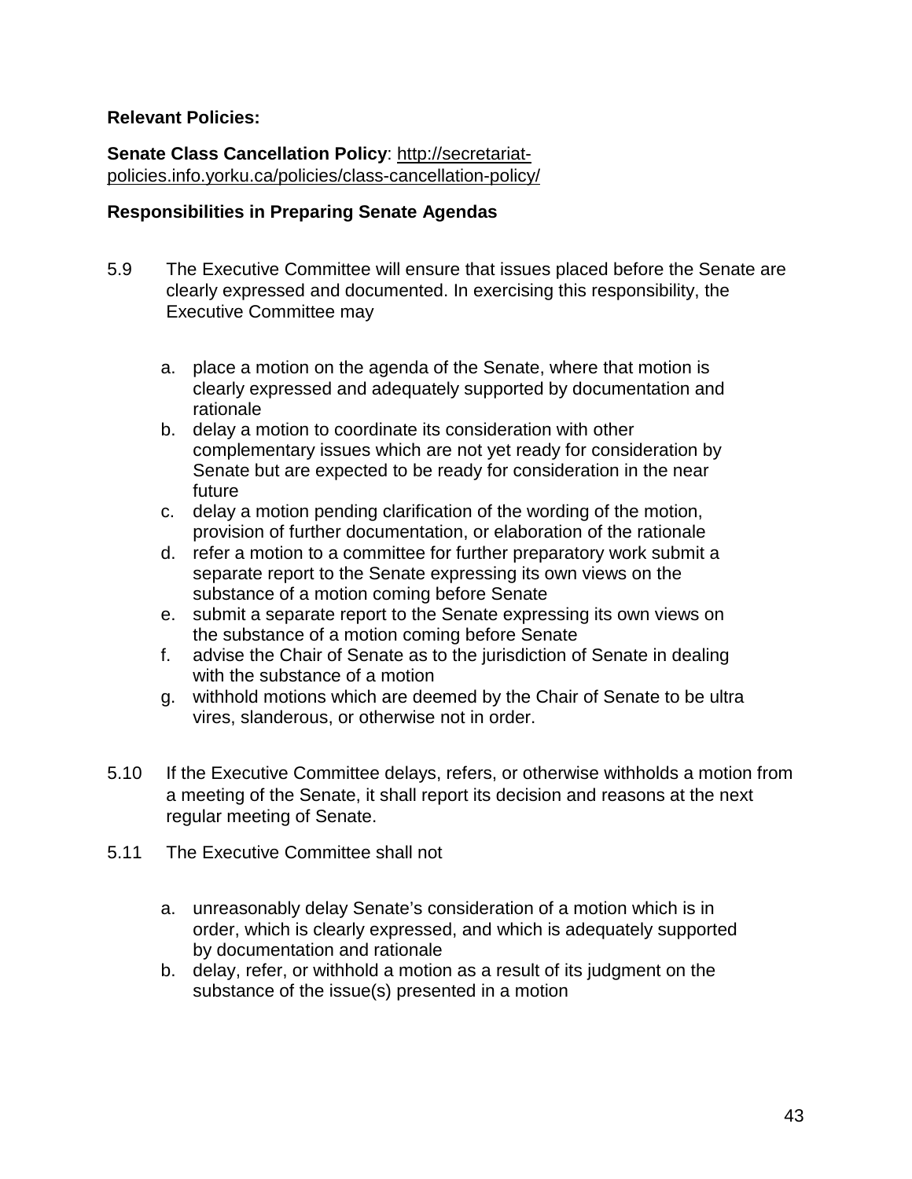**Relevant Policies:**

**Senate Class Cancellation Policy**: [http://secretariat-policies.info.yorku.ca/policies/class-cancellation-policy/](http://secretariat-policies.info.yorku.ca/policies/class-cancellation-policy/)

**Responsibilities in Preparing Senate Agendas**

5.9 The Executive Committee will ensure that issues placed before the Senate are clearly expressed and documented. In exercising this responsibility, the Executive Committee may

   a. place a motion on the agenda of the Senate, where that motion is clearly expressed and adequately supported by documentation and rationale
   b. delay a motion to coordinate its consideration with other complementary issues which are not yet ready for consideration by Senate but are expected to be ready for consideration in the near future
   c. delay a motion pending clarification of the wording of the motion, provision of further documentation, or elaboration of the rationale
   d. refer a motion to a committee for further preparatory work submit a separate report to the Senate expressing its own views on the substance of a motion coming before Senate
   e. submit a separate report to the Senate expressing its own views on the substance of a motion coming before Senate
   f. advise the Chair of Senate as to the jurisdiction of Senate in dealing with the substance of a motion
   g. withhold motions which are deemed by the Chair of Senate to be ultra vires, slanderous, or otherwise not in order.

5.10 If the Executive Committee delays, refers, or otherwise withholds a motion from a meeting of the Senate, it shall report its decision and reasons at the next regular meeting of Senate.

5.11 The Executive Committee shall not

   a. unreasonably delay Senate's consideration of a motion which is in order, which is clearly expressed, and which is adequately supported by documentation and rationale
   b. delay, refer, or withhold a motion as a result of its judgment on the substance of the issue(s) presented in a motion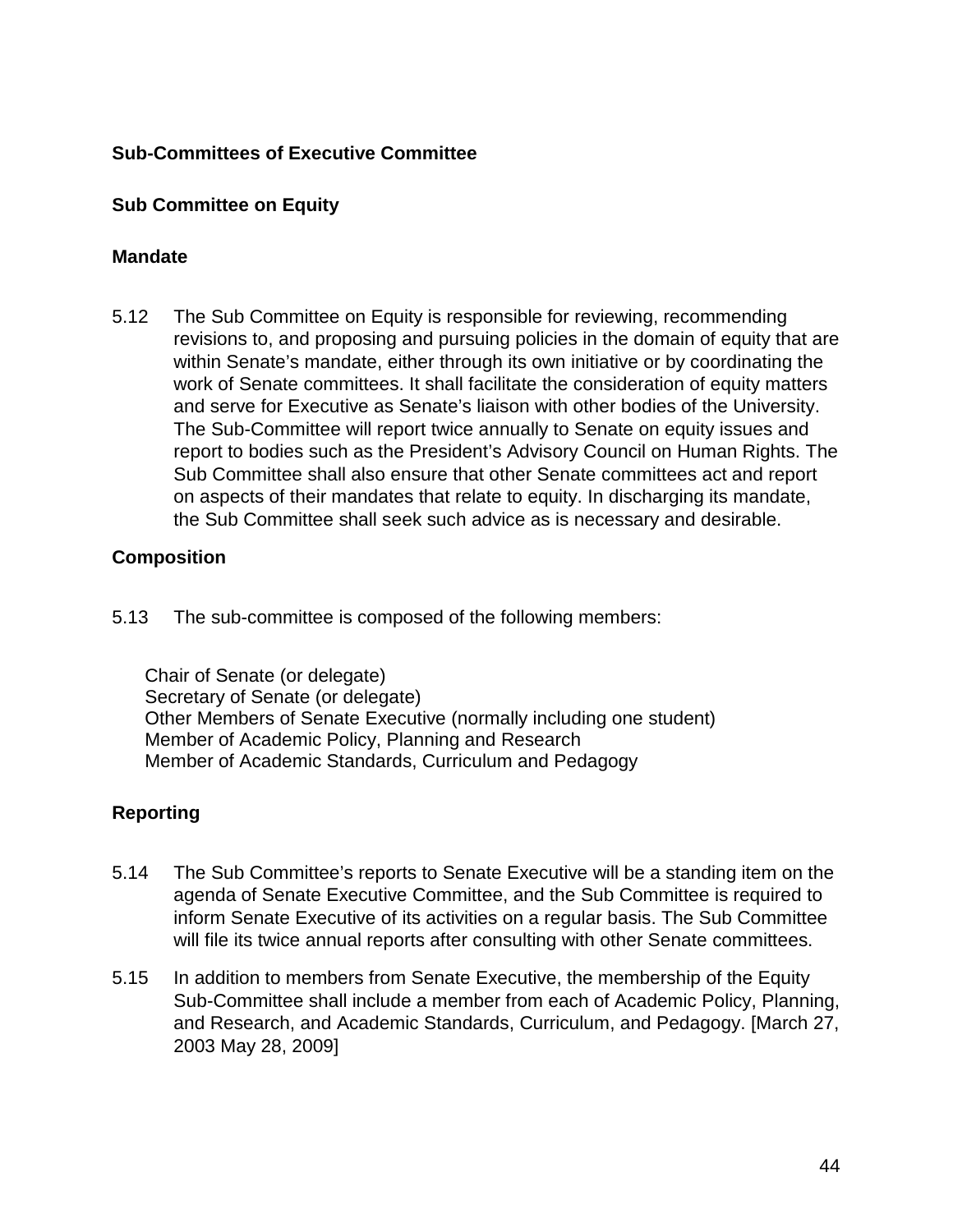**Sub-Committees of Executive Committee**

**Sub Committee on Equity**

**Mandate**

5.12 The Sub Committee on Equity is responsible for reviewing, recommending revisions to, and proposing and pursuing policies in the domain of equity that are within Senate's mandate, either through its own initiative or by coordinating the work of Senate committees. It shall facilitate the consideration of equity matters and serve for Executive as Senate's liaison with other bodies of the University. The Sub-Committee will report twice annually to Senate on equity issues and report to bodies such as the President's Advisory Council on Human Rights. The Sub Committee shall also ensure that other Senate committees act and report on aspects of their mandates that relate to equity. In discharging its mandate, the Sub Committee shall seek such advice as is necessary and desirable.

**Composition**

5.13 The sub-committee is composed of the following members:

Chair of Senate (or delegate)
Secretary of Senate (or delegate)
Other Members of Senate Executive (normally including one student)
Member of Academic Policy, Planning and Research
Member of Academic Standards, Curriculum and Pedagogy

**Reporting**

5.14 The Sub Committee's reports to Senate Executive will be a standing item on the agenda of Senate Executive Committee, and the Sub Committee is required to inform Senate Executive of its activities on a regular basis. The Sub Committee will file its twice annual reports after consulting with other Senate committees.

5.15 In addition to members from Senate Executive, the membership of the Equity Sub-Committee shall include a member from each of Academic Policy, Planning, and Research, and Academic Standards, Curriculum, and Pedagogy. [March 27, 2003 May 28, 2009]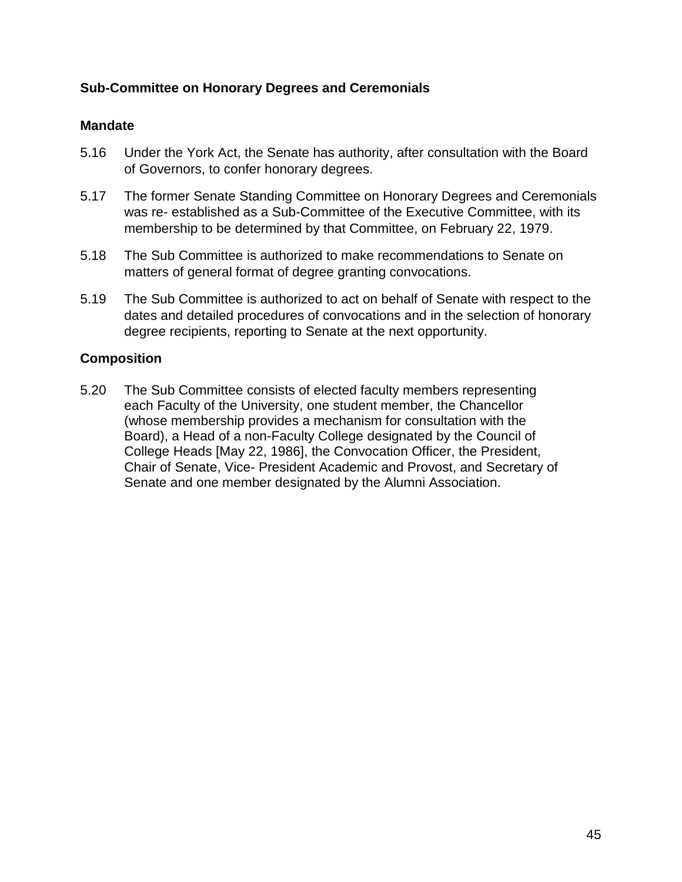### Sub-Committee on Honorary Degrees and Ceremonials

#### Mandate

5.16 Under the York Act, the Senate has authority, after consultation with the Board of Governors, to confer honorary degrees.

5.17 The former Senate Standing Committee on Honorary Degrees and Ceremonials was re- established as a Sub-Committee of the Executive Committee, with its membership to be determined by that Committee, on February 22, 1979.

5.18 The Sub Committee is authorized to make recommendations to Senate on matters of general format of degree granting convocations.

5.19 The Sub Committee is authorized to act on behalf of Senate with respect to the dates and detailed procedures of convocations and in the selection of honorary degree recipients, reporting to Senate at the next opportunity.

#### Composition

5.20 The Sub Committee consists of elected faculty members representing each Faculty of the University, one student member, the Chancellor (whose membership provides a mechanism for consultation with the Board), a Head of a non-Faculty College designated by the Council of College Heads [May 22, 1986], the Convocation Officer, the President, Chair of Senate, Vice- President Academic and Provost, and Secretary of Senate and one member designated by the Alumni Association.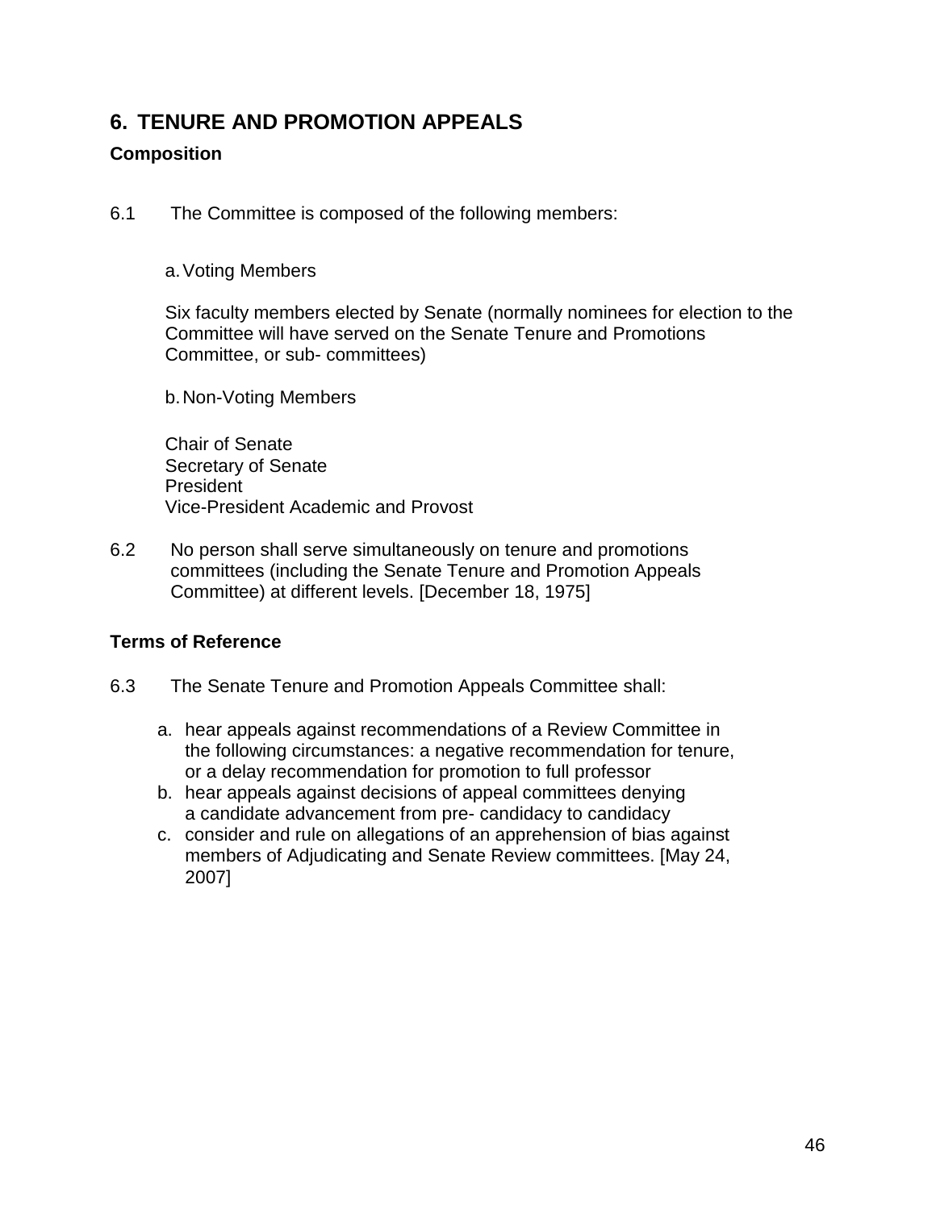## 6. TENURE AND PROMOTION APPEALS

### Composition

6.1 The Committee is composed of the following members:

a. Voting Members

Six faculty members elected by Senate (normally nominees for election to the Committee will have served on the Senate Tenure and Promotions Committee, or sub- committees)

b. Non-Voting Members

Chair of Senate
Secretary of Senate
President
Vice-President Academic and Provost

6.2 No person shall serve simultaneously on tenure and promotions committees (including the Senate Tenure and Promotion Appeals Committee) at different levels. [December 18, 1975]

### Terms of Reference

6.3 The Senate Tenure and Promotion Appeals Committee shall:

a. hear appeals against recommendations of a Review Committee in the following circumstances: a negative recommendation for tenure, or a delay recommendation for promotion to full professor
b. hear appeals against decisions of appeal committees denying a candidate advancement from pre- candidacy to candidacy
c. consider and rule on allegations of an apprehension of bias against members of Adjudicating and Senate Review committees. [May 24, 2007]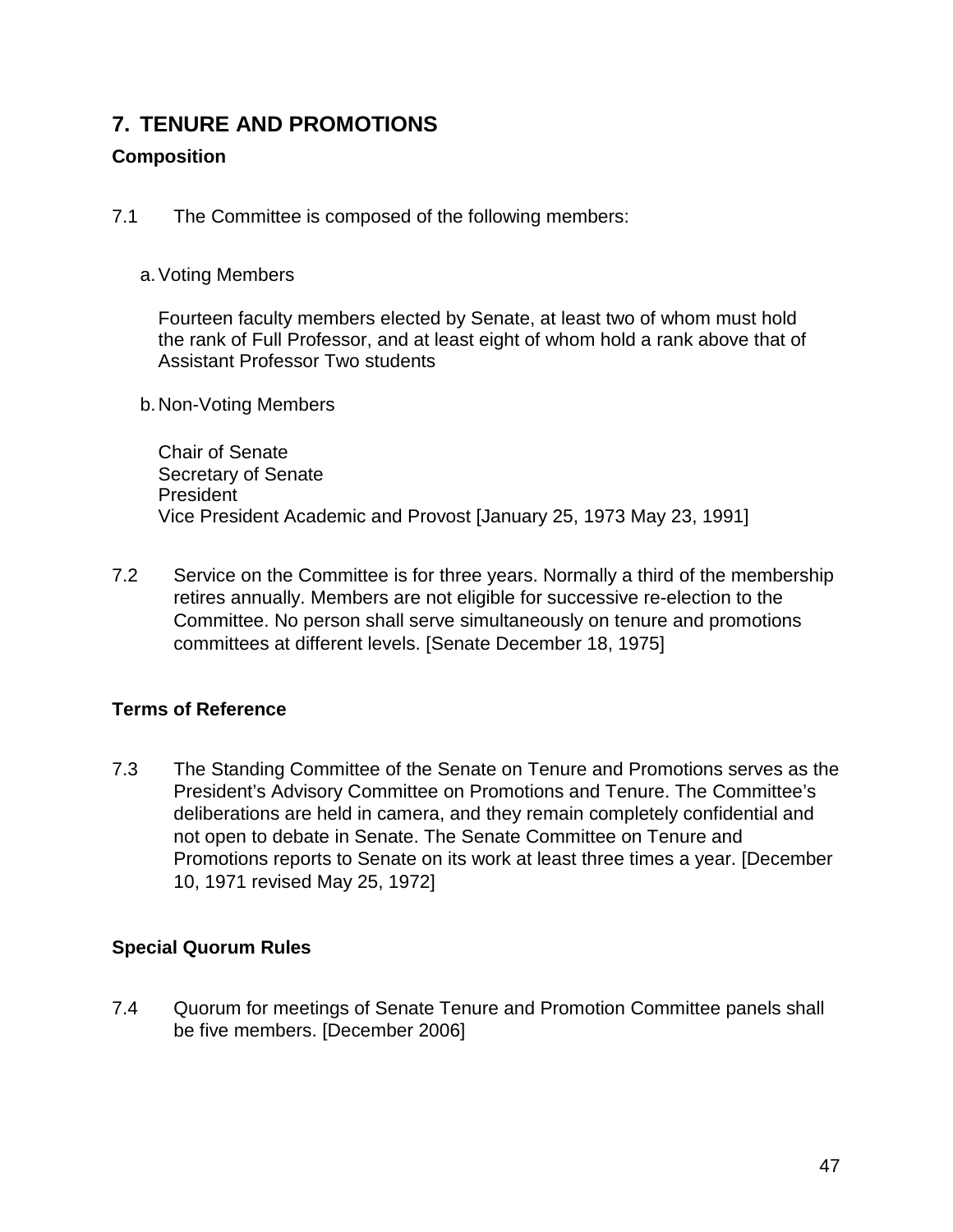## 7. TENURE AND PROMOTIONS

### Composition

7.1 The Committee is composed of the following members:

a. Voting Members

Fourteen faculty members elected by Senate, at least two of whom must hold the rank of Full Professor, and at least eight of whom hold a rank above that of Assistant Professor Two students

b. Non-Voting Members

Chair of Senate
Secretary of Senate
President
Vice President Academic and Provost [January 25, 1973 May 23, 1991]

7.2 Service on the Committee is for three years. Normally a third of the membership retires annually. Members are not eligible for successive re-election to the Committee. No person shall serve simultaneously on tenure and promotions committees at different levels. [Senate December 18, 1975]

### Terms of Reference

7.3 The Standing Committee of the Senate on Tenure and Promotions serves as the President's Advisory Committee on Promotions and Tenure. The Committee's deliberations are held in camera, and they remain completely confidential and not open to debate in Senate. The Senate Committee on Tenure and Promotions reports to Senate on its work at least three times a year. [December 10, 1971 revised May 25, 1972]

### Special Quorum Rules

7.4 Quorum for meetings of Senate Tenure and Promotion Committee panels shall be five members. [December 2006]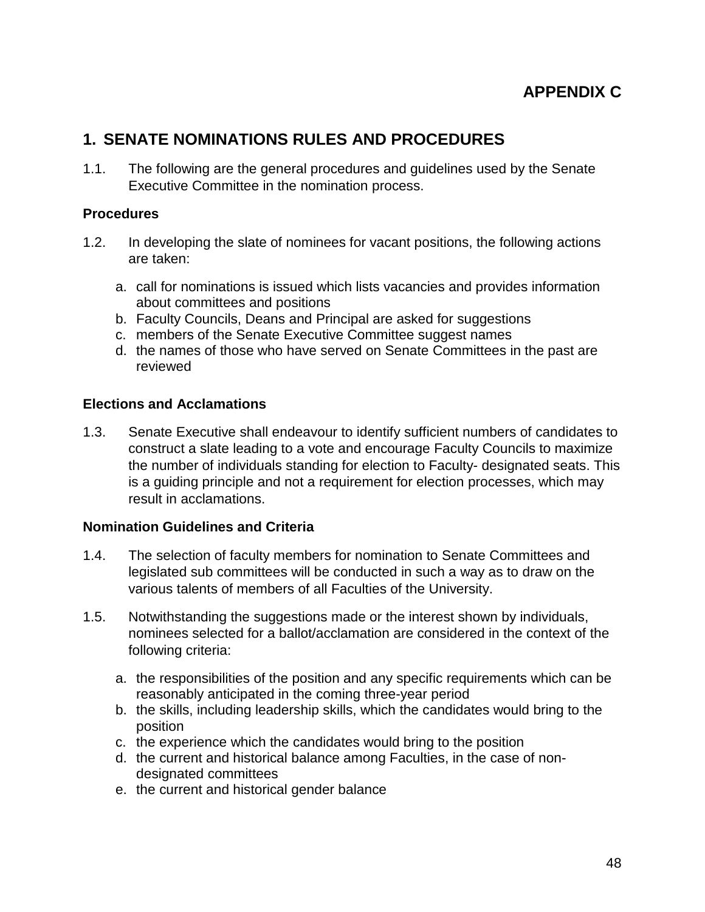**APPENDIX C**

# 1. SENATE NOMINATIONS RULES AND PROCEDURES

1.1. The following are the general procedures and guidelines used by the Senate Executive Committee in the nomination process.

### Procedures

1.2. In developing the slate of nominees for vacant positions, the following actions are taken:

a. call for nominations is issued which lists vacancies and provides information about committees and positions
b. Faculty Councils, Deans and Principal are asked for suggestions
c. members of the Senate Executive Committee suggest names
d. the names of those who have served on Senate Committees in the past are reviewed

### Elections and Acclamations

1.3. Senate Executive shall endeavour to identify sufficient numbers of candidates to construct a slate leading to a vote and encourage Faculty Councils to maximize the number of individuals standing for election to Faculty- designated seats. This is a guiding principle and not a requirement for election processes, which may result in acclamations.

### Nomination Guidelines and Criteria

1.4. The selection of faculty members for nomination to Senate Committees and legislated sub committees will be conducted in such a way as to draw on the various talents of members of all Faculties of the University.

1.5. Notwithstanding the suggestions made or the interest shown by individuals, nominees selected for a ballot/acclamation are considered in the context of the following criteria:

a. the responsibilities of the position and any specific requirements which can be reasonably anticipated in the coming three-year period
b. the skills, including leadership skills, which the candidates would bring to the position
c. the experience which the candidates would bring to the position
d. the current and historical balance among Faculties, in the case of non-designated committees
e. the current and historical gender balance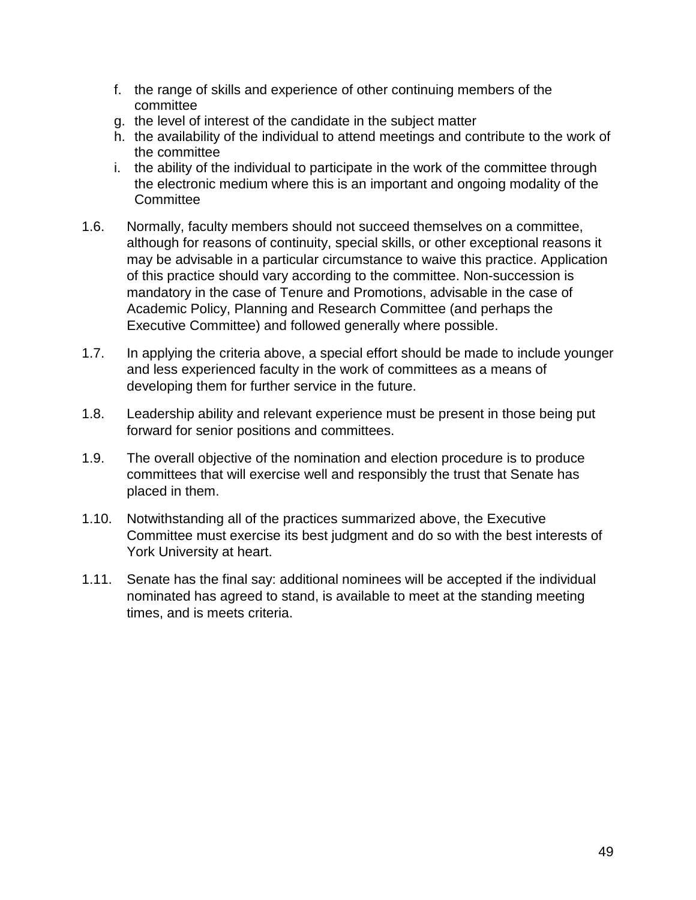f. the range of skills and experience of other continuing members of the committee
g. the level of interest of the candidate in the subject matter
h. the availability of the individual to attend meetings and contribute to the work of the committee
i. the ability of the individual to participate in the work of the committee through the electronic medium where this is an important and ongoing modality of the Committee

1.6. Normally, faculty members should not succeed themselves on a committee, although for reasons of continuity, special skills, or other exceptional reasons it may be advisable in a particular circumstance to waive this practice. Application of this practice should vary according to the committee. Non-succession is mandatory in the case of Tenure and Promotions, advisable in the case of Academic Policy, Planning and Research Committee (and perhaps the Executive Committee) and followed generally where possible.

1.7. In applying the criteria above, a special effort should be made to include younger and less experienced faculty in the work of committees as a means of developing them for further service in the future.

1.8. Leadership ability and relevant experience must be present in those being put forward for senior positions and committees.

1.9. The overall objective of the nomination and election procedure is to produce committees that will exercise well and responsibly the trust that Senate has placed in them.

1.10. Notwithstanding all of the practices summarized above, the Executive Committee must exercise its best judgment and do so with the best interests of York University at heart.

1.11. Senate has the final say: additional nominees will be accepted if the individual nominated has agreed to stand, is available to meet at the standing meeting times, and is meets criteria.